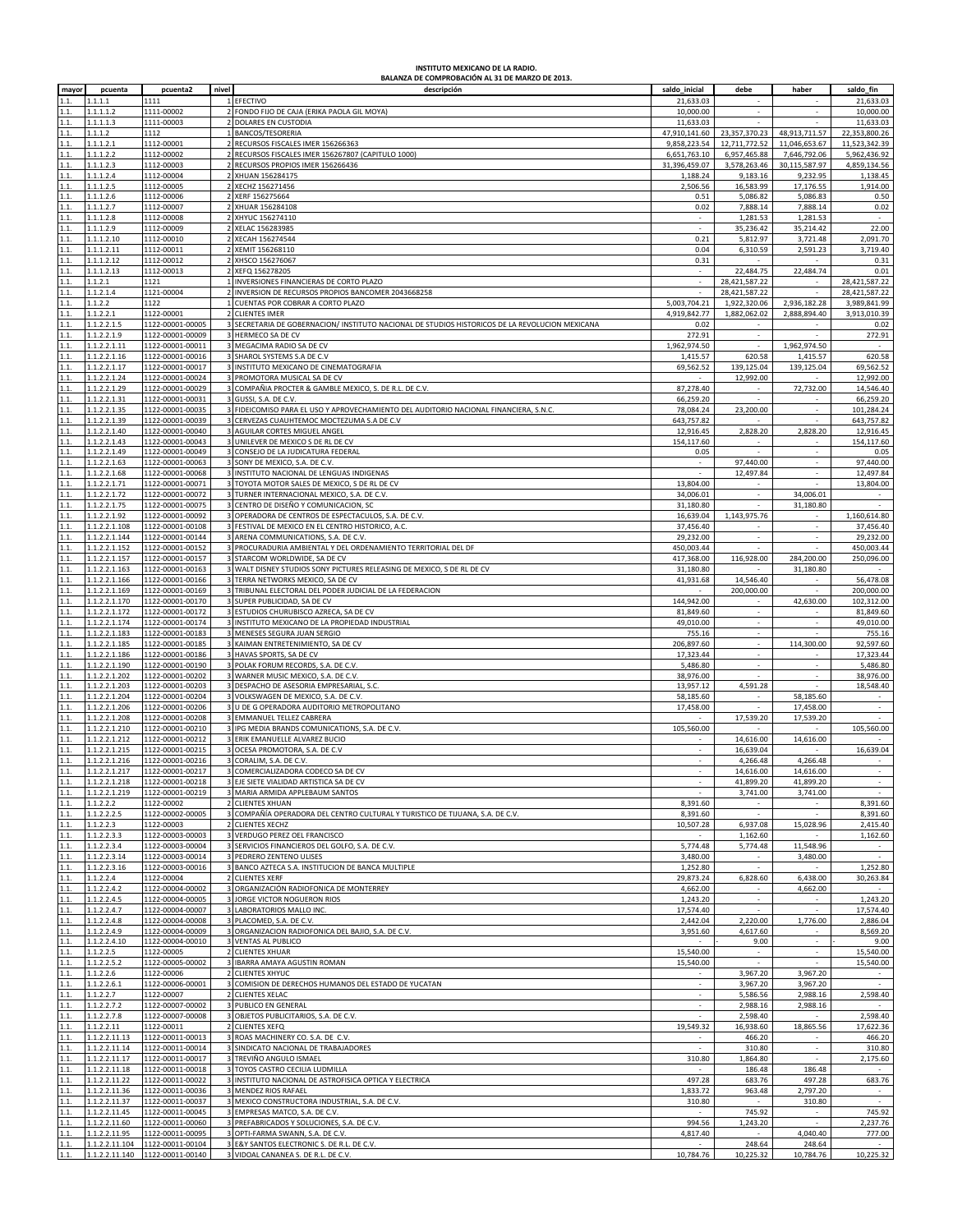**INSTITUTO MEXICANO DE LA RADIO.**
**BALANZA DE COMPROBACIÓN AL 31 DE MARZO DE 2013.**

| mayor | pcuenta | pcuenta2 | nivel | descripción | saldo_inicial | debe | haber | saldo_fin |
|---|---|---|---|---|---|---|---|---|
| 1.1. | 1.1.1.1 | 1111 | 1 | EFECTIVO | 21,633.03 | - | - | 21,633.03 |
| 1.1. | 1.1.1.1.2 | 1111-00002 | 2 | FONDO FIJO DE CAJA (ERIKA PAOLA GIL MOYA) | 10,000.00 | - | - | 10,000.00 |
| 1.1. | 1.1.1.1.3 | 1111-00003 | 2 | DOLARES EN CUSTODIA | 11,633.03 | - | - | 11,633.03 |
| 1.1. | 1.1.1.2 | 1112 | 1 | BANCOS/TESORERIA | 47,910,141.60 | 23,357,370.23 | 48,913,711.57 | 22,353,800.26 |
| 1.1. | 1.1.1.2.1 | 1112-00001 | 2 | RECURSOS FISCALES IMER 156266363 | 9,858,223.54 | 12,711,772.52 | 11,046,653.67 | 11,523,342.39 |
| 1.1. | 1.1.1.2.2 | 1112-00002 | 2 | RECURSOS FISCALES IMER 156267807 (CAPITULO 1000) | 6,651,763.10 | 6,957,465.88 | 7,646,792.06 | 5,962,436.92 |
| 1.1. | 1.1.1.2.3 | 1112-00003 | 2 | RECURSOS PROPIOS IMER 156266436 | 31,396,459.07 | 3,578,263.46 | 30,115,587.97 | 4,859,134.56 |
| 1.1. | 1.1.1.2.4 | 1112-00004 | 2 | XHUAN 156284175 | 1,188.24 | 9,183.16 | 9,232.95 | 1,138.45 |
| 1.1. | 1.1.1.2.5 | 1112-00005 | 2 | XECHZ 156271456 | 2,506.56 | 16,583.99 | 17,176.55 | 1,914.00 |
| 1.1. | 1.1.1.2.6 | 1112-00006 | 2 | XERF 156275664 | 0.51 | 5,086.82 | 5,086.83 | 0.50 |
| 1.1. | 1.1.1.2.7 | 1112-00007 | 2 | XHUAR 156284108 | 0.02 | 7,888.14 | 7,888.14 | 0.02 |
| 1.1. | 1.1.1.2.8 | 1112-00008 | 2 | XHYUC 156274110 | - | 1,281.53 | 1,281.53 | - |
| 1.1. | 1.1.1.2.9 | 1112-00009 | 2 | XELAC 156283985 | - | 35,236.42 | 35,214.42 | 22.00 |
| 1.1. | 1.1.1.2.10 | 1112-00010 | 2 | XECAH 156274544 | 0.21 | 5,812.97 | 3,721.48 | 2,091.70 |
| 1.1. | 1.1.1.2.11 | 1112-00011 | 2 | XEMIT 156268110 | 0.04 | 6,310.59 | 2,591.23 | 3,719.40 |
| 1.1. | 1.1.1.2.12 | 1112-00012 | 2 | XHSCO 156276067 | 0.31 | - | - | 0.31 |
| 1.1. | 1.1.1.2.13 | 1112-00013 | 2 | XEFQ 156278205 | - | 22,484.75 | 22,484.74 | 0.01 |
| 1.1. | 1.1.2.1 | 1121 | 1 | INVERSIONES FINANCIERAS DE CORTO PLAZO | - | 28,421,587.22 | - | 28,421,587.22 |
| 1.1. | 1.1.2.1.4 | 1121-00004 | 2 | INVERSION DE RECURSOS PROPIOS BANCOMER 2043668258 | - | 28,421,587.22 | - | 28,421,587.22 |
| 1.1. | 1.1.2.2 | 1122 | 1 | CUENTAS POR COBRAR A CORTO PLAZO | 5,003,704.21 | 1,922,320.06 | 2,936,182.28 | 3,989,841.99 |
| 1.1. | 1.1.2.2.1 | 1122-00001 | 2 | CLIENTES IMER | 4,919,842.77 | 1,882,062.02 | 2,888,894.40 | 3,913,010.39 |
| 1.1. | 1.1.2.2.1.5 | 1122-00001-00005 | 3 | SECRETARIA DE GOBERNACION/ INSTITUTO NACIONAL DE STUDIOS HISTORICOS DE LA REVOLUCION MEXICANA | 0.02 | - | - | 0.02 |
| 1.1. | 1.1.2.2.1.9 | 1122-00001-00009 | 3 | HERMECO SA DE CV | 272.91 | - | - | 272.91 |
| 1.1. | 1.1.2.2.1.11 | 1122-00001-00011 | 3 | MEGACIMA RADIO SA DE CV | 1,962,974.50 | - | 1,962,974.50 | - |
| 1.1. | 1.1.2.2.1.16 | 1122-00001-00016 | 3 | SHAROL SYSTEMS S.A DE C.V | 1,415.57 | 620.58 | 1,415.57 | 620.58 |
| 1.1. | 1.1.2.2.1.17 | 1122-00001-00017 | 3 | INSTITUTO MEXICANO DE CINEMATOGRAFIA | 69,562.52 | 139,125.04 | 139,125.04 | 69,562.52 |
| 1.1. | 1.1.2.2.1.24 | 1122-00001-00024 | 3 | PROMOTORA MUSICAL SA DE CV | - | 12,992.00 | - | 12,992.00 |
| 1.1. | 1.1.2.2.1.29 | 1122-00001-00029 | 3 | COMPAÑIA PROCTER & GAMBLE MEXICO, S. DE R.L. DE C.V. | 87,278.40 | - | 72,732.00 | 14,546.40 |
| 1.1. | 1.1.2.2.1.31 | 1122-00001-00031 | 3 | GUSSI, S.A. DE C.V. | 66,259.20 | - | - | 66,259.20 |
| 1.1. | 1.1.2.2.1.35 | 1122-00001-00035 | 3 | FIDEICOMISO PARA EL USO Y APROVECHAMIENTO DEL AUDITORIO NACIONAL FINANCIERA, S.N.C. | 78,084.24 | 23,200.00 | - | 101,284.24 |
| 1.1. | 1.1.2.2.1.39 | 1122-00001-00039 | 3 | CERVEZAS CUAUHTEMOC MOCTEZUMA S.A DE C.V | 643,757.82 | - | - | 643,757.82 |
| 1.1. | 1.1.2.2.1.40 | 1122-00001-00040 | 3 | AGUILAR CORTES MIGUEL ANGEL | 12,916.45 | 2,828.20 | 2,828.20 | 12,916.45 |
| 1.1. | 1.1.2.2.1.43 | 1122-00001-00043 | 3 | UNILEVER DE MEXICO S DE RL DE CV | 154,117.60 | - | - | 154,117.60 |
| 1.1. | 1.1.2.2.1.49 | 1122-00001-00049 | 3 | CONSEJO DE LA JUDICATURA FEDERAL | 0.05 | - | - | 0.05 |
| 1.1. | 1.1.2.2.1.63 | 1122-00001-00063 | 3 | SONY DE MEXICO, S.A. DE C.V. | - | 97,440.00 | - | 97,440.00 |
| 1.1. | 1.1.2.2.1.68 | 1122-00001-00068 | 3 | INSTITUTO NACIONAL DE LENGUAS INDIGENAS | - | 12,497.84 | - | 12,497.84 |
| 1.1. | 1.1.2.2.1.71 | 1122-00001-00071 | 3 | TOYOTA MOTOR SALES DE MEXICO, S DE RL DE CV | 13,804.00 | - | - | 13,804.00 |
| 1.1. | 1.1.2.2.1.72 | 1122-00001-00072 | 3 | TURNER INTERNACIONAL MEXICO, S.A. DE C.V. | 34,006.01 | - | 34,006.01 | - |
| 1.1. | 1.1.2.2.1.75 | 1122-00001-00075 | 3 | CENTRO DE DISEÑO Y COMUNICACION, SC | 31,180.80 | - | 31,180.80 | - |
| 1.1. | 1.1.2.2.1.92 | 1122-00001-00092 | 3 | OPERADORA DE CENTROS DE ESPECTACULOS, S.A. DE C.V. | 16,639.04 | 1,143,975.76 | - | 1,160,614.80 |
| 1.1. | 1.1.2.2.1.108 | 1122-00001-00108 | 3 | FESTIVAL DE MEXICO EN EL CENTRO HISTORICO, A.C. | 37,456.40 | - | - | 37,456.40 |
| 1.1. | 1.1.2.2.1.144 | 1122-00001-00144 | 3 | ARENA COMMUNICATIONS, S.A. DE C.V. | 29,232.00 | - | - | 29,232.00 |
| 1.1. | 1.1.2.2.1.152 | 1122-00001-00152 | 3 | PROCURADURIA AMBIENTAL Y DEL ORDENAMIENTO TERRITORIAL DEL DF | 450,003.44 | - | - | 450,003.44 |
| 1.1. | 1.1.2.2.1.157 | 1122-00001-00157 | 3 | STARCOM WORLDWIDE, SA DE CV | 417,368.00 | 116,928.00 | 284,200.00 | 250,096.00 |
| 1.1. | 1.1.2.2.1.163 | 1122-00001-00163 | 3 | WALT DISNEY STUDIOS SONY PICTURES RELEASING DE MEXICO, S DE RL DE CV | 31,180.80 | - | 31,180.80 | - |
| 1.1. | 1.1.2.2.1.166 | 1122-00001-00166 | 3 | TERRA NETWORKS MEXICO, SA DE CV | 41,931.68 | 14,546.40 | - | 56,478.08 |
| 1.1. | 1.1.2.2.1.169 | 1122-00001-00169 | 3 | TRIBUNAL ELECTORAL DEL PODER JUDICIAL DE LA FEDERACION | - | 200,000.00 | - | 200,000.00 |
| 1.1. | 1.1.2.2.1.170 | 1122-00001-00170 | 3 | SUPER PUBLICIDAD, SA DE CV | 144,942.00 | - | 42,630.00 | 102,312.00 |
| 1.1. | 1.1.2.2.1.172 | 1122-00001-00172 | 3 | ESTUDIOS CHURUBISCO AZRECA, SA DE CV | 81,849.60 | - | - | 81,849.60 |
| 1.1. | 1.1.2.2.1.174 | 1122-00001-00174 | 3 | INSTITUTO MEXICANO DE LA PROPIEDAD INDUSTRIAL | 49,010.00 | - | - | 49,010.00 |
| 1.1. | 1.1.2.2.1.183 | 1122-00001-00183 | 3 | MENESES SEGURA JUAN SERGIO | 755.16 | - | - | 755.16 |
| 1.1. | 1.1.2.2.1.185 | 1122-00001-00185 | 3 | KAIMAN ENTRETENIMIENTO, SA DE CV | 206,897.60 | - | 114,300.00 | 92,597.60 |
| 1.1. | 1.1.2.2.1.186 | 1122-00001-00186 | 3 | HAVAS SPORTS, SA DE CV | 17,323.44 | - | - | 17,323.44 |
| 1.1. | 1.1.2.2.1.190 | 1122-00001-00190 | 3 | POLAK FORUM RECORDS, S.A. DE C.V. | 5,486.80 | - | - | 5,486.80 |
| 1.1. | 1.1.2.2.1.202 | 1122-00001-00202 | 3 | WARNER MUSIC MEXICO, S.A. DE C.V. | 38,976.00 | - | - | 38,976.00 |
| 1.1. | 1.1.2.2.1.203 | 1122-00001-00203 | 3 | DESPACHO DE ASESORIA EMPRESARIAL, S.C. | 13,957.12 | 4,591.28 | - | 18,548.40 |
| 1.1. | 1.1.2.2.1.204 | 1122-00001-00204 | 3 | VOLKSWAGEN DE MEXICO, S.A. DE C.V. | 58,185.60 | - | 58,185.60 | - |
| 1.1. | 1.1.2.2.1.206 | 1122-00001-00206 | 3 | U DE G OPERADORA AUDITORIO METROPOLITANO | 17,458.00 | - | 17,458.00 | - |
| 1.1. | 1.1.2.2.1.208 | 1122-00001-00208 | 3 | EMMANUEL TELLEZ CABRERA | - | 17,539.20 | 17,539.20 | - |
| 1.1. | 1.1.2.2.1.210 | 1122-00001-00210 | 3 | IPG MEDIA BRANDS COMUNICATIONS, S.A. DE C.V. | 105,560.00 | - | - | 105,560.00 |
| 1.1. | 1.1.2.2.1.212 | 1122-00001-00212 | 3 | ERIK EMANUELLE ALVAREZ BUCIO | - | 14,616.00 | 14,616.00 | - |
| 1.1. | 1.1.2.2.1.215 | 1122-00001-00215 | 3 | OCESA PROMOTORA, S.A. DE C.V | - | 16,639.04 | - | 16,639.04 |
| 1.1. | 1.1.2.2.1.216 | 1122-00001-00216 | 3 | CORALIM, S.A. DE C.V. | - | 4,266.48 | 4,266.48 | - |
| 1.1. | 1.1.2.2.1.217 | 1122-00001-00217 | 3 | COMERCIALIZADORA CODECO SA DE CV | - | 14,616.00 | 14,616.00 | - |
| 1.1. | 1.1.2.2.1.218 | 1122-00001-00218 | 3 | EJE SIETE VIALIDAD ARTISTICA SA DE CV | - | 41,899.20 | 41,899.20 | - |
| 1.1. | 1.1.2.2.1.219 | 1122-00001-00219 | 3 | MARIA ARMIDA APPLEBAUM SANTOS | - | 3,741.00 | 3,741.00 | - |
| 1.1. | 1.1.2.2.2 | 1122-00002 | 2 | CLIENTES XHUAN | 8,391.60 | - | - | 8,391.60 |
| 1.1. | 1.1.2.2.2.5 | 1122-00002-00005 | 3 | COMPAÑÍA OPERADORA DEL CENTRO CULTURAL Y TURISTICO DE TIJUANA, S.A. DE C.V. | 8,391.60 | - | - | 8,391.60 |
| 1.1. | 1.1.2.2.3 | 1122-00003 | 2 | CLIENTES XECHZ | 10,507.28 | 6,937.08 | 15,028.96 | 2,415.40 |
| 1.1. | 1.1.2.2.3.3 | 1122-00003-00003 | 3 | VERDUGO PEREZ OEL FRANCISCO | - | 1,162.60 | - | 1,162.60 |
| 1.1. | 1.1.2.2.3.4 | 1122-00003-00004 | 3 | SERVICIOS FINANCIEROS DEL GOLFO, S.A. DE C.V. | 5,774.48 | 5,774.48 | 11,548.96 | - |
| 1.1. | 1.1.2.2.3.14 | 1122-00003-00014 | 3 | PEDRERO ZENTENO ULISES | 3,480.00 | - | 3,480.00 | - |
| 1.1. | 1.1.2.2.3.16 | 1122-00003-00016 | 3 | BANCO AZTECA S.A. INSTITUCION DE BANCA MULTIPLE | 1,252.80 | - | - | 1,252.80 |
| 1.1. | 1.1.2.2.4 | 1122-00004 | 2 | CLIENTES XERF | 29,873.24 | 6,828.60 | 6,438.00 | 30,263.84 |
| 1.1. | 1.1.2.2.4.2 | 1122-00004-00002 | 3 | ORGANIZACIÓN RADIOFONICA DE MONTERREY | 4,662.00 | - | 4,662.00 | - |
| 1.1. | 1.1.2.2.4.5 | 1122-00004-00005 | 3 | JORGE VICTOR NOGUERON RIOS | 1,243.20 | - | - | 1,243.20 |
| 1.1. | 1.1.2.2.4.7 | 1122-00004-00007 | 3 | LABORATORIOS MALLO INC. | 17,574.40 | - | - | 17,574.40 |
| 1.1. | 1.1.2.2.4.8 | 1122-00004-00008 | 3 | PLACOMED, S.A. DE C.V. | 2,442.04 | 2,220.00 | 1,776.00 | 2,886.04 |
| 1.1. | 1.1.2.2.4.9 | 1122-00004-00009 | 3 | ORGANIZACION RADIOFONICA DEL BAJIO, S.A. DE C.V. | 3,951.60 | 4,617.60 | - | 8,569.20 |
| 1.1. | 1.1.2.2.4.10 | 1122-00004-00010 | 3 | VENTAS AL PUBLICO | - | 9.00 | - | 9.00 |
| 1.1. | 1.1.2.2.5 | 1122-00005 | 2 | CLIENTES XHUAR | 15,540.00 | - | - | 15,540.00 |
| 1.1. | 1.1.2.2.5.2 | 1122-00005-00002 | 3 | IBARRA AMAYA AGUSTIN ROMAN | 15,540.00 | - | - | 15,540.00 |
| 1.1. | 1.1.2.2.6 | 1122-00006 | 2 | CLIENTES XHYUC | - | 3,967.20 | 3,967.20 | - |
| 1.1. | 1.1.2.2.6.1 | 1122-00006-00001 | 3 | COMISION DE DERECHOS HUMANOS DEL ESTADO DE YUCATAN | - | 3,967.20 | 3,967.20 | - |
| 1.1. | 1.1.2.2.7 | 1122-00007 | 2 | CLIENTES XELAC | - | 5,586.56 | 2,988.16 | 2,598.40 |
| 1.1. | 1.1.2.2.7.2 | 1122-00007-00002 | 3 | PUBLICO EN GENERAL | - | 2,988.16 | 2,988.16 | - |
| 1.1. | 1.1.2.2.7.8 | 1122-00007-00008 | 3 | OBJETOS PUBLICITARIOS, S.A. DE C.V. | - | 2,598.40 | - | 2,598.40 |
| 1.1. | 1.1.2.2.11 | 1122-00011 | 2 | CLIENTES XEFQ | 19,549.32 | 16,938.60 | 18,865.56 | 17,622.36 |
| 1.1. | 1.1.2.2.11.13 | 1122-00011-00013 | 3 | ROAS MACHINERY CO. S.A. DE C.V. | - | 466.20 | - | 466.20 |
| 1.1. | 1.1.2.2.11.14 | 1122-00011-00014 | 3 | SINDICATO NACIONAL DE TRABAJADORES | - | 310.80 | - | 310.80 |
| 1.1. | 1.1.2.2.11.17 | 1122-00011-00017 | 3 | TREVIÑO ANGULO ISMAEL | 310.80 | 1,864.80 | - | 2,175.60 |
| 1.1. | 1.1.2.2.11.18 | 1122-00011-00018 | 3 | TOYOS CASTRO CECILIA LUDMILLA | - | 186.48 | 186.48 | - |
| 1.1. | 1.1.2.2.11.22 | 1122-00011-00022 | 3 | INSTITUTO NACIONAL DE ASTROFISICA OPTICA Y ELECTRICA | 497.28 | 683.76 | 497.28 | 683.76 |
| 1.1. | 1.1.2.2.11.36 | 1122-00011-00036 | 3 | MENDEZ RIOS RAFAEL | 1,833.72 | 963.48 | 2,797.20 | - |
| 1.1. | 1.1.2.2.11.37 | 1122-00011-00037 | 3 | MEXICO CONSTRUCTORA INDUSTRIAL, S.A. DE C.V. | 310.80 | - | 310.80 | - |
| 1.1. | 1.1.2.2.11.45 | 1122-00011-00045 | 3 | EMPRESAS MATCO, S.A. DE C.V. | - | 745.92 | - | 745.92 |
| 1.1. | 1.1.2.2.11.60 | 1122-00011-00060 | 3 | PREFABRICADOS Y SOLUCIONES, S.A. DE C.V. | 994.56 | 1,243.20 | - | 2,237.76 |
| 1.1. | 1.1.2.2.11.95 | 1122-00011-00095 | 3 | OPTI-FARMA SWANN, S.A. DE C.V. | 4,817.40 | - | 4,040.40 | 777.00 |
| 1.1. | 1.1.2.2.11.104 | 1122-00011-00104 | 3 | E&Y SANTOS ELECTRONIC S. DE R.L. DE C.V. | - | 248.64 | 248.64 | - |
| 1.1. | 1.1.2.2.11.140 | 1122-00011-00140 | 3 | VIDOAL CANANEA S. DE R.L. DE C.V. | 10,784.76 | 10,225.32 | 10,784.76 | 10,225.32 |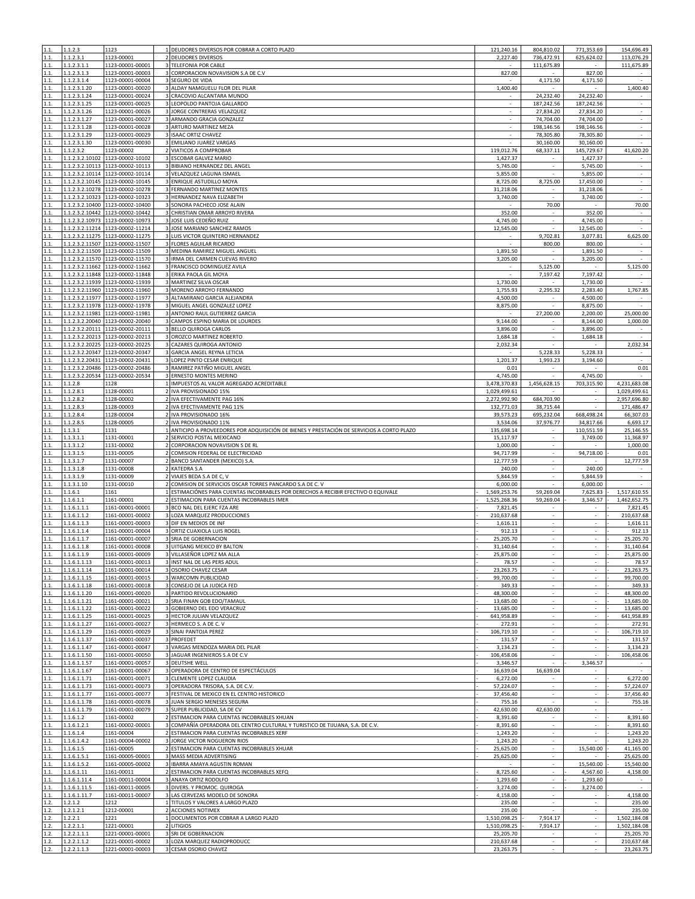| | | | | | | | | |
|---|---|---|---|---|---|---|---|---|
| 1.1. | 1.1.2.3 | 1123 | 1 | DEUDORES DIVERSOS POR COBRAR A CORTO PLAZO | 121,240.16 | 804,810.02 | 771,353.69 | 154,696.49 |
| 1.1. | 1.1.2.3.1 | 1123-00001 | 2 | DEUDORES DIVERSOS | 2,227.40 | 736,472.91 | 625,624.02 | 113,076.29 |
| 1.1. | 1.1.2.3.1.1 | 1123-00001-00001 | 3 | TELEFONIA POR CABLE | - | 111,675.89 | - | 111,675.89 |
| 1.1. | 1.1.2.3.1.3 | 1123-00001-00003 | 3 | CORPORACION NOVAVISION S.A DE C.V | 827.00 | - | 827.00 | - |
| 1.1. | 1.1.2.3.1.4 | 1123-00001-00004 | 3 | SEGURO DE VIDA | - | 4,171.50 | 4,171.50 | - |
| 1.1. | 1.1.2.3.1.20 | 1123-00001-00020 | 3 | ALDAY NAMGUELU FLOR DEL PILAR | 1,400.40 | - | - | 1,400.40 |
| 1.1. | 1.1.2.3.1.24 | 1123-00001-00024 | 3 | CRACOVIO ALCANTARA MUNDO | - | 24,232.40 | 24,232.40 | - |
| 1.1. | 1.1.2.3.1.25 | 1123-00001-00025 | 3 | LEOPOLDO PANTOJA GALLARDO | - | 187,242.56 | 187,242.56 | - |
| 1.1. | 1.1.2.3.1.26 | 1123-00001-00026 | 3 | JORGE CONTRERAS VELAZQUEZ | - | 27,834.20 | 27,834.20 | - |
| 1.1. | 1.1.2.3.1.27 | 1123-00001-00027 | 3 | ARMANDO GRACIA GONZALEZ | - | 74,704.00 | 74,704.00 | - |
| 1.1. | 1.1.2.3.1.28 | 1123-00001-00028 | 3 | ARTURO MARTINEZ MEZA | - | 198,146.56 | 198,146.56 | - |
| 1.1. | 1.1.2.3.1.29 | 1123-00001-00029 | 3 | ISAAC ORTIZ CHAVEZ | - | 78,305.80 | 78,305.80 | - |
| 1.1. | 1.1.2.3.1.30 | 1123-00001-00030 | 3 | EMILIANO JUAREZ VARGAS | - | 30,160.00 | 30,160.00 | - |
| 1.1. | 1.1.2.3.2 | 1123-00002 | 2 | VIATICOS A COMPROBAR | 119,012.76 | 68,337.11 | 145,729.67 | 41,620.20 |
| 1.1. | 1.1.2.3.2.10102 | 1123-00002-10102 | 3 | ESCOBAR GALVEZ MARIO | 1,427.37 | - | 1,427.37 | - |
| 1.1. | 1.1.2.3.2.10113 | 1123-00002-10113 | 3 | BIBIANO HERNANDEZ DEL ANGEL | 5,745.00 | - | 5,745.00 | - |
| 1.1. | 1.1.2.3.2.10114 | 1123-00002-10114 | 3 | VELAZQUEZ LAGUNA ISMAEL | 5,855.00 | - | 5,855.00 | - |
| 1.1. | 1.1.2.3.2.10145 | 1123-00002-10145 | 3 | ENRIQUE ASTUDILLO MOYA | 8,725.00 | 8,725.00 | 17,450.00 | - |
| 1.1. | 1.1.2.3.2.10278 | 1123-00002-10278 | 3 | FERNANDO MARTINEZ MONTES | 31,218.06 | - | 31,218.06 | - |
| 1.1. | 1.1.2.3.2.10323 | 1123-00002-10323 | 3 | HERNANDEZ NAVA ELIZABETH | 3,740.00 | - | 3,740.00 | - |
| 1.1. | 1.1.2.3.2.10400 | 1123-00002-10400 | 3 | SONORA PACHECO JOSE ALAIN | - | 70.00 | - | 70.00 |
| 1.1. | 1.1.2.3.2.10442 | 1123-00002-10442 | 3 | CHRISTIAN OMAR ARROYO RIVERA | 352.00 | - | 352.00 | - |
| 1.1. | 1.1.2.3.2.10973 | 1123-00002-10973 | 3 | JOSE LUIS CEDEÑO RUIZ | 4,745.00 | - | 4,745.00 | - |
| 1.1. | 1.1.2.3.2.11214 | 1123-00002-11214 | 3 | JOSE MARIANO SANCHEZ RAMOS | 12,545.00 | - | 12,545.00 | - |
| 1.1. | 1.1.2.3.2.11275 | 1123-00002-11275 | 3 | LUIS VICTOR QUINTERO HERNANDEZ | - | 9,702.81 | 3,077.81 | 6,625.00 |
| 1.1. | 1.1.2.3.2.11507 | 1123-00002-11507 | 3 | FLORES AGUILAR RICARDO | - | 800.00 | 800.00 | - |
| 1.1. | 1.1.2.3.2.11509 | 1123-00002-11509 | 3 | MEDINA RAMIREZ MIGUEL ANGUEL | 1,891.50 | - | 1,891.50 | - |
| 1.1. | 1.1.2.3.2.11570 | 1123-00002-11570 | 3 | IRMA DEL CARMEN CUEVAS RIVERO | 3,205.00 | - | 3,205.00 | - |
| 1.1. | 1.1.2.3.2.11662 | 1123-00002-11662 | 3 | FRANCISCO DOMINGUEZ AVILA | - | 5,125.00 | - | 5,125.00 |
| 1.1. | 1.1.2.3.2.11848 | 1123-00002-11848 | 3 | ERIKA PAOLA GIL MOYA | - | 7,197.42 | 7,197.42 | - |
| 1.1. | 1.1.2.3.2.11939 | 1123-00002-11939 | 3 | MARTINEZ SILVA OSCAR | 1,730.00 | - | 1,730.00 | - |
| 1.1. | 1.1.2.3.2.11960 | 1123-00002-11960 | 3 | MORENO ARROYO FERNANDO | 1,755.93 | 2,295.32 | 2,283.40 | 1,767.85 |
| 1.1. | 1.1.2.3.2.11977 | 1123-00002-11977 | 3 | ALTAMIRANO GARCIA ALEJANDRA | 4,500.00 | - | 4,500.00 | - |
| 1.1. | 1.1.2.3.2.11978 | 1123-00002-11978 | 3 | MIGUEL ANGEL GONZALEZ LOPEZ | 8,875.00 | - | 8,875.00 | - |
| 1.1. | 1.1.2.3.2.11981 | 1123-00002-11981 | 3 | ANTONIO RAUL GUTIERREZ GARCIA | - | 27,200.00 | 2,200.00 | 25,000.00 |
| 1.1. | 1.1.2.3.2.20040 | 1123-00002-20040 | 3 | CAMPOS ESPINO MARIA DE LOURDES | 9,144.00 | - | 8,144.00 | 1,000.00 |
| 1.1. | 1.1.2.3.2.20111 | 1123-00002-20111 | 3 | BELLO QUIROGA CARLOS | 3,896.00 | - | 3,896.00 | - |
| 1.1. | 1.1.2.3.2.20213 | 1123-00002-20213 | 3 | OROZCO MARTINEZ ROBERTO | 1,684.18 | - | 1,684.18 | - |
| 1.1. | 1.1.2.3.2.20225 | 1123-00002-20225 | 3 | CAZARES QUIROGA ANTONIO | 2,032.34 | - | - | 2,032.34 |
| 1.1. | 1.1.2.3.2.20347 | 1123-00002-20347 | 3 | GARCIA ANGEL REYNA LETICIA | - | 5,228.33 | 5,228.33 | - |
| 1.1. | 1.1.2.3.2.20431 | 1123-00002-20431 | 3 | LOPEZ PINTO CESAR ENRIQUE | 1,201.37 | 1,993.23 | 3,194.60 | - |
| 1.1. | 1.1.2.3.2.20486 | 1123-00002-20486 | 3 | RAMIREZ PATIÑO MIGUEL ANGEL | 0.01 | - | - | 0.01 |
| 1.1. | 1.1.2.3.2.20534 | 1123-00002-20534 | 3 | ERNESTO MONTES MERINO | 4,745.00 | - | 4,745.00 | - |
| 1.1. | 1.1.2.8 | 1128 | 1 | IMPUESTOS AL VALOR AGREGADO ACREDITABLE | 3,478,370.83 | 1,456,628.15 | 703,315.90 | 4,231,683.08 |
| 1.1. | 1.1.2.8.1 | 1128-00001 | 2 | IVA PROVISIONADO 15% | 1,029,499.61 | - | - | 1,029,499.61 |
| 1.1. | 1.1.2.8.2 | 1128-00002 | 2 | IVA EFECTIVAMENTE PAG 16% | 2,272,992.90 | 684,703.90 | - | 2,957,696.80 |
| 1.1. | 1.1.2.8.3 | 1128-00003 | 2 | IVA EFECTIVAMENTE PAG 11% | 132,771.03 | 38,715.44 | - | 171,486.47 |
| 1.1. | 1.1.2.8.4 | 1128-00004 | 2 | IVA PROVISIONADO 16% | 39,573.23 | 695,232.04 | 668,498.24 | 66,307.03 |
| 1.1. | 1.1.2.8.5 | 1128-00005 | 2 | IVA PROVISIONADO 11% | 3,534.06 | 37,976.77 | 34,817.66 | 6,693.17 |
| 1.1. | 1.1.3.1 | 1131 | 1 | ANTICIPO A PROVEEDORES POR ADQUISICIÓN DE BIENES Y PRESTACIÓN DE SERVICIOS A CORTO PLAZO | 135,698.14 | - | 110,551.59 | 25,146.55 |
| 1.1. | 1.1.3.1.1 | 1131-00001 | 2 | SERVICIO POSTAL MEXICANO | 15,117.97 | - | 3,749.00 | 11,368.97 |
| 1.1. | 1.1.3.1.2 | 1131-00002 | 2 | CORPORACION NOVAVISION S DE RL | 1,000.00 | - | - | 1,000.00 |
| 1.1. | 1.1.3.1.5 | 1131-00005 | 2 | COMISION FEDERAL DE ELECTRICIDAD | 94,717.99 | - | 94,718.00 | -0.01 |
| 1.1. | 1.1.3.1.7 | 1131-00007 | 2 | BANCO SANTANDER (MEXICO) S.A. | 12,777.59 | - | - | 12,777.59 |
| 1.1. | 1.1.3.1.8 | 1131-00008 | 2 | KATEDRA S.A | 240.00 | - | 240.00 | - |
| 1.1. | 1.1.3.1.9 | 1131-00009 | 2 | VIAJES BEDA S.A DE C, V | 5,844.59 | - | 5,844.59 | - |
| 1.1. | 1.1.3.1.10 | 1131-00010 | 2 | COMISION DE SERVICIOS OSCAR TORRES PANCARDO S.A DE C. V | 6,000.00 | - | 6,000.00 | - |
| 1.1. | 1.1.6.1 | 1161 | 1 | ESTIMACIÓNES PARA CUENTAS INCOBRABLES POR DERECHOS A RECIBIR EFECTIVO O EQUIVALE | -1,569,253.76 | 59,269.04 | 7,625.83 | -1,517,610.55 |
| 1.1. | 1.1.6.1.1 | 1161-00001 | 2 | ESTIMACION PARA CUENTAS INCOBRABLES IMER | -1,525,268.36 | 59,269.04 | 3,346.57 | -1,462,652.75 |
| 1.1. | 1.1.6.1.1.1 | 1161-00001-00001 | 3 | BCO NAL DEL EJERC FZA ARE | -7,821.45 | - | - | -7,821.45 |
| 1.1. | 1.1.6.1.1.2 | 1161-00001-00002 | 3 | LOZA MARQUEZ PRODUCCIONES | -210,637.68 | - | - | -210,637.68 |
| 1.1. | 1.1.6.1.1.3 | 1161-00001-00003 | 3 | DIF EN MEDIOS DE INF | -1,616.11 | - | - | -1,616.11 |
| 1.1. | 1.1.6.1.1.4 | 1161-00001-00004 | 3 | ORTIZ CUAXIOLA LUIS ROGEL | -912.13 | - | - | -912.13 |
| 1.1. | 1.1.6.1.1.7 | 1161-00001-00007 | 3 | SRIA DE GOBERNACION | -25,205.70 | - | - | -25,205.70 |
| 1.1. | 1.1.6.1.1.8 | 1161-00001-00008 | 3 | UITGANG MEXICO BY BALTON | -31,140.64 | - | - | -31,140.64 |
| 1.1. | 1.1.6.1.1.9 | 1161-00001-00009 | 3 | VILLASEÑOR LOPEZ MA ALLA | -25,875.00 | - | - | -25,875.00 |
| 1.1. | 1.1.6.1.1.13 | 1161-00001-00013 | 3 | INST NAL DE LAS PERS ADUL | -78.57 | - | - | -78.57 |
| 1.1. | 1.1.6.1.1.14 | 1161-00001-00014 | 3 | OSORIO CHAVEZ CESAR | -23,263.75 | - | - | -23,263.75 |
| 1.1. | 1.1.6.1.1.15 | 1161-00001-00015 | 3 | WARCOMN PUBLICIDAD | -99,700.00 | - | - | -99,700.00 |
| 1.1. | 1.1.6.1.1.18 | 1161-00001-00018 | 3 | CONSEJO DE LA JUDICA FED | -349.33 | - | - | -349.33 |
| 1.1. | 1.1.6.1.1.20 | 1161-00001-00020 | 3 | PARTIDO REVOLUCIONARIO | -48,300.00 | - | - | -48,300.00 |
| 1.1. | 1.1.6.1.1.21 | 1161-00001-00021 | 3 | SRIA FINAN GOB EDO/TAMAUL | -13,685.00 | - | - | -13,685.00 |
| 1.1. | 1.1.6.1.1.22 | 1161-00001-00022 | 3 | GOBIERNO DEL EDO VERACRUZ | -13,685.00 | - | - | -13,685.00 |
| 1.1. | 1.1.6.1.1.25 | 1161-00001-00025 | 3 | HECTOR JULIAN VELAZQUEZ | -641,958.89 | - | - | -641,958.89 |
| 1.1. | 1.1.6.1.1.27 | 1161-00001-00027 | 3 | HERMECO S. A DE C. V | -272.91 | - | - | -272.91 |
| 1.1. | 1.1.6.1.1.29 | 1161-00001-00029 | 3 | SINAI PANTOJA PEREZ | -106,719.10 | - | - | -106,719.10 |
| 1.1. | 1.1.6.1.1.37 | 1161-00001-00037 | 3 | PROFEDET | -131.57 | - | - | -131.57 |
| 1.1. | 1.1.6.1.1.47 | 1161-00001-00047 | 3 | VARGAS MENDOZA MARIA DEL PILAR | -3,134.23 | - | - | -3,134.23 |
| 1.1. | 1.1.6.1.1.50 | 1161-00001-00050 | 3 | JAGUAR INGENIEROS S.A DE C.V | -106,458.06 | - | - | -106,458.06 |
| 1.1. | 1.1.6.1.1.57 | 1161-00001-00057 | 3 | DEUTSHE WELL | -3,346.57 | - | 3,346.57 | - |
| 1.1. | 1.1.6.1.1.67 | 1161-00001-00067 | 3 | OPERADORA DE CENTRO DE ESPECTÁCULOS | -16,639.04 | 16,639.04 | - | - |
| 1.1. | 1.1.6.1.1.71 | 1161-00001-00071 | 3 | CLEMENTE LOPEZ CLAUDIA | -6,272.00 | - | - | -6,272.00 |
| 1.1. | 1.1.6.1.1.73 | 1161-00001-00073 | 3 | OPERADORA TRISORA, S.A. DE C.V. | -57,224.07 | - | - | -57,224.07 |
| 1.1. | 1.1.6.1.1.77 | 1161-00001-00077 | 3 | FESTIVAL DE MEXICO EN EL CENTRO HISTORICO | -37,456.40 | - | - | -37,456.40 |
| 1.1. | 1.1.6.1.1.78 | 1161-00001-00078 | 3 | JUAN SERGIO MENESES SEGURA | -755.16 | - | - | -755.16 |
| 1.1. | 1.1.6.1.1.79 | 1161-00001-00079 | 3 | SUPER PUBLICIDAD, SA DE CV | -42,630.00 | 42,630.00 | - | - |
| 1.1. | 1.1.6.1.2 | 1161-00002 | 2 | ESTIMACION PARA CUENTAS INCOBRABLES XHUAN | -8,391.60 | - | - | -8,391.60 |
| 1.1. | 1.1.6.1.2.1 | 1161-00002-00001 | 3 | COMPAÑÍA OPERADORA DEL CENTRO CULTURAL Y TURISTICO DE TIJUANA, S.A. DE C.V. | -8,391.60 | - | - | -8,391.60 |
| 1.1. | 1.1.6.1.4 | 1161-00004 | 2 | ESTIMACION PARA CUENTAS INCOBRABLES XERF | -1,243.20 | - | - | -1,243.20 |
| 1.1. | 1.1.6.1.4.2 | 1161-00004-00002 | 3 | JORGE VICTOR NOGUERON RIOS | -1,243.20 | - | - | -1,243.20 |
| 1.1. | 1.1.6.1.5 | 1161-00005 | 2 | ESTIMACION PARA CUENTAS INCOBRABLES XHUAR | -25,625.00 | - | 15,540.00 | -41,165.00 |
| 1.1. | 1.1.6.1.5.1 | 1161-00005-00001 | 3 | MASS MEDIA ADVERTISING | -25,625.00 | - | - | -25,625.00 |
| 1.1. | 1.1.6.1.5.2 | 1161-00005-00002 | 3 | IBARRA AMAYA AGUSTIN ROMAN | - | - | 15,540.00 | -15,540.00 |
| 1.1. | 1.1.6.1.11 | 1161-00011 | 2 | ESTIMACION PARA CUENTAS INCOBRABLES XEFQ | -8,725.60 | - | 4,567.60 | -4,158.00 |
| 1.1. | 1.1.6.1.11.4 | 1161-00011-00004 | 3 | ANAYA ORTIZ RODOLFO | -1,293.60 | - | 1,293.60 | - |
| 1.1. | 1.1.6.1.11.5 | 1161-00011-00005 | 3 | DIVERS. Y PROMOC. QUIROGA | -3,274.00 | - | 3,274.00 | - |
| 1.1. | 1.1.6.1.11.7 | 1161-00011-00007 | 3 | LAS CERVEZAS MODELO DE SONORA | -4,158.00 | - | - | -4,158.00 |
| 1.2. | 1.2.1.2 | 1212 | 1 | TITULOS Y VALORES A LARGO PLAZO | 235.00 | - | - | 235.00 |
| 1.2. | 1.2.1.2.1 | 1212-00001 | 2 | ACCIONES NOTIMEX | 235.00 | - | - | 235.00 |
| 1.2. | 1.2.2.1 | 1221 | 1 | DOCUMENTOS POR COBRAR A LARGO PLAZO | 1,510,098.25 | -7,914.17 | - | 1,502,184.08 |
| 1.2. | 1.2.2.1.1 | 1221-00001 | 2 | LITIGIOS | 1,510,098.25 | -7,914.17 | - | 1,502,184.08 |
| 1.2. | 1.2.2.1.1.1 | 1221-00001-00001 | 3 | SRI DE GOBERNACION | 25,205.70 | - | - | 25,205.70 |
| 1.2. | 1.2.2.1.1.2 | 1221-00001-00002 | 3 | LOZA MARQUEZ RADIOPRODUCC | 210,637.68 | - | - | 210,637.68 |
| 1.2. | 1.2.2.1.1.3 | 1221-00001-00003 | 3 | CESAR OSORIO CHAVEZ | 23,263.75 | - | - | 23,263.75 |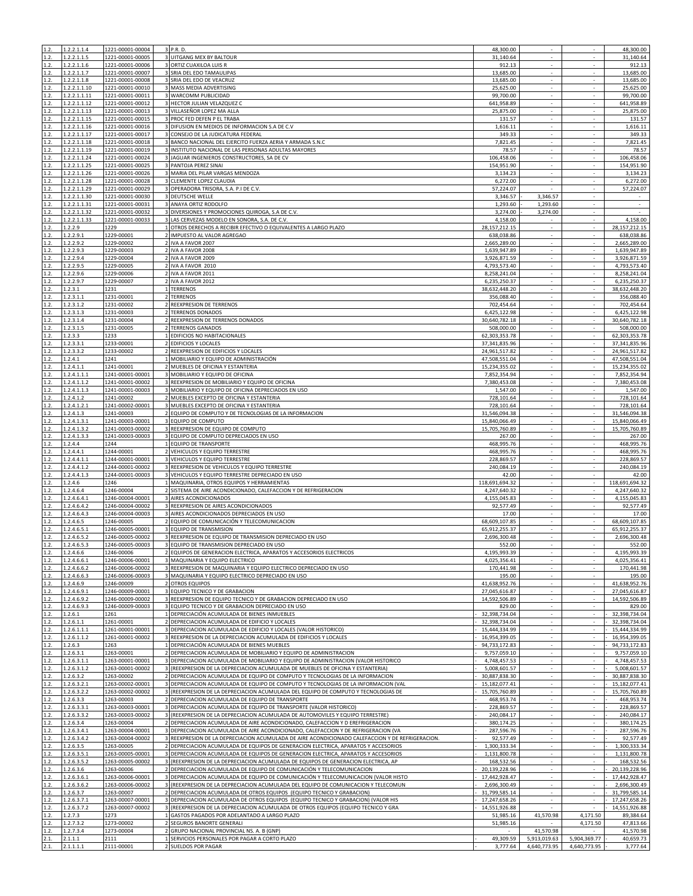| | | | | | | | | |
|---|---|---|---|---|---|---|---|---|
| 1.2. | 1.2.2.1.1.4 | 1221-00001-00004 | 3 | P.R. D. | 48,300.00 | - | - | 48,300.00 |
| 1.2. | 1.2.2.1.1.5 | 1221-00001-00005 | 3 | UITGANG MEX BY BALTOUR | 31,140.64 | - | - | 31,140.64 |
| 1.2. | 1.2.2.1.1.6 | 1221-00001-00006 | 3 | ORTIZ CUAXILOA LUIS R | 912.13 | - | - | 912.13 |
| 1.2. | 1.2.2.1.1.7 | 1221-00001-00007 | 3 | SRIA DEL EDO TAMAULIPAS | 13,685.00 | - | - | 13,685.00 |
| 1.2. | 1.2.2.1.1.8 | 1221-00001-00008 | 3 | SRIA DEL EDO DE VEACRUZ | 13,685.00 | - | - | 13,685.00 |
| 1.2. | 1.2.2.1.1.10 | 1221-00001-00010 | 3 | MASS MEDIA ADVERTISING | 25,625.00 | - | - | 25,625.00 |
| 1.2. | 1.2.2.1.1.11 | 1221-00001-00011 | 3 | WARCOMM PUBLICIDAD | 99,700.00 | - | - | 99,700.00 |
| 1.2. | 1.2.2.1.1.12 | 1221-00001-00012 | 3 | HECTOR JULIAN VELAZQUEZ C | 641,958.89 | - | - | 641,958.89 |
| 1.2. | 1.2.2.1.1.13 | 1221-00001-00013 | 3 | VILLASEÑOR LOPEZ MA ALLA | 25,875.00 | - | - | 25,875.00 |
| 1.2. | 1.2.2.1.1.15 | 1221-00001-00015 | 3 | PROC FED DEFEN P EL TRABA | 131.57 | - | - | 131.57 |
| 1.2. | 1.2.2.1.1.16 | 1221-00001-00016 | 3 | DIFUSION EN MEDIOS DE INFORMACION S.A DE C.V | 1,616.11 | - | - | 1,616.11 |
| 1.2. | 1.2.2.1.1.17 | 1221-00001-00017 | 3 | CONSEJO DE LA JUDICATURA FEDERAL | 349.33 | - | - | 349.33 |
| 1.2. | 1.2.2.1.1.18 | 1221-00001-00018 | 3 | BANCO NACIONAL DEL EJERCITO FUERZA AERIA Y ARMADA S.N.C | 7,821.45 | - | - | 7,821.45 |
| 1.2. | 1.2.2.1.1.19 | 1221-00001-00019 | 3 | INSTITUTO NACIONAL DE LAS PERSONAS ADULTAS MAYORES | 78.57 | - | - | 78.57 |
| 1.2. | 1.2.2.1.1.24 | 1221-00001-00024 | 3 | JAGUAR INGENIEROS CONSTRUCTORES, SA DE CV | 106,458.06 | - | - | 106,458.06 |
| 1.2. | 1.2.2.1.1.25 | 1221-00001-00025 | 3 | PANTOJA PEREZ SINAI | 154,951.90 | - | - | 154,951.90 |
| 1.2. | 1.2.2.1.1.26 | 1221-00001-00026 | 3 | MARIA DEL PILAR VARGAS MENDOZA | 3,134.23 | - | - | 3,134.23 |
| 1.2. | 1.2.2.1.1.28 | 1221-00001-00028 | 3 | CLEMENTE LOPEZ CLAUDIA | 6,272.00 | - | - | 6,272.00 |
| 1.2. | 1.2.2.1.1.29 | 1221-00001-00029 | 3 | OPERADORA TRISORA, S.A. P.I DE C.V. | 57,224.07 | - | - | 57,224.07 |
| 1.2. | 1.2.2.1.1.30 | 1221-00001-00030 | 3 | DEUTSCHE WELLE | 3,346.57 | - 3,346.57 | - | - |
| 1.2. | 1.2.2.1.1.31 | 1221-00001-00031 | 3 | ANAYA ORTIZ RODOLFO | 1,293.60 | - 1,293.60 | - | - |
| 1.2. | 1.2.2.1.1.32 | 1221-00001-00032 | 3 | DIVERSIONES Y PROMOCIONES QUIROGA, S.A DE C.V. | 3,274.00 | - 3,274.00 | - | - |
| 1.2. | 1.2.2.1.1.33 | 1221-00001-00033 | 3 | LAS CERVEZAS MODELO EN SONORA, S.A. DE C.V. | 4,158.00 | - | - | 4,158.00 |
| 1.2. | 1.2.2.9 | 1229 | 1 | OTROS DERECHOS A RECIBIR EFECTIVO O EQUIVALENTES A LARGO PLAZO | 28,157,212.15 | - | - | 28,157,212.15 |
| 1.2. | 1.2.2.9.1 | 1229-00001 | 2 | IMPUESTO AL VALOR AGREGAO | 638,038.86 | - | - | 638,038.86 |
| 1.2. | 1.2.2.9.2 | 1229-00002 | 2 | IVA A FAVOR 2007 | 2,665,289.00 | - | - | 2,665,289.00 |
| 1.2. | 1.2.2.9.3 | 1229-00003 | 2 | IVA A FAVOR 2008 | 1,639,947.89 | - | - | 1,639,947.89 |
| 1.2. | 1.2.2.9.4 | 1229-00004 | 2 | IVA A FAVOR 2009 | 3,926,871.59 | - | - | 3,926,871.59 |
| 1.2. | 1.2.2.9.5 | 1229-00005 | 2 | IVA A FAVOR 2010 | 4,793,573.40 | - | - | 4,793,573.40 |
| 1.2. | 1.2.2.9.6 | 1229-00006 | 2 | IVA A FAVOR 2011 | 8,258,241.04 | - | - | 8,258,241.04 |
| 1.2. | 1.2.2.9.7 | 1229-00007 | 2 | IVA A FAVOR 2012 | 6,235,250.37 | - | - | 6,235,250.37 |
| 1.2. | 1.2.3.1 | 1231 | 1 | TERRENOS | 38,632,448.20 | - | - | 38,632,448.20 |
| 1.2. | 1.2.3.1.1 | 1231-00001 | 2 | TERRENOS | 356,088.40 | - | - | 356,088.40 |
| 1.2. | 1.2.3.1.2 | 1231-00002 | 2 | REEXPRESION DE TERRENOS | 702,454.64 | - | - | 702,454.64 |
| 1.2. | 1.2.3.1.3 | 1231-00003 | 2 | TERRENOS DONADOS | 6,425,122.98 | - | - | 6,425,122.98 |
| 1.2. | 1.2.3.1.4 | 1231-00004 | 2 | REEXPRESION DE TERRENOS DONADOS | 30,640,782.18 | - | - | 30,640,782.18 |
| 1.2. | 1.2.3.1.5 | 1231-00005 | 2 | TERRENOS GANADOS | 508,000.00 | - | - | 508,000.00 |
| 1.2. | 1.2.3.3 | 1233 | 1 | EDIFICIOS NO HABITACIONALES | 62,303,353.78 | - | - | 62,303,353.78 |
| 1.2. | 1.2.3.3.1 | 1233-00001 | 2 | EDIFICIOS Y LOCALES | 37,341,835.96 | - | - | 37,341,835.96 |
| 1.2. | 1.2.3.3.2 | 1233-00002 | 2 | REEXPRESION DE EDIFICIOS Y LOCALES | 24,961,517.82 | - | - | 24,961,517.82 |
| 1.2. | 1.2.4.1 | 1241 | 1 | MOBILIARIO Y EQUIPO DE ADMINISTRACIÓN | 47,508,551.04 | - | - | 47,508,551.04 |
| 1.2. | 1.2.4.1.1 | 1241-00001 | 2 | MUEBLES DE OFICINA Y ESTANTERIA | 15,234,355.02 | - | - | 15,234,355.02 |
| 1.2. | 1.2.4.1.1.1 | 1241-00001-00001 | 3 | MOBILIARIO Y EQUIPO DE OFICINA | 7,852,354.94 | - | - | 7,852,354.94 |
| 1.2. | 1.2.4.1.1.2 | 1241-00001-00002 | 3 | REEXPRESION DE MOBILIARIO Y EQUIPO DE OFICINA | 7,380,453.08 | - | - | 7,380,453.08 |
| 1.2. | 1.2.4.1.1.3 | 1241-00001-00003 | 3 | MOBILIARIO Y EQUIPO DE OFICINA DEPRECIADOS EN USO | 1,547.00 | - | - | 1,547.00 |
| 1.2. | 1.2.4.1.2 | 1241-00002 | 2 | MUEBLES EXCEPTO DE OFICINA Y ESTANTERIA | 728,101.64 | - | - | 728,101.64 |
| 1.2. | 1.2.4.1.2.1 | 1241-00002-00001 | 3 | MUEBLES EXCEPTO DE OFICINA Y ESTANTERIA | 728,101.64 | - | - | 728,101.64 |
| 1.2. | 1.2.4.1.3 | 1241-00003 | 2 | EQUIPO DE COMPUTO Y DE TECNOLOGIAS DE LA INFORMACION | 31,546,094.38 | - | - | 31,546,094.38 |
| 1.2. | 1.2.4.1.3.1 | 1241-00003-00001 | 3 | EQUIPO DE COMPUTO | 15,840,066.49 | - | - | 15,840,066.49 |
| 1.2. | 1.2.4.1.3.2 | 1241-00003-00002 | 3 | REEXPRESION DE EQUIPO DE COMPUTO | 15,705,760.89 | - | - | 15,705,760.89 |
| 1.2. | 1.2.4.1.3.3 | 1241-00003-00003 | 3 | EQUIPO DE COMPUTO DEPRECIADOS EN USO | 267.00 | - | - | 267.00 |
| 1.2. | 1.2.4.4 | 1244 | 1 | EQUIPO DE TRANSPORTE | 468,995.76 | - | - | 468,995.76 |
| 1.2. | 1.2.4.4.1 | 1244-00001 | 2 | VEHICULOS Y EQUIPO TERRESTRE | 468,995.76 | - | - | 468,995.76 |
| 1.2. | 1.2.4.4.1.1 | 1244-00001-00001 | 3 | VEHICULOS Y EQUIPO TERRESTRE | 228,869.57 | - | - | 228,869.57 |
| 1.2. | 1.2.4.4.1.2 | 1244-00001-00002 | 3 | REEXPRESION DE VEHICULOS Y EQUIPO TERRESTRE | 240,084.19 | - | - | 240,084.19 |
| 1.2. | 1.2.4.4.1.3 | 1244-00001-00003 | 3 | VEHICULOS Y EQUIPO TERRESTRE DEPRECIADO EN USO | 42.00 | - | - | 42.00 |
| 1.2. | 1.2.4.6 | 1246 | 1 | MAQUINARIA, OTROS EQUIPOS Y HERRAMIENTAS | 118,691,694.32 | - | - | 118,691,694.32 |
| 1.2. | 1.2.4.6.4 | 1246-00004 | 2 | SISTEMA DE AIRE ACONDICIONADO, CALEFACCION Y DE REFRIGERACION | 4,247,640.32 | - | - | 4,247,640.32 |
| 1.2. | 1.2.4.6.4.1 | 1246-00004-00001 | 3 | AIRES ACONDICIONADOS | 4,155,045.83 | - | - | 4,155,045.83 |
| 1.2. | 1.2.4.6.4.2 | 1246-00004-00002 | 3 | REEXPRESION DE AIRES ACONDICIONADOS | 92,577.49 | - | - | 92,577.49 |
| 1.2. | 1.2.4.6.4.3 | 1246-00004-00003 | 3 | AIRES ACONDICIONADOS DEPRECIADOS EN USO | 17.00 | - | - | 17.00 |
| 1.2. | 1.2.4.6.5 | 1246-00005 | 2 | EQUIPO DE COMUNICACIÓN Y TELECOMUNICACION | 68,609,107.85 | - | - | 68,609,107.85 |
| 1.2. | 1.2.4.6.5.1 | 1246-00005-00001 | 3 | EQUIPO DE TRANSMISION | 65,912,255.37 | - | - | 65,912,255.37 |
| 1.2. | 1.2.4.6.5.2 | 1246-00005-00002 | 3 | REEXPRESION DE EQUIPO DE TRANSMISION DEPRECIADO EN USO | 2,696,300.48 | - | - | 2,696,300.48 |
| 1.2. | 1.2.4.6.5.3 | 1246-00005-00003 | 3 | EQUIPO DE TRANSMISION DEPRECIADO EN USO | 552.00 | - | - | 552.00 |
| 1.2. | 1.2.4.6.6 | 1246-00006 | 2 | EQUIPOS DE GENERACION ELECTRICA, APARATOS Y ACCESORIOS ELECTRICOS | 4,195,993.39 | - | - | 4,195,993.39 |
| 1.2. | 1.2.4.6.6.1 | 1246-00006-00001 | 3 | MAQUINARIA Y EQUIPO ELECTRICO | 4,025,356.41 | - | - | 4,025,356.41 |
| 1.2. | 1.2.4.6.6.2 | 1246-00006-00002 | 3 | REEXPRESION DE MAQUINARIA Y EQUIPO ELECTRICO DEPRECIADO EN USO | 170,441.98 | - | - | 170,441.98 |
| 1.2. | 1.2.4.6.6.3 | 1246-00006-00003 | 3 | MAQUINARIA Y EQUIPO ELECTRICO DEPRECIADO EN USO | 195.00 | - | - | 195.00 |
| 1.2. | 1.2.4.6.9 | 1246-00009 | 2 | OTROS EQUIPOS | 41,638,952.76 | - | - | 41,638,952.76 |
| 1.2. | 1.2.4.6.9.1 | 1246-00009-00001 | 3 | EQUIPO TECNICO Y DE GRABACION | 27,045,616.87 | - | - | 27,045,616.87 |
| 1.2. | 1.2.4.6.9.2 | 1246-00009-00002 | 3 | REEXPRESION DE EQUIPO TECNICO Y DE GRABACION DEPRECIADO EN USO | 14,592,506.89 | - | - | 14,592,506.89 |
| 1.2. | 1.2.4.6.9.3 | 1246-00009-00003 | 3 | EQUIPO TECNICO Y DE GRABACION DEPRECIADO EN USO | 829.00 | - | - | 829.00 |
| 1.2. | 1.2.6.1 | 1261 | 1 | DEPRECIACIÓN ACUMULADA DE BIENES INMUEBLES | - 32,398,734.04 | - | - | - 32,398,734.04 |
| 1.2. | 1.2.6.1.1 | 1261-00001 | 2 | DEPRECIACION ACUMULADA DE EDIFICIO Y LOCALES | - 32,398,734.04 | - | - | - 32,398,734.04 |
| 1.2. | 1.2.6.1.1.1 | 1261-00001-00001 | 3 | DEPRECIACION ACUMULADA DE EDIFICIO Y LOCALES (VALOR HISTORICO) | - 15,444,334.99 | - | - | - 15,444,334.99 |
| 1.2. | 1.2.6.1.1.2 | 1261-00001-00002 | 3 | REEXPRESION DE LA DEPRECIACION ACUMULADA DE EDIFICIOS Y LOCALES | - 16,954,399.05 | - | - | - 16,954,399.05 |
| 1.2. | 1.2.6.3 | 1263 | 1 | DEPRECIACIÓN ACUMULADA DE BIENES MUEBLES | - 94,733,172.83 | - | - | - 94,733,172.83 |
| 1.2. | 1.2.6.3.1 | 1263-00001 | 2 | DEPRECIACION ACUMULADA DE MOBILIARIO Y EQUIPO DE ADMINISTRACION | - 9,757,059.10 | - | - | - 9,757,059.10 |
| 1.2. | 1.2.6.3.1.1 | 1263-00001-00001 | 3 | DEPRECIACION ACUMULADA DE MOBILIARIO Y EQUIPO DE ADMINISTRACION (VALOR HISTORICO | - 4,748,457.53 | - | - | - 4,748,457.53 |
| 1.2. | 1.2.6.3.1.2 | 1263-00001-00002 | 3 | (REEXPRESION DE LA DEPRECIACION ACUMULADA DE MUEBLES DE OFICINA Y ESTANTERIA) | - 5,008,601.57 | - | - | - 5,008,601.57 |
| 1.2. | 1.2.6.3.2 | 1263-00002 | 2 | DEPRECIACION ACUMULADA DE EQUIPO DE COMPUTO Y TECNOLOGIAS DE LA INFORMACION | - 30,887,838.30 | - | - | - 30,887,838.30 |
| 1.2. | 1.2.6.3.2.1 | 1263-00002-00001 | 3 | DEPRECIACION ACUMULADA DE EQUIPO DE COMPUTO Y TECNOLOGIAS DE LA INFORMACION (VAL | - 15,182,077.41 | - | - | - 15,182,077.41 |
| 1.2. | 1.2.6.3.2.2 | 1263-00002-00002 | 3 | (REEXPRESION DE LA DEPRECIACION ACUMULADA DEL EQUIPO DE COMPUTO Y TECNOLOGIAS DE | - 15,705,760.89 | - | - | - 15,705,760.89 |
| 1.2. | 1.2.6.3.3 | 1263-00003 | 2 | DEPRECIACION ACUMULADA DE EQUIPO DE TRANSPORTE | - 468,953.74 | - | - | - 468,953.74 |
| 1.2. | 1.2.6.3.3.1 | 1263-00003-00001 | 3 | DEPRECIACION ACUMULADA DE EQUIPO DE TRANSPORTE (VALOR HISTORICO) | - 228,869.57 | - | - | - 228,869.57 |
| 1.2. | 1.2.6.3.3.2 | 1263-00003-00002 | 3 | (REEXPRESION DE LA DEPRECIACION ACUMULADA DE AUTOMOVILES Y EQUIPO TERRESTRE) | - 240,084.17 | - | - | - 240,084.17 |
| 1.2. | 1.2.6.3.4 | 1263-00004 | 2 | DEPRECIACION ACUMULADA DE AIRE ACONDICIONADO, CALEFACCION Y D EREFRIGERACION | - 380,174.25 | - | - | - 380,174.25 |
| 1.2. | 1.2.6.3.4.1 | 1263-00004-00001 | 3 | DEPRECIACION ACUMULADA DE AIRE ACONDICIONADO, CALEFACCION Y DE REFRIGERACION (VA | - 287,596.76 | - | - | - 287,596.76 |
| 1.2. | 1.2.6.3.4.2 | 1263-00004-00002 | 3 | REEXPRESION DE LA DEPRECIACION ACUMULADA DE AIRE ACONDICIONADO CALEFACCION Y DE REFRIGERACION. | - 92,577.49 | - | - | - 92,577.49 |
| 1.2. | 1.2.6.3.5 | 1263-00005 | 2 | DEPRECIACION ACUMULADA DE EQUIPOS DE GENERACION ELECTRICA, APARATOS Y ACCESORIOS | - 1,300,333.34 | - | - | - 1,300,333.34 |
| 1.2. | 1.2.6.3.5.1 | 1263-00005-00001 | 3 | DEPRECIACION ACUMULADA DE EQUIPOS DE GENERACION ELECTRICA, APARATOS Y ACCESORIOS | - 1,131,800.78 | - | - | - 1,131,800.78 |
| 1.2. | 1.2.6.3.5.2 | 1263-00005-00002 | 3 | (REEXPRESION DE LA DEPRECIACION ACUMULADA DE EQUIPOS DE GENERACION ELECTRICA, AP | - 168,532.56 | - | - | - 168,532.56 |
| 1.2. | 1.2.6.3.6 | 1263-00006 | 2 | DEPRECIACION ACUMULADA DE EQUIPO DE COMUNICACIÓN Y TELECOMUNICACION | - 20,139,228.96 | - | - | - 20,139,228.96 |
| 1.2. | 1.2.6.3.6.1 | 1263-00006-00001 | 3 | DEPRECIACION ACUMULADA DE EQUIPO DE COMUNICACIÓN Y TELECOMUNICACION (VALOR HISTO | - 17,442,928.47 | - | - | - 17,442,928.47 |
| 1.2. | 1.2.6.3.6.2 | 1263-00006-00002 | 3 | (REEXPRESION DE LA DEPRECIACION ACUMULADA DEL EQUIPO DE COMUNICACION Y TELECOMUN | - 2,696,300.49 | - | - | - 2,696,300.49 |
| 1.2. | 1.2.6.3.7 | 1263-00007 | 2 | DEPRECIACION ACUMULADA DE OTROS EQUIPOS (EQUIPO TECNICO Y GRABACION) | - 31,799,585.14 | - | - | - 31,799,585.14 |
| 1.2. | 1.2.6.3.7.1 | 1263-00007-00001 | 3 | DEPRECIACION ACUMULADA DE OTROS EQUIPOS (EQUIPO TECNICO Y GRABACION) (VALOR HIS | - 17,247,658.26 | - | - | - 17,247,658.26 |
| 1.2. | 1.2.6.3.7.2 | 1263-00007-00002 | 3 | (REEXPRESION DE LA DEPRECIACION ACUMULADA DE OTROS EQUIPOS (EQUIPO TECNICO Y GRA | - 14,551,926.88 | - | - | - 14,551,926.88 |
| 1.2. | 1.2.7.3 | 1273 | 1 | GASTOS PAGADOS POR ADELANTADO A LARGO PLAZO | 51,985.16 | 41,570.98 | 4,171.50 | 89,384.64 |
| 1.2. | 1.2.7.3.2 | 1273-00002 | 2 | SEGUROS BANORTE GENERALI | 51,985.16 | - | 4,171.50 | 47,813.66 |
| 1.2. | 1.2.7.3.4 | 1273-00004 | 2 | GRUPO NACIONAL PROVINCIAL NS. A. B (GNP) | - | 41,570.98 | - | 41,570.98 |
| 2.1. | 2.1.1.1 | 2111 | 1 | SERVICIOS PERSONALES POR PAGAR A CORTO PLAZO | - 49,309.59 | 5,913,019.63 | 5,904,369.77 | - 40,659.73 |
| 2.1. | 2.1.1.1.1 | 2111-00001 | 2 | SUELDOS POR PAGAR | - 3,777.64 | 4,640,773.95 | 4,640,773.95 | - 3,777.64 |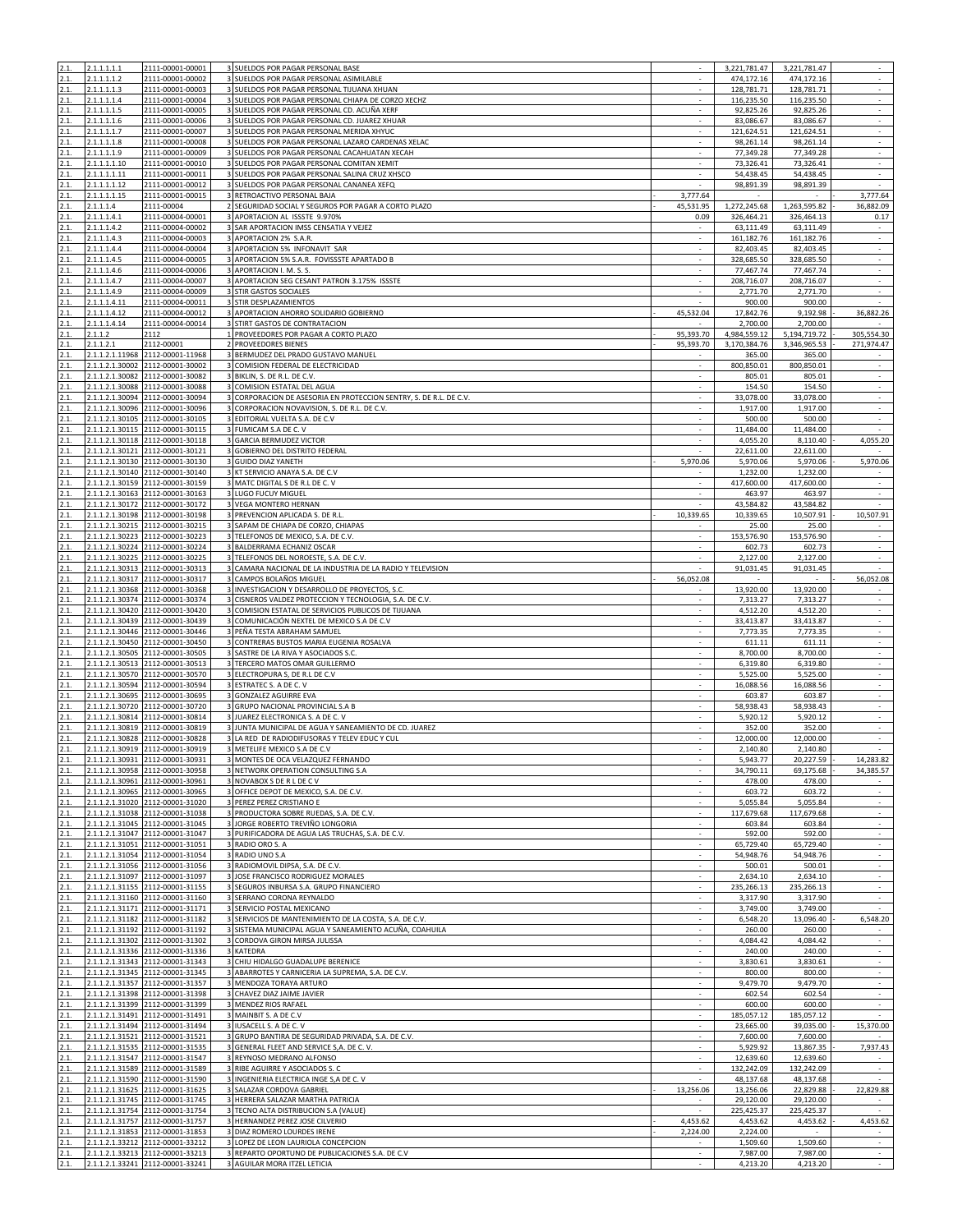| | | | | | | | | |
|---|---|---|---|---|---|---|---|---|
| 2.1. | 2.1.1.1.1.1 | 2111-00001-00001 | 3 | SUELDOS POR PAGAR PERSONAL BASE | - | 3,221,781.47 | 3,221,781.47 | - |
| 2.1. | 2.1.1.1.1.2 | 2111-00001-00002 | 3 | SUELDOS POR PAGAR PERSONAL ASIMILABLE | - | 474,172.16 | 474,172.16 | - |
| 2.1. | 2.1.1.1.1.3 | 2111-00001-00003 | 3 | SUELDOS POR PAGAR PERSONAL TIJUANA XHUAN | - | 128,781.71 | 128,781.71 | - |
| 2.1. | 2.1.1.1.1.4 | 2111-00001-00004 | 3 | SUELDOS POR PAGAR PERSONAL CHIAPA DE CORZO XECHZ | - | 116,235.50 | 116,235.50 | - |
| 2.1. | 2.1.1.1.1.5 | 2111-00001-00005 | 3 | SUELDOS POR PAGAR PERSONAL CD. ACUÑA XERF | - | 92,825.26 | 92,825.26 | - |
| 2.1. | 2.1.1.1.1.6 | 2111-00001-00006 | 3 | SUELDOS POR PAGAR PERSONAL CD. JUAREZ XHUAR | - | 83,086.67 | 83,086.67 | - |
| 2.1. | 2.1.1.1.1.7 | 2111-00001-00007 | 3 | SUELDOS POR PAGAR PERSONAL MERIDA XHYUC | - | 121,624.51 | 121,624.51 | - |
| 2.1. | 2.1.1.1.1.8 | 2111-00001-00008 | 3 | SUELDOS POR PAGAR PERSONAL LAZARO CARDENAS XELAC | - | 98,261.14 | 98,261.14 | - |
| 2.1. | 2.1.1.1.1.9 | 2111-00001-00009 | 3 | SUELDOS POR PAGAR PERSONAL CACAHUATAN XECAH | - | 77,349.28 | 77,349.28 | - |
| 2.1. | 2.1.1.1.1.10 | 2111-00001-00010 | 3 | SUELDOS POR PAGAR PERSONAL COMITAN XEMIT | - | 73,326.41 | 73,326.41 | - |
| 2.1. | 2.1.1.1.1.11 | 2111-00001-00011 | 3 | SUELDOS POR PAGAR PERSONAL SALINA CRUZ XHSCO | - | 54,438.45 | 54,438.45 | - |
| 2.1. | 2.1.1.1.1.12 | 2111-00001-00012 | 3 | SUELDOS POR PAGAR PERSONAL CANANEA XEFQ | - | 98,891.39 | 98,891.39 | - |
| 2.1. | 2.1.1.1.1.15 | 2111-00001-00015 | 3 | RETROACTIVO PERSONAL BAJA | -3,777.64 | - | - | -3,777.64 |
| 2.1. | 2.1.1.1.4 | 2111-00004 | 2 | SEGURIDAD SOCIAL Y SEGUROS POR PAGAR A CORTO PLAZO | -45,531.95 | 1,272,245.68 | 1,263,595.82 | -36,882.09 |
| 2.1. | 2.1.1.1.4.1 | 2111-00004-00001 | 3 | APORTACION AL ISSSTE 9.970% | 0.09 | 326,464.21 | 326,464.13 | 0.17 |
| 2.1. | 2.1.1.1.4.2 | 2111-00004-00002 | 3 | SAR APORTACION IMSS CENSATIA Y VEJEZ | - | 63,111.49 | 63,111.49 | - |
| 2.1. | 2.1.1.1.4.3 | 2111-00004-00003 | 3 | APORTACION 2% S.A.R. | - | 161,182.76 | 161,182.76 | - |
| 2.1. | 2.1.1.1.4.4 | 2111-00004-00004 | 3 | APORTACION 5% INFONAVIT SAR | - | 82,403.45 | 82,403.45 | - |
| 2.1. | 2.1.1.1.4.5 | 2111-00004-00005 | 3 | APORTACION 5% S.A.R. FOVISSSTE APARTADO B | - | 328,685.50 | 328,685.50 | - |
| 2.1. | 2.1.1.1.4.6 | 2111-00004-00006 | 3 | APORTACION I. M. S. S. | - | 77,467.74 | 77,467.74 | - |
| 2.1. | 2.1.1.1.4.7 | 2111-00004-00007 | 3 | APORTACION SEG CESANT PATRON 3.175% ISSSTE | - | 208,716.07 | 208,716.07 | - |
| 2.1. | 2.1.1.1.4.9 | 2111-00004-00009 | 3 | STIR GASTOS SOCIALES | - | 2,771.70 | 2,771.70 | - |
| 2.1. | 2.1.1.1.4.11 | 2111-00004-00011 | 3 | STIR DESPLAZAMIENTOS | - | 900.00 | 900.00 | - |
| 2.1. | 2.1.1.1.4.12 | 2111-00004-00012 | 3 | APORTACION AHORRO SOLIDARIO GOBIERNO | -45,532.04 | 17,842.76 | 9,192.98 | -36,882.26 |
| 2.1. | 2.1.1.1.4.14 | 2111-00004-00014 | 3 | STIRT GASTOS DE CONTRATACION | - | 2,700.00 | 2,700.00 | - |
| 2.1. | 2.1.1.2 | 2112 | 1 | PROVEEDORES POR PAGAR A CORTO PLAZO | -95,393.70 | 4,984,559.12 | 5,194,719.72 | -305,554.30 |
| 2.1. | 2.1.1.2.1 | 2112-00001 | 2 | PROVEEDORES BIENES | -95,393.70 | 3,170,384.76 | 3,346,965.53 | -271,974.47 |
| 2.1. | 2.1.1.2.1.11968 | 2112-00001-11968 | 3 | BERMUDEZ DEL PRADO GUSTAVO MANUEL | - | 365.00 | 365.00 | - |
| 2.1. | 2.1.1.2.1.30002 | 2112-00001-30002 | 3 | COMISION FEDERAL DE ELECTRICIDAD | - | 800,850.01 | 800,850.01 | - |
| 2.1. | 2.1.1.2.1.30082 | 2112-00001-30082 | 3 | BIKLIN, S. DE R.L. DE C.V. | - | 805.01 | 805.01 | - |
| 2.1. | 2.1.1.2.1.30088 | 2112-00001-30088 | 3 | COMISION ESTATAL DEL AGUA | - | 154.50 | 154.50 | - |
| 2.1. | 2.1.1.2.1.30094 | 2112-00001-30094 | 3 | CORPORACION DE ASESORIA EN PROTECCION SENTRY, S. DE R.L. DE C.V. | - | 33,078.00 | 33,078.00 | - |
| 2.1. | 2.1.1.2.1.30096 | 2112-00001-30096 | 3 | CORPORACION NOVAVISION, S. DE R.L. DE C.V. | - | 1,917.00 | 1,917.00 | - |
| 2.1. | 2.1.1.2.1.30105 | 2112-00001-30105 | 3 | EDITORIAL VUELTA S.A. DE C.V | - | 500.00 | 500.00 | - |
| 2.1. | 2.1.1.2.1.30115 | 2112-00001-30115 | 3 | FUMICAM S.A DE C. V | - | 11,484.00 | 11,484.00 | - |
| 2.1. | 2.1.1.2.1.30118 | 2112-00001-30118 | 3 | GARCIA BERMUDEZ VICTOR | - | 4,055.20 | 8,110.40 | -4,055.20 |
| 2.1. | 2.1.1.2.1.30121 | 2112-00001-30121 | 3 | GOBIERNO DEL DISTRITO FEDERAL | - | 22,611.00 | 22,611.00 | - |
| 2.1. | 2.1.1.2.1.30130 | 2112-00001-30130 | 3 | GUIDO DIAZ YANETH | -5,970.06 | 5,970.06 | 5,970.06 | -5,970.06 |
| 2.1. | 2.1.1.2.1.30140 | 2112-00001-30140 | 3 | KT SERVICIO ANAYA S.A. DE C.V | - | 1,232.00 | 1,232.00 | - |
| 2.1. | 2.1.1.2.1.30159 | 2112-00001-30159 | 3 | MATC DIGITAL S DE R.L DE C. V | - | 417,600.00 | 417,600.00 | - |
| 2.1. | 2.1.1.2.1.30163 | 2112-00001-30163 | 3 | LUGO FUCUY MIGUEL | - | 463.97 | 463.97 | - |
| 2.1. | 2.1.1.2.1.30172 | 2112-00001-30172 | 3 | VEGA MONTERO HERNAN | - | 43,584.82 | 43,584.82 | - |
| 2.1. | 2.1.1.2.1.30198 | 2112-00001-30198 | 3 | PREVENCION APLICADA S. DE R.L. | -10,339.65 | 10,339.65 | 10,507.91 | -10,507.91 |
| 2.1. | 2.1.1.2.1.30215 | 2112-00001-30215 | 3 | SAPAM DE CHIAPA DE CORZO, CHIAPAS | - | 25.00 | 25.00 | - |
| 2.1. | 2.1.1.2.1.30223 | 2112-00001-30223 | 3 | TELEFONOS DE MEXICO, S.A. DE C.V. | - | 153,576.90 | 153,576.90 | - |
| 2.1. | 2.1.1.2.1.30224 | 2112-00001-30224 | 3 | BALDERRAMA ECHANIZ OSCAR | - | 602.73 | 602.73 | - |
| 2.1. | 2.1.1.2.1.30225 | 2112-00001-30225 | 3 | TELEFONOS DEL NOROESTE, S.A. DE C.V. | - | 2,127.00 | 2,127.00 | - |
| 2.1. | 2.1.1.2.1.30313 | 2112-00001-30313 | 3 | CAMARA NACIONAL DE LA INDUSTRIA DE LA RADIO Y TELEVISION | - | 91,031.45 | 91,031.45 | - |
| 2.1. | 2.1.1.2.1.30317 | 2112-00001-30317 | 3 | CAMPOS BOLAÑOS MIGUEL | -56,052.08 | - | - | -56,052.08 |
| 2.1. | 2.1.1.2.1.30368 | 2112-00001-30368 | 3 | INVESTIGACION Y DESARROLLO DE PROYECTOS, S.C. | - | 13,920.00 | 13,920.00 | - |
| 2.1. | 2.1.1.2.1.30374 | 2112-00001-30374 | 3 | CISNEROS VALDEZ PROTECCION Y TECNOLOGIA, S.A. DE C.V. | - | 7,313.27 | 7,313.27 | - |
| 2.1. | 2.1.1.2.1.30420 | 2112-00001-30420 | 3 | COMISION ESTATAL DE SERVICIOS PUBLICOS DE TIJUANA | - | 4,512.20 | 4,512.20 | - |
| 2.1. | 2.1.1.2.1.30439 | 2112-00001-30439 | 3 | COMUNICACIÓN NEXTEL DE MEXICO S.A DE C.V | - | 33,413.87 | 33,413.87 | - |
| 2.1. | 2.1.1.2.1.30446 | 2112-00001-30446 | 3 | PEÑA TESTA ABRAHAM SAMUEL | - | 7,773.35 | 7,773.35 | - |
| 2.1. | 2.1.1.2.1.30450 | 2112-00001-30450 | 3 | CONTRERAS BUSTOS MARIA EUGENIA ROSALVA | - | 611.11 | 611.11 | - |
| 2.1. | 2.1.1.2.1.30505 | 2112-00001-30505 | 3 | SASTRE DE LA RIVA Y ASOCIADOS S.C. | - | 8,700.00 | 8,700.00 | - |
| 2.1. | 2.1.1.2.1.30513 | 2112-00001-30513 | 3 | TERCERO MATOS OMAR GUILLERMO | - | 6,319.80 | 6,319.80 | - |
| 2.1. | 2.1.1.2.1.30570 | 2112-00001-30570 | 3 | ELECTROPURA S, DE R.L DE C.V | - | 5,525.00 | 5,525.00 | - |
| 2.1. | 2.1.1.2.1.30594 | 2112-00001-30594 | 3 | ESTRATEC S. A DE C. V | - | 16,088.56 | 16,088.56 | - |
| 2.1. | 2.1.1.2.1.30695 | 2112-00001-30695 | 3 | GONZALEZ AGUIRRE EVA | - | 603.87 | 603.87 | - |
| 2.1. | 2.1.1.2.1.30720 | 2112-00001-30720 | 3 | GRUPO NACIONAL PROVINCIAL S.A B | - | 58,938.43 | 58,938.43 | - |
| 2.1. | 2.1.1.2.1.30814 | 2112-00001-30814 | 3 | JUAREZ ELECTRONICA S. A DE C. V | - | 5,920.12 | 5,920.12 | - |
| 2.1. | 2.1.1.2.1.30819 | 2112-00001-30819 | 3 | JUNTA MUNICIPAL DE AGUA Y SANEAMIENTO DE CD. JUAREZ | - | 352.00 | 352.00 | - |
| 2.1. | 2.1.1.2.1.30828 | 2112-00001-30828 | 3 | LA RED DE RADIODIFUSORAS Y TELEV EDUC Y CUL | - | 12,000.00 | 12,000.00 | - |
| 2.1. | 2.1.1.2.1.30919 | 2112-00001-30919 | 3 | METELIFE MEXICO S.A DE C.V | - | 2,140.80 | 2,140.80 | - |
| 2.1. | 2.1.1.2.1.30931 | 2112-00001-30931 | 3 | MONTES DE OCA VELAZQUEZ FERNANDO | - | 5,943.77 | 20,227.59 | -14,283.82 |
| 2.1. | 2.1.1.2.1.30958 | 2112-00001-30958 | 3 | NETWORK OPERATION CONSULTING S.A | - | 34,790.11 | 69,175.68 | -34,385.57 |
| 2.1. | 2.1.1.2.1.30961 | 2112-00001-30961 | 3 | NOVABOX S DE R L DE C V | - | 478.00 | 478.00 | - |
| 2.1. | 2.1.1.2.1.30965 | 2112-00001-30965 | 3 | OFFICE DEPOT DE MEXICO, S.A. DE C.V. | - | 603.72 | 603.72 | - |
| 2.1. | 2.1.1.2.1.31020 | 2112-00001-31020 | 3 | PEREZ PEREZ CRISTIANO E | - | 5,055.84 | 5,055.84 | - |
| 2.1. | 2.1.1.2.1.31038 | 2112-00001-31038 | 3 | PRODUCTORA SOBRE RUEDAS, S.A. DE C.V. | - | 117,679.68 | 117,679.68 | - |
| 2.1. | 2.1.1.2.1.31045 | 2112-00001-31045 | 3 | JORGE ROBERTO TREVIÑO LONGORIA | - | 603.84 | 603.84 | - |
| 2.1. | 2.1.1.2.1.31047 | 2112-00001-31047 | 3 | PURIFICADORA DE AGUA LAS TRUCHAS, S.A. DE C.V. | - | 592.00 | 592.00 | - |
| 2.1. | 2.1.1.2.1.31051 | 2112-00001-31051 | 3 | RADIO ORO S. A | - | 65,729.40 | 65,729.40 | - |
| 2.1. | 2.1.1.2.1.31054 | 2112-00001-31054 | 3 | RADIO UNO S.A | - | 54,948.76 | 54,948.76 | - |
| 2.1. | 2.1.1.2.1.31056 | 2112-00001-31056 | 3 | RADIOMOVIL DIPSA, S.A. DE C.V. | - | 500.01 | 500.01 | - |
| 2.1. | 2.1.1.2.1.31097 | 2112-00001-31097 | 3 | JOSE FRANCISCO RODRIGUEZ MORALES | - | 2,634.10 | 2,634.10 | - |
| 2.1. | 2.1.1.2.1.31155 | 2112-00001-31155 | 3 | SEGUROS INBURSA S.A. GRUPO FINANCIERO | - | 235,266.13 | 235,266.13 | - |
| 2.1. | 2.1.1.2.1.31160 | 2112-00001-31160 | 3 | SERRANO CORONA REYNALDO | - | 3,317.90 | 3,317.90 | - |
| 2.1. | 2.1.1.2.1.31171 | 2112-00001-31171 | 3 | SERVICIO POSTAL MEXICANO | - | 3,749.00 | 3,749.00 | - |
| 2.1. | 2.1.1.2.1.31182 | 2112-00001-31182 | 3 | SERVICIOS DE MANTENIMIENTO DE LA COSTA, S.A. DE C.V. | - | 6,548.20 | 13,096.40 | -6,548.20 |
| 2.1. | 2.1.1.2.1.31192 | 2112-00001-31192 | 3 | SISTEMA MUNICIPAL AGUA Y SANEAMIENTO ACUÑA, COAHUILA | - | 260.00 | 260.00 | - |
| 2.1. | 2.1.1.2.1.31302 | 2112-00001-31302 | 3 | CORDOVA GIRON MIRSA JULISSA | - | 4,084.42 | 4,084.42 | - |
| 2.1. | 2.1.1.2.1.31336 | 2112-00001-31336 | 3 | KATEDRA | - | 240.00 | 240.00 | - |
| 2.1. | 2.1.1.2.1.31343 | 2112-00001-31343 | 3 | CHIU HIDALGO GUADALUPE BERENICE | - | 3,830.61 | 3,830.61 | - |
| 2.1. | 2.1.1.2.1.31345 | 2112-00001-31345 | 3 | ABARROTES Y CARNICERIA LA SUPREMA, S.A. DE C.V. | - | 800.00 | 800.00 | - |
| 2.1. | 2.1.1.2.1.31357 | 2112-00001-31357 | 3 | MENDOZA TORAYA ARTURO | - | 9,479.70 | 9,479.70 | - |
| 2.1. | 2.1.1.2.1.31398 | 2112-00001-31398 | 3 | CHAVEZ DIAZ JAIME JAVIER | - | 602.54 | 602.54 | - |
| 2.1. | 2.1.1.2.1.31399 | 2112-00001-31399 | 3 | MENDEZ RIOS RAFAEL | - | 600.00 | 600.00 | - |
| 2.1. | 2.1.1.2.1.31491 | 2112-00001-31491 | 3 | MAINBIT S. A DE C.V | - | 185,057.12 | 185,057.12 | - |
| 2.1. | 2.1.1.2.1.31494 | 2112-00001-31494 | 3 | IUSACELL S. A DE C. V | - | 23,665.00 | 39,035.00 | -15,370.00 |
| 2.1. | 2.1.1.2.1.31521 | 2112-00001-31521 | 3 | GRUPO BANTIRA DE SEGURIDAD PRIVADA, S.A. DE C.V. | - | 7,600.00 | 7,600.00 | - |
| 2.1. | 2.1.1.2.1.31535 | 2112-00001-31535 | 3 | GENERAL FLEET AND SERVICE S,A. DE C. V. | - | 5,929.92 | 13,867.35 | -7,937.43 |
| 2.1. | 2.1.1.2.1.31547 | 2112-00001-31547 | 3 | REYNOSO MEDRANO ALFONSO | - | 12,639.60 | 12,639.60 | - |
| 2.1. | 2.1.1.2.1.31589 | 2112-00001-31589 | 3 | RIBE AGUIRRE Y ASOCIADOS S. C | - | 132,242.09 | 132,242.09 | - |
| 2.1. | 2.1.1.2.1.31590 | 2112-00001-31590 | 3 | INGENIERIA ELECTRICA INGE S,A DE C. V | - | 48,137.68 | 48,137.68 | - |
| 2.1. | 2.1.1.2.1.31625 | 2112-00001-31625 | 3 | SALAZAR CORDOVA GABRIEL | -13,256.06 | 13,256.06 | 22,829.88 | -22,829.88 |
| 2.1. | 2.1.1.2.1.31745 | 2112-00001-31745 | 3 | HERRERA SALAZAR MARTHA PATRICIA | - | 29,120.00 | 29,120.00 | - |
| 2.1. | 2.1.1.2.1.31754 | 2112-00001-31754 | 3 | TECNO ALTA DISTRIBUCION S.A (VALUE) | - | 225,425.37 | 225,425.37 | - |
| 2.1. | 2.1.1.2.1.31757 | 2112-00001-31757 | 3 | HERNANDEZ PEREZ JOSE CILVERIO | -4,453.62 | 4,453.62 | 4,453.62 | -4,453.62 |
| 2.1. | 2.1.1.2.1.31853 | 2112-00001-31853 | 3 | DIAZ ROMERO LOURDES IRENE | -2,224.00 | 2,224.00 | - | - |
| 2.1. | 2.1.1.2.1.33212 | 2112-00001-33212 | 3 | LOPEZ DE LEON LAURIOLA CONCEPCION | - | 1,509.60 | 1,509.60 | - |
| 2.1. | 2.1.1.2.1.33213 | 2112-00001-33213 | 3 | REPARTO OPORTUNO DE PUBLICACIONES S.A. DE C.V | - | 7,987.00 | 7,987.00 | - |
| 2.1. | 2.1.1.2.1.33241 | 2112-00001-33241 | 3 | AGUILAR MORA ITZEL LETICIA | - | 4,213.20 | 4,213.20 | - |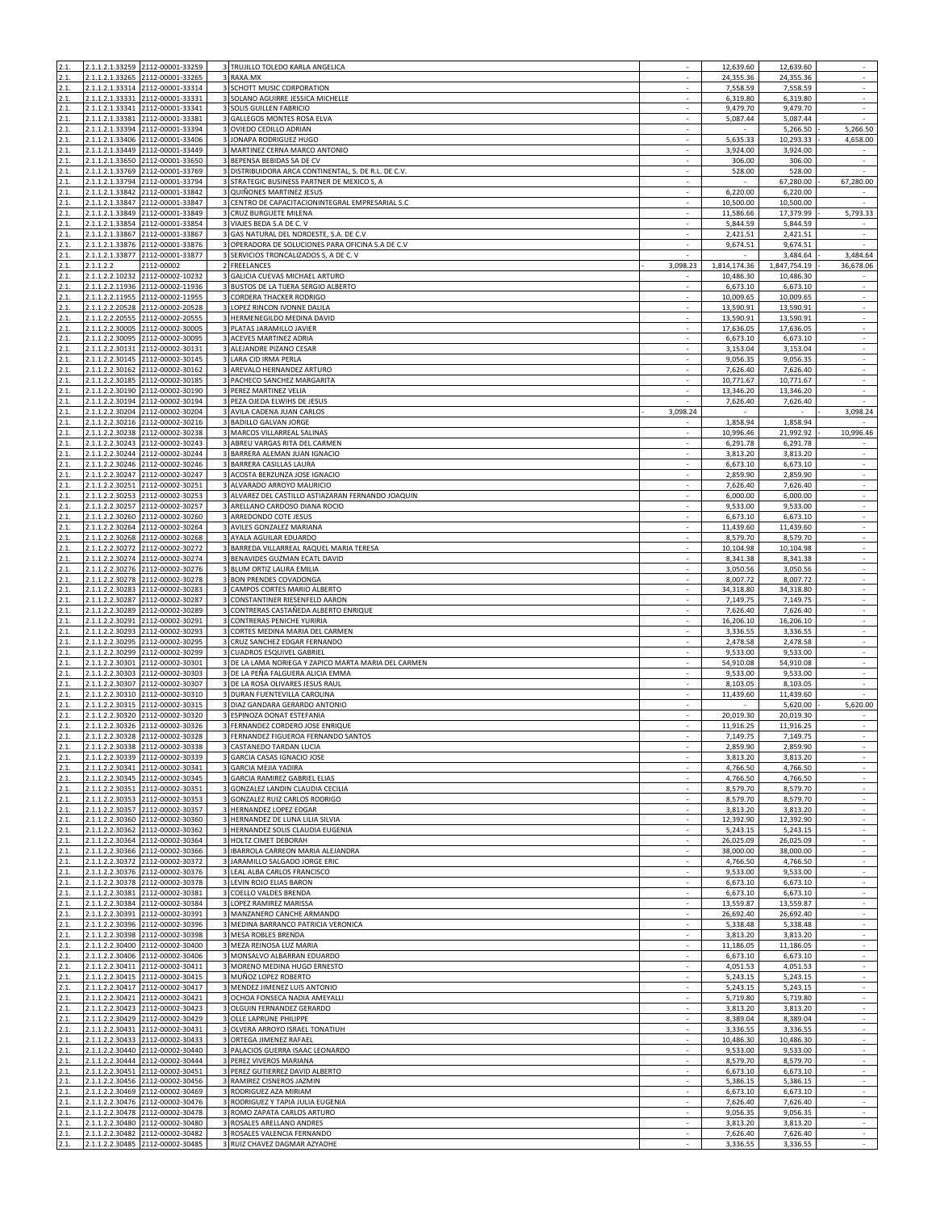| | | | | | | | | |
|---|---|---|---|---|---|---|---|---|
| 2.1. | 2.1.1.2.1.33259 | 2112-00001-33259 | 3 | TRUJILLO TOLEDO KARLA ANGELICA | - | 12,639.60 | 12,639.60 | - |
| 2.1. | 2.1.1.2.1.33265 | 2112-00001-33265 | 3 | RAXA.MX | - | 24,355.36 | 24,355.36 | - |
| 2.1. | 2.1.1.2.1.33314 | 2112-00001-33314 | 3 | SCHOTT MUSIC CORPORATION | - | 7,558.59 | 7,558.59 | - |
| 2.1. | 2.1.1.2.1.33331 | 2112-00001-33331 | 3 | SOLANO AGUIRRE JESSICA MICHELLE | - | 6,319.80 | 6,319.80 | - |
| 2.1. | 2.1.1.2.1.33341 | 2112-00001-33341 | 3 | SOLIS GUILLEN FABRICIO | - | 9,479.70 | 9,479.70 | - |
| 2.1. | 2.1.1.2.1.33381 | 2112-00001-33381 | 3 | GALLEGOS MONTES ROSA ELVA | - | 5,087.44 | 5,087.44 | - |
| 2.1. | 2.1.1.2.1.33394 | 2112-00001-33394 | 3 | OVIEDO CEDILLO ADRIAN | - | - | 5,266.50 | - 5,266.50 |
| 2.1. | 2.1.1.2.1.33406 | 2112-00001-33406 | 3 | JONAPA RODRIGUEZ HUGO | - | 5,635.33 | 10,293.33 | - 4,658.00 |
| 2.1. | 2.1.1.2.1.33449 | 2112-00001-33449 | 3 | MARTINEZ CERNA MARCO ANTONIO | - | 3,924.00 | 3,924.00 | - |
| 2.1. | 2.1.1.2.1.33650 | 2112-00001-33650 | 3 | BEPENSA BEBIDAS SA DE CV | - | 306.00 | 306.00 | - |
| 2.1. | 2.1.1.2.1.33769 | 2112-00001-33769 | 3 | DISTRIBUIDORA ARCA CONTINENTAL, S. DE R.L. DE C.V. | - | 528.00 | 528.00 | - |
| 2.1. | 2.1.1.2.1.33794 | 2112-00001-33794 | 3 | STRATEGIC BUSINESS PARTNER DE MEXICO S, A | - | - | 67,280.00 | - 67,280.00 |
| 2.1. | 2.1.1.2.1.33842 | 2112-00001-33842 | 3 | QUIÑONES MARTINEZ JESUS | - | 6,220.00 | 6,220.00 | - |
| 2.1. | 2.1.1.2.1.33847 | 2112-00001-33847 | 3 | CENTRO DE CAPACITACIONINTEGRAL EMPRESARIAL S.C | - | 10,500.00 | 10,500.00 | - |
| 2.1. | 2.1.1.2.1.33849 | 2112-00001-33849 | 3 | CRUZ BURGUETE MILENA | - | 11,586.66 | 17,379.99 | - 5,793.33 |
| 2.1. | 2.1.1.2.1.33854 | 2112-00001-33854 | 3 | VIAJES BEDA S.A DE C. V | - | 5,844.59 | 5,844.59 | - |
| 2.1. | 2.1.1.2.1.33867 | 2112-00001-33867 | 3 | GAS NATURAL DEL NOROESTE, S.A. DE C.V | - | 2,421.51 | 2,421.51 | - |
| 2.1. | 2.1.1.2.1.33876 | 2112-00001-33876 | 3 | OPERADORA DE SOLUCIONES PARA OFICINA S.A DE C.V | - | 9,674.51 | 9,674.51 | - |
| 2.1. | 2.1.1.2.1.33877 | 2112-00001-33877 | 3 | SERVICIOS TRONCALIZADOS S, A DE C. V | - | - | 3,484.64 | - 3,484.64 |
| 2.1. | 2.1.1.2.2 | 2112-00002 | 2 | FREELANCES | - 3,098.23 | 1,814,174.36 | 1,847,754.19 | - 36,678.06 |
| 2.1. | 2.1.1.2.2.10232 | 2112-00002-10232 | 3 | GALICIA CUEVAS MICHAEL ARTURO | - | 10,486.30 | 10,486.30 | - |
| 2.1. | 2.1.1.2.2.11936 | 2112-00002-11936 | 3 | BUSTOS DE LA TIJERA SERGIO ALBERTO | - | 6,673.10 | 6,673.10 | - |
| 2.1. | 2.1.1.2.2.11955 | 2112-00002-11955 | 3 | CORDERA THACKER RODRIGO | - | 10,009.65 | 10,009.65 | - |
| 2.1. | 2.1.1.2.2.20528 | 2112-00002-20528 | 3 | LOPEZ RINCON IVONNE DALILA | - | 13,590.91 | 13,590.91 | - |
| 2.1. | 2.1.1.2.2.20555 | 2112-00002-20555 | 3 | HERMENEGILDO MEDINA DAVID | - | 13,590.91 | 13,590.91 | - |
| 2.1. | 2.1.1.2.2.30005 | 2112-00002-30005 | 3 | PLATAS JARAMILLO JAVIER | - | 17,636.05 | 17,636.05 | - |
| 2.1. | 2.1.1.2.2.30095 | 2112-00002-30095 | 3 | ACEVES MARTINEZ ADRIA | - | 6,673.10 | 6,673.10 | - |
| 2.1. | 2.1.1.2.2.30131 | 2112-00002-30131 | 3 | ALEJANDRE PIZANO CESAR | - | 3,153.04 | 3,153.04 | - |
| 2.1. | 2.1.1.2.2.30145 | 2112-00002-30145 | 3 | LARA CID IRMA PERLA | - | 9,056.35 | 9,056.35 | - |
| 2.1. | 2.1.1.2.2.30162 | 2112-00002-30162 | 3 | AREVALO HERNANDEZ ARTURO | - | 7,626.40 | 7,626.40 | - |
| 2.1. | 2.1.1.2.2.30185 | 2112-00002-30185 | 3 | PACHECO SANCHEZ MARGARITA | - | 10,771.67 | 10,771.67 | - |
| 2.1. | 2.1.1.2.2.30190 | 2112-00002-30190 | 3 | PEREZ MARTINEZ VELIA | - | 13,346.20 | 13,346.20 | - |
| 2.1. | 2.1.1.2.2.30194 | 2112-00002-30194 | 3 | PEZA OJEDA ELWIHS DE JESUS | - | 7,626.40 | 7,626.40 | - |
| 2.1. | 2.1.1.2.2.30204 | 2112-00002-30204 | 3 | AVILA CADENA JUAN CARLOS | - 3,098.24 | - | - | - 3,098.24 |
| 2.1. | 2.1.1.2.2.30216 | 2112-00002-30216 | 3 | BADILLO GALVAN JORGE | - | 1,858.94 | 1,858.94 | - |
| 2.1. | 2.1.1.2.2.30238 | 2112-00002-30238 | 3 | MARCOS VILLARREAL SALINAS | - | 10,996.46 | 21,992.92 | - 10,996.46 |
| 2.1. | 2.1.1.2.2.30243 | 2112-00002-30243 | 3 | ABREU VARGAS RITA DEL CARMEN | - | 6,291.78 | 6,291.78 | - |
| 2.1. | 2.1.1.2.2.30244 | 2112-00002-30244 | 3 | BARRERA ALEMAN JUAN IGNACIO | - | 3,813.20 | 3,813.20 | - |
| 2.1. | 2.1.1.2.2.30246 | 2112-00002-30246 | 3 | BARRERA CASILLAS LAURA | - | 6,673.10 | 6,673.10 | - |
| 2.1. | 2.1.1.2.2.30247 | 2112-00002-30247 | 3 | ACOSTA BERZUNZA JOSE IGNACIO | - | 2,859.90 | 2,859.90 | - |
| 2.1. | 2.1.1.2.2.30251 | 2112-00002-30251 | 3 | ALVARADO ARROYO MAURICIO | - | 7,626.40 | 7,626.40 | - |
| 2.1. | 2.1.1.2.2.30253 | 2112-00002-30253 | 3 | ALVAREZ DEL CASTILLO ASTIAZARAN FERNANDO JOAQUIN | - | 6,000.00 | 6,000.00 | - |
| 2.1. | 2.1.1.2.2.30257 | 2112-00002-30257 | 3 | ARELLANO CARDOSO DIANA ROCIO | - | 9,533.00 | 9,533.00 | - |
| 2.1. | 2.1.1.2.2.30260 | 2112-00002-30260 | 3 | ARREDONDO COTE JESUS | - | 6,673.10 | 6,673.10 | - |
| 2.1. | 2.1.1.2.2.30264 | 2112-00002-30264 | 3 | AVILES GONZALEZ MARIANA | - | 11,439.60 | 11,439.60 | - |
| 2.1. | 2.1.1.2.2.30268 | 2112-00002-30268 | 3 | AYALA AGUILAR EDUARDO | - | 8,579.70 | 8,579.70 | - |
| 2.1. | 2.1.1.2.2.30272 | 2112-00002-30272 | 3 | BARREDA VILLARREAL RAQUEL MARIA TERESA | - | 10,104.98 | 10,104.98 | - |
| 2.1. | 2.1.1.2.2.30274 | 2112-00002-30274 | 3 | BENAVIDES GUZMAN ECATL DAVID | - | 8,341.38 | 8,341.38 | - |
| 2.1. | 2.1.1.2.2.30276 | 2112-00002-30276 | 3 | BLUM ORTIZ LAURA EMILIA | - | 3,050.56 | 3,050.56 | - |
| 2.1. | 2.1.1.2.2.30278 | 2112-00002-30278 | 3 | BON PRENDES COVADONGA | - | 8,007.72 | 8,007.72 | - |
| 2.1. | 2.1.1.2.2.30283 | 2112-00002-30283 | 3 | CAMPOS CORTES MARIO ALBERTO | - | 34,318.80 | 34,318.80 | - |
| 2.1. | 2.1.1.2.2.30287 | 2112-00002-30287 | 3 | CONSTANTINER RIESENFELD AARON | - | 7,149.75 | 7,149.75 | - |
| 2.1. | 2.1.1.2.2.30289 | 2112-00002-30289 | 3 | CONTRERAS CASTAÑEDA ALBERTO ENRIQUE | - | 7,626.40 | 7,626.40 | - |
| 2.1. | 2.1.1.2.2.30291 | 2112-00002-30291 | 3 | CONTRERAS PENICHE YURIRIA | - | 16,206.10 | 16,206.10 | - |
| 2.1. | 2.1.1.2.2.30293 | 2112-00002-30293 | 3 | CORTES MEDINA MARIA DEL CARMEN | - | 3,336.55 | 3,336.55 | - |
| 2.1. | 2.1.1.2.2.30295 | 2112-00002-30295 | 3 | CRUZ SANCHEZ EDGAR FERNANDO | - | 2,478.58 | 2,478.58 | - |
| 2.1. | 2.1.1.2.2.30299 | 2112-00002-30299 | 3 | CUADROS ESQUIVEL GABRIEL | - | 9,533.00 | 9,533.00 | - |
| 2.1. | 2.1.1.2.2.30301 | 2112-00002-30301 | 3 | DE LA LAMA NORIEGA Y ZAPICO MARTA MARIA DEL CARMEN | - | 54,910.08 | 54,910.08 | - |
| 2.1. | 2.1.1.2.2.30303 | 2112-00002-30303 | 3 | DE LA PEÑA FALGUERA ALICIA EMMA | - | 9,533.00 | 9,533.00 | - |
| 2.1. | 2.1.1.2.2.30307 | 2112-00002-30307 | 3 | DE LA ROSA OLIVARES JESUS RAUL | - | 8,103.05 | 8,103.05 | - |
| 2.1. | 2.1.1.2.2.30310 | 2112-00002-30310 | 3 | DURAN FUENTEVILLA CAROLINA | - | 11,439.60 | 11,439.60 | - |
| 2.1. | 2.1.1.2.2.30315 | 2112-00002-30315 | 3 | DIAZ GANDARA GERARDO ANTONIO | - | - | 5,620.00 | - 5,620.00 |
| 2.1. | 2.1.1.2.2.30320 | 2112-00002-30320 | 3 | ESPINOZA DONAT ESTEFANIA | - | 20,019.30 | 20,019.30 | - |
| 2.1. | 2.1.1.2.2.30326 | 2112-00002-30326 | 3 | FERNANDEZ CORDERO JOSE ENRIQUE | - | 11,916.25 | 11,916.25 | - |
| 2.1. | 2.1.1.2.2.30328 | 2112-00002-30328 | 3 | FERNANDEZ FIGUEROA FERNANDO SANTOS | - | 7,149.75 | 7,149.75 | - |
| 2.1. | 2.1.1.2.2.30338 | 2112-00002-30338 | 3 | CASTANEDO TARDAN LUCIA | - | 2,859.90 | 2,859.90 | - |
| 2.1. | 2.1.1.2.2.30339 | 2112-00002-30339 | 3 | GARCIA CASAS IGNACIO JOSE | - | 3,813.20 | 3,813.20 | - |
| 2.1. | 2.1.1.2.2.30341 | 2112-00002-30341 | 3 | GARCIA MEJIA YADIRA | - | 4,766.50 | 4,766.50 | - |
| 2.1. | 2.1.1.2.2.30345 | 2112-00002-30345 | 3 | GARCIA RAMIREZ GABRIEL ELIAS | - | 4,766.50 | 4,766.50 | - |
| 2.1. | 2.1.1.2.2.30351 | 2112-00002-30351 | 3 | GONZALEZ LANDIN CLAUDIA CECILIA | - | 8,579.70 | 8,579.70 | - |
| 2.1. | 2.1.1.2.2.30353 | 2112-00002-30353 | 3 | GONZALEZ RUIZ CARLOS RODRIGO | - | 8,579.70 | 8,579.70 | - |
| 2.1. | 2.1.1.2.2.30357 | 2112-00002-30357 | 3 | HERNANDEZ LOPEZ EDGAR | - | 3,813.20 | 3,813.20 | - |
| 2.1. | 2.1.1.2.2.30360 | 2112-00002-30360 | 3 | HERNANDEZ DE LUNA LILIA SILVIA | - | 12,392.90 | 12,392.90 | - |
| 2.1. | 2.1.1.2.2.30362 | 2112-00002-30362 | 3 | HERNANDEZ SOLIS CLAUDIA EUGENIA | - | 5,243.15 | 5,243.15 | - |
| 2.1. | 2.1.1.2.2.30364 | 2112-00002-30364 | 3 | HOLTZ CIMET DEBORAH | - | 26,025.09 | 26,025.09 | - |
| 2.1. | 2.1.1.2.2.30366 | 2112-00002-30366 | 3 | IBARROLA CARREON MARIA ALEJANDRA | - | 38,000.00 | 38,000.00 | - |
| 2.1. | 2.1.1.2.2.30372 | 2112-00002-30372 | 3 | JARAMILLO SALGADO JORGE ERIC | - | 4,766.50 | 4,766.50 | - |
| 2.1. | 2.1.1.2.2.30376 | 2112-00002-30376 | 3 | LEAL ALBA CARLOS FRANCISCO | - | 9,533.00 | 9,533.00 | - |
| 2.1. | 2.1.1.2.2.30378 | 2112-00002-30378 | 3 | LEVIN ROJO ELIAS BARON | - | 6,673.10 | 6,673.10 | - |
| 2.1. | 2.1.1.2.2.30381 | 2112-00002-30381 | 3 | COELLO VALDES BRENDA | - | 6,673.10 | 6,673.10 | - |
| 2.1. | 2.1.1.2.2.30384 | 2112-00002-30384 | 3 | LOPEZ RAMIREZ MARISSA | - | 13,559.87 | 13,559.87 | - |
| 2.1. | 2.1.1.2.2.30391 | 2112-00002-30391 | 3 | MANZANERO CANCHE ARMANDO | - | 26,692.40 | 26,692.40 | - |
| 2.1. | 2.1.1.2.2.30396 | 2112-00002-30396 | 3 | MEDINA BARRANCO PATRICIA VERONICA | - | 5,338.48 | 5,338.48 | - |
| 2.1. | 2.1.1.2.2.30398 | 2112-00002-30398 | 3 | MESA ROBLES BRENDA | - | 3,813.20 | 3,813.20 | - |
| 2.1. | 2.1.1.2.2.30400 | 2112-00002-30400 | 3 | MEZA REINOSA LUZ MARIA | - | 11,186.05 | 11,186.05 | - |
| 2.1. | 2.1.1.2.2.30406 | 2112-00002-30406 | 3 | MONSALVO ALBARRAN EDUARDO | - | 6,673.10 | 6,673.10 | - |
| 2.1. | 2.1.1.2.2.30411 | 2112-00002-30411 | 3 | MORENO MEDINA HUGO ERNESTO | - | 4,051.53 | 4,051.53 | - |
| 2.1. | 2.1.1.2.2.30415 | 2112-00002-30415 | 3 | MUÑOZ LOPEZ ROBERTO | - | 5,243.15 | 5,243.15 | - |
| 2.1. | 2.1.1.2.2.30417 | 2112-00002-30417 | 3 | MENDEZ JIMENEZ LUIS ANTONIO | - | 5,243.15 | 5,243.15 | - |
| 2.1. | 2.1.1.2.2.30421 | 2112-00002-30421 | 3 | OCHOA FONSECA NADIA AMEYALLI | - | 5,719.80 | 5,719.80 | - |
| 2.1. | 2.1.1.2.2.30423 | 2112-00002-30423 | 3 | OLGUIN FERNANDEZ GERARDO | - | 3,813.20 | 3,813.20 | - |
| 2.1. | 2.1.1.2.2.30429 | 2112-00002-30429 | 3 | OLLE LAPRUNE PHILIPPE | - | 8,389.04 | 8,389.04 | - |
| 2.1. | 2.1.1.2.2.30431 | 2112-00002-30431 | 3 | OLVERA ARROYO ISRAEL TONATIUH | - | 3,336.55 | 3,336.55 | - |
| 2.1. | 2.1.1.2.2.30433 | 2112-00002-30433 | 3 | ORTEGA JIMENEZ RAFAEL | - | 10,486.30 | 10,486.30 | - |
| 2.1. | 2.1.1.2.2.30440 | 2112-00002-30440 | 3 | PALACIOS GUERRA ISAAC LEONARDO | - | 9,533.00 | 9,533.00 | - |
| 2.1. | 2.1.1.2.2.30444 | 2112-00002-30444 | 3 | PEREZ VIVEROS MARIANA | - | 8,579.70 | 8,579.70 | - |
| 2.1. | 2.1.1.2.2.30451 | 2112-00002-30451 | 3 | PEREZ GUTIERREZ DAVID ALBERTO | - | 6,673.10 | 6,673.10 | - |
| 2.1. | 2.1.1.2.2.30456 | 2112-00002-30456 | 3 | RAMIREZ CISNEROS JAZMIN | - | 5,386.15 | 5,386.15 | - |
| 2.1. | 2.1.1.2.2.30469 | 2112-00002-30469 | 3 | RODRIGUEZ AZA MIRIAM | - | 6,673.10 | 6,673.10 | - |
| 2.1. | 2.1.1.2.2.30476 | 2112-00002-30476 | 3 | RODRIGUEZ Y TAPIA JULIA EUGENIA | - | 7,626.40 | 7,626.40 | - |
| 2.1. | 2.1.1.2.2.30478 | 2112-00002-30478 | 3 | ROMO ZAPATA CARLOS ARTURO | - | 9,056.35 | 9,056.35 | - |
| 2.1. | 2.1.1.2.2.30480 | 2112-00002-30480 | 3 | ROSALES ARELLANO ANDRES | - | 3,813.20 | 3,813.20 | - |
| 2.1. | 2.1.1.2.2.30482 | 2112-00002-30482 | 3 | ROSALES VALENCIA FERNANDO | - | 7,626.40 | 7,626.40 | - |
| 2.1. | 2.1.1.2.2.30485 | 2112-00002-30485 | 3 | RUIZ CHAVEZ DAGMAR AZYADHE | - | 3,336.55 | 3,336.55 | - |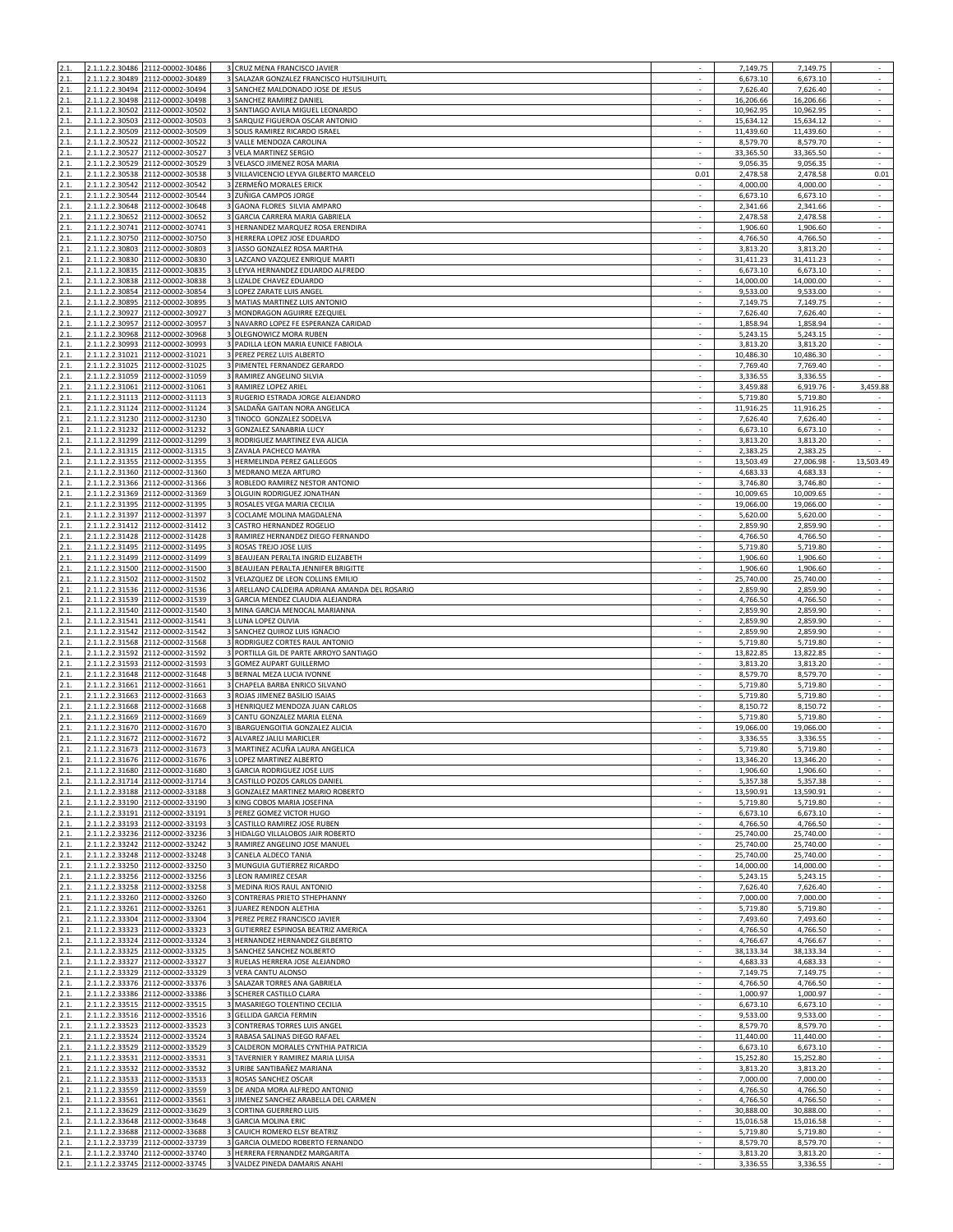| | | | | | | | |
|---|---|---|---|---|---|---|---|
| 2.1. | 2.1.1.2.2.30486 | 2112-00002-30486 | 3 CRUZ MENA FRANCISCO JAVIER | - | 7,149.75 | 7,149.75 | - |
| 2.1. | 2.1.1.2.2.30489 | 2112-00002-30489 | 3 SALAZAR GONZALEZ FRANCISCO HUTSILIHUITL | - | 6,673.10 | 6,673.10 | - |
| 2.1. | 2.1.1.2.2.30494 | 2112-00002-30494 | 3 SANCHEZ MALDONADO JOSE DE JESUS | - | 7,626.40 | 7,626.40 | - |
| 2.1. | 2.1.1.2.2.30498 | 2112-00002-30498 | 3 SANCHEZ RAMIREZ DANIEL | - | 16,206.66 | 16,206.66 | - |
| 2.1. | 2.1.1.2.2.30502 | 2112-00002-30502 | 3 SANTIAGO AVILA MIGUEL LEONARDO | - | 10,962.95 | 10,962.95 | - |
| 2.1. | 2.1.1.2.2.30503 | 2112-00002-30503 | 3 SARQUIZ FIGUEROA OSCAR ANTONIO | - | 15,634.12 | 15,634.12 | - |
| 2.1. | 2.1.1.2.2.30509 | 2112-00002-30509 | 3 SOLIS RAMIREZ RICARDO ISRAEL | - | 11,439.60 | 11,439.60 | - |
| 2.1. | 2.1.1.2.2.30522 | 2112-00002-30522 | 3 VALLE MENDOZA CAROLINA | - | 8,579.70 | 8,579.70 | - |
| 2.1. | 2.1.1.2.2.30527 | 2112-00002-30527 | 3 VELA MARTINEZ SERGIO | - | 33,365.50 | 33,365.50 | - |
| 2.1. | 2.1.1.2.2.30529 | 2112-00002-30529 | 3 VELASCO JIMENEZ ROSA MARIA | - | 9,056.35 | 9,056.35 | - |
| 2.1. | 2.1.1.2.2.30538 | 2112-00002-30538 | 3 VILLAVICENCIO LEYVA GILBERTO MARCELO | 0.01 | 2,478.58 | 2,478.58 | 0.01 |
| 2.1. | 2.1.1.2.2.30542 | 2112-00002-30542 | 3 ZERMEÑO MORALES ERICK | - | 4,000.00 | 4,000.00 | - |
| 2.1. | 2.1.1.2.2.30544 | 2112-00002-30544 | 3 ZUÑIGA CAMPOS JORGE | - | 6,673.10 | 6,673.10 | - |
| 2.1. | 2.1.1.2.2.30648 | 2112-00002-30648 | 3 GAONA FLORES SILVIA AMPARO | - | 2,341.66 | 2,341.66 | - |
| 2.1. | 2.1.1.2.2.30652 | 2112-00002-30652 | 3 GARCIA CARRERA MARIA GABRIELA | - | 2,478.58 | 2,478.58 | - |
| 2.1. | 2.1.1.2.2.30741 | 2112-00002-30741 | 3 HERNANDEZ MARQUEZ ROSA ERENDIRA | - | 1,906.60 | 1,906.60 | - |
| 2.1. | 2.1.1.2.2.30750 | 2112-00002-30750 | 3 HERRERA LOPEZ JOSE EDUARDO | - | 4,766.50 | 4,766.50 | - |
| 2.1. | 2.1.1.2.2.30803 | 2112-00002-30803 | 3 JASSO GONZALEZ ROSA MARTHA | - | 3,813.20 | 3,813.20 | - |
| 2.1. | 2.1.1.2.2.30830 | 2112-00002-30830 | 3 LAZCANO VAZQUEZ ENRIQUE MARTI | - | 31,411.23 | 31,411.23 | - |
| 2.1. | 2.1.1.2.2.30835 | 2112-00002-30835 | 3 LEYVA HERNANDEZ EDUARDO ALFREDO | - | 6,673.10 | 6,673.10 | - |
| 2.1. | 2.1.1.2.2.30838 | 2112-00002-30838 | 3 LIZALDE CHAVEZ EDUARDO | - | 14,000.00 | 14,000.00 | - |
| 2.1. | 2.1.1.2.2.30854 | 2112-00002-30854 | 3 LOPEZ ZARATE LUIS ANGEL | - | 9,533.00 | 9,533.00 | - |
| 2.1. | 2.1.1.2.2.30895 | 2112-00002-30895 | 3 MATIAS MARTINEZ LUIS ANTONIO | - | 7,149.75 | 7,149.75 | - |
| 2.1. | 2.1.1.2.2.30927 | 2112-00002-30927 | 3 MONDRAGON AGUIRRE EZEQUIEL | - | 7,626.40 | 7,626.40 | - |
| 2.1. | 2.1.1.2.2.30957 | 2112-00002-30957 | 3 NAVARRO LOPEZ FE ESPERANZA CARIDAD | - | 1,858.94 | 1,858.94 | - |
| 2.1. | 2.1.1.2.2.30968 | 2112-00002-30968 | 3 OLEGNOWICZ MORA RUBEN | - | 5,243.15 | 5,243.15 | - |
| 2.1. | 2.1.1.2.2.30993 | 2112-00002-30993 | 3 PADILLA LEON MARIA EUNICE FABIOLA | - | 3,813.20 | 3,813.20 | - |
| 2.1. | 2.1.1.2.2.31021 | 2112-00002-31021 | 3 PEREZ PEREZ LUIS ALBERTO | - | 10,486.30 | 10,486.30 | - |
| 2.1. | 2.1.1.2.2.31025 | 2112-00002-31025 | 3 PIMENTEL FERNANDEZ GERARDO | - | 7,769.40 | 7,769.40 | - |
| 2.1. | 2.1.1.2.2.31059 | 2112-00002-31059 | 3 RAMIREZ ANGELINO SILVIA | - | 3,336.55 | 3,336.55 | - |
| 2.1. | 2.1.1.2.2.31061 | 2112-00002-31061 | 3 RAMIREZ LOPEZ ARIEL | - | 3,459.88 | 6,919.76 | - 3,459.88 |
| 2.1. | 2.1.1.2.2.31113 | 2112-00002-31113 | 3 RUGERIO ESTRADA JORGE ALEJANDRO | - | 5,719.80 | 5,719.80 | - |
| 2.1. | 2.1.1.2.2.31124 | 2112-00002-31124 | 3 SALDAÑA GAITAN NORA ANGELICA | - | 11,916.25 | 11,916.25 | - |
| 2.1. | 2.1.1.2.2.31230 | 2112-00002-31230 | 3 TINOCO GONZALEZ SODELVA | - | 7,626.40 | 7,626.40 | - |
| 2.1. | 2.1.1.2.2.31232 | 2112-00002-31232 | 3 GONZALEZ SANABRIA LUCY | - | 6,673.10 | 6,673.10 | - |
| 2.1. | 2.1.1.2.2.31299 | 2112-00002-31299 | 3 RODRIGUEZ MARTINEZ EVA ALICIA | - | 3,813.20 | 3,813.20 | - |
| 2.1. | 2.1.1.2.2.31315 | 2112-00002-31315 | 3 ZAVALA PACHECO MAYRA | - | 2,383.25 | 2,383.25 | - |
| 2.1. | 2.1.1.2.2.31355 | 2112-00002-31355 | 3 HERMELINDA PEREZ GALLEGOS | - | 13,503.49 | 27,006.98 | - 13,503.49 |
| 2.1. | 2.1.1.2.2.31360 | 2112-00002-31360 | 3 MEDRANO MEZA ARTURO | - | 4,683.33 | 4,683.33 | - |
| 2.1. | 2.1.1.2.2.31366 | 2112-00002-31366 | 3 ROBLEDO RAMIREZ NESTOR ANTONIO | - | 3,746.80 | 3,746.80 | - |
| 2.1. | 2.1.1.2.2.31369 | 2112-00002-31369 | 3 OLGUIN RODRIGUEZ JONATHAN | - | 10,009.65 | 10,009.65 | - |
| 2.1. | 2.1.1.2.2.31395 | 2112-00002-31395 | 3 ROSALES VEGA MARIA CECILIA | - | 19,066.00 | 19,066.00 | - |
| 2.1. | 2.1.1.2.2.31397 | 2112-00002-31397 | 3 COCLAME MOLINA MAGDALENA | - | 5,620.00 | 5,620.00 | - |
| 2.1. | 2.1.1.2.2.31412 | 2112-00002-31412 | 3 CASTRO HERNANDEZ ROGELIO | - | 2,859.90 | 2,859.90 | - |
| 2.1. | 2.1.1.2.2.31428 | 2112-00002-31428 | 3 RAMIREZ HERNANDEZ DIEGO FERNANDO | - | 4,766.50 | 4,766.50 | - |
| 2.1. | 2.1.1.2.2.31495 | 2112-00002-31495 | 3 ROSAS TREJO JOSE LUIS | - | 5,719.80 | 5,719.80 | - |
| 2.1. | 2.1.1.2.2.31499 | 2112-00002-31499 | 3 BEAUJEAN PERALTA INGRID ELIZABETH | - | 1,906.60 | 1,906.60 | - |
| 2.1. | 2.1.1.2.2.31500 | 2112-00002-31500 | 3 BEAUJEAN PERALTA JENNIFER BRIGITTE | - | 1,906.60 | 1,906.60 | - |
| 2.1. | 2.1.1.2.2.31502 | 2112-00002-31502 | 3 VELAZQUEZ DE LEON COLLINS EMILIO | - | 25,740.00 | 25,740.00 | - |
| 2.1. | 2.1.1.2.2.31536 | 2112-00002-31536 | 3 ARELLANO CALDEIRA ADRIANA AMANDA DEL ROSARIO | - | 2,859.90 | 2,859.90 | - |
| 2.1. | 2.1.1.2.2.31539 | 2112-00002-31539 | 3 GARCIA MENDEZ CLAUDIA ALEJANDRA | - | 4,766.50 | 4,766.50 | - |
| 2.1. | 2.1.1.2.2.31540 | 2112-00002-31540 | 3 MINA GARCIA MENOCAL MARIANNA | - | 2,859.90 | 2,859.90 | - |
| 2.1. | 2.1.1.2.2.31541 | 2112-00002-31541 | 3 LUNA LOPEZ OLIVIA | - | 2,859.90 | 2,859.90 | - |
| 2.1. | 2.1.1.2.2.31542 | 2112-00002-31542 | 3 SANCHEZ QUIROZ LUIS IGNACIO | - | 2,859.90 | 2,859.90 | - |
| 2.1. | 2.1.1.2.2.31568 | 2112-00002-31568 | 3 RODRIGUEZ CORTES RAUL ANTONIO | - | 5,719.80 | 5,719.80 | - |
| 2.1. | 2.1.1.2.2.31592 | 2112-00002-31592 | 3 PORTILLA GIL DE PARTE ARROYO SANTIAGO | - | 13,822.85 | 13,822.85 | - |
| 2.1. | 2.1.1.2.2.31593 | 2112-00002-31593 | 3 GOMEZ AUPART GUILLERMO | - | 3,813.20 | 3,813.20 | - |
| 2.1. | 2.1.1.2.2.31648 | 2112-00002-31648 | 3 BERNAL MEZA LUCIA IVONNE | - | 8,579.70 | 8,579.70 | - |
| 2.1. | 2.1.1.2.2.31661 | 2112-00002-31661 | 3 CHAPELA BARBA ENRICO SILVANO | - | 5,719.80 | 5,719.80 | - |
| 2.1. | 2.1.1.2.2.31663 | 2112-00002-31663 | 3 ROJAS JIMENEZ BASILIO ISAIAS | - | 5,719.80 | 5,719.80 | - |
| 2.1. | 2.1.1.2.2.31668 | 2112-00002-31668 | 3 HENRIQUEZ MENDOZA JUAN CARLOS | - | 8,150.72 | 8,150.72 | - |
| 2.1. | 2.1.1.2.2.31669 | 2112-00002-31669 | 3 CANTU GONZALEZ MARIA ELENA | - | 5,719.80 | 5,719.80 | - |
| 2.1. | 2.1.1.2.2.31670 | 2112-00002-31670 | 3 IBARGUENGOITIA GONZALEZ ALICIA | - | 19,066.00 | 19,066.00 | - |
| 2.1. | 2.1.1.2.2.31672 | 2112-00002-31672 | 3 ALVAREZ JALILI MARICLER | - | 3,336.55 | 3,336.55 | - |
| 2.1. | 2.1.1.2.2.31673 | 2112-00002-31673 | 3 MARTINEZ ACUÑA LAURA ANGELICA | - | 5,719.80 | 5,719.80 | - |
| 2.1. | 2.1.1.2.2.31676 | 2112-00002-31676 | 3 LOPEZ MARTINEZ ALBERTO | - | 13,346.20 | 13,346.20 | - |
| 2.1. | 2.1.1.2.2.31680 | 2112-00002-31680 | 3 GARCIA RODRIGUEZ JOSE LUIS | - | 1,906.60 | 1,906.60 | - |
| 2.1. | 2.1.1.2.2.31714 | 2112-00002-31714 | 3 CASTILLO POZOS CARLOS DANIEL | - | 5,357.38 | 5,357.38 | - |
| 2.1. | 2.1.1.2.2.33188 | 2112-00002-33188 | 3 GONZALEZ MARTINEZ MARIO ROBERTO | - | 13,590.91 | 13,590.91 | - |
| 2.1. | 2.1.1.2.2.33190 | 2112-00002-33190 | 3 KING COBOS MARIA JOSEFINA | - | 5,719.80 | 5,719.80 | - |
| 2.1. | 2.1.1.2.2.33191 | 2112-00002-33191 | 3 PEREZ GOMEZ VICTOR HUGO | - | 6,673.10 | 6,673.10 | - |
| 2.1. | 2.1.1.2.2.33193 | 2112-00002-33193 | 3 CASTILLO RAMIREZ JOSE RUBEN | - | 4,766.50 | 4,766.50 | - |
| 2.1. | 2.1.1.2.2.33236 | 2112-00002-33236 | 3 HIDALGO VILLALOBOS JAIR ROBERTO | - | 25,740.00 | 25,740.00 | - |
| 2.1. | 2.1.1.2.2.33242 | 2112-00002-33242 | 3 RAMIREZ ANGELINO JOSE MANUEL | - | 25,740.00 | 25,740.00 | - |
| 2.1. | 2.1.1.2.2.33248 | 2112-00002-33248 | 3 CANELA ALDECO TANIA | - | 25,740.00 | 25,740.00 | - |
| 2.1. | 2.1.1.2.2.33250 | 2112-00002-33250 | 3 MUNGUIA GUTIERREZ RICARDO | - | 14,000.00 | 14,000.00 | - |
| 2.1. | 2.1.1.2.2.33256 | 2112-00002-33256 | 3 LEON RAMIREZ CESAR | - | 5,243.15 | 5,243.15 | - |
| 2.1. | 2.1.1.2.2.33258 | 2112-00002-33258 | 3 MEDINA RIOS RAUL ANTONIO | - | 7,626.40 | 7,626.40 | - |
| 2.1. | 2.1.1.2.2.33260 | 2112-00002-33260 | 3 CONTRERAS PRIETO STHEPHANNY | - | 7,000.00 | 7,000.00 | - |
| 2.1. | 2.1.1.2.2.33261 | 2112-00002-33261 | 3 JUAREZ RENDON ALETHIA | - | 5,719.80 | 5,719.80 | - |
| 2.1. | 2.1.1.2.2.33304 | 2112-00002-33304 | 3 PEREZ PEREZ FRANCISCO JAVIER | - | 7,493.60 | 7,493.60 | - |
| 2.1. | 2.1.1.2.2.33323 | 2112-00002-33323 | 3 GUTIERREZ ESPINOSA BEATRIZ AMERICA | - | 4,766.50 | 4,766.50 | - |
| 2.1. | 2.1.1.2.2.33324 | 2112-00002-33324 | 3 HERNANDEZ HERNANDEZ GILBERTO | - | 4,766.67 | 4,766.67 | - |
| 2.1. | 2.1.1.2.2.33325 | 2112-00002-33325 | 3 SANCHEZ SANCHEZ NOLBERTO | - | 38,133.34 | 38,133.34 | - |
| 2.1. | 2.1.1.2.2.33327 | 2112-00002-33327 | 3 RUELAS HERRERA JOSE ALEJANDRO | - | 4,683.33 | 4,683.33 | - |
| 2.1. | 2.1.1.2.2.33329 | 2112-00002-33329 | 3 VERA CANTU ALONSO | - | 7,149.75 | 7,149.75 | - |
| 2.1. | 2.1.1.2.2.33376 | 2112-00002-33376 | 3 SALAZAR TORRES ANA GABRIELA | - | 4,766.50 | 4,766.50 | - |
| 2.1. | 2.1.1.2.2.33386 | 2112-00002-33386 | 3 SCHERER CASTILLO CLARA | - | 1,000.97 | 1,000.97 | - |
| 2.1. | 2.1.1.2.2.33515 | 2112-00002-33515 | 3 MASARIEGO TOLENTINO CECILIA | - | 6,673.10 | 6,673.10 | - |
| 2.1. | 2.1.1.2.2.33516 | 2112-00002-33516 | 3 GELLIDA GARCIA FERMIN | - | 9,533.00 | 9,533.00 | - |
| 2.1. | 2.1.1.2.2.33523 | 2112-00002-33523 | 3 CONTRERAS TORRES LUIS ANGEL | - | 8,579.70 | 8,579.70 | - |
| 2.1. | 2.1.1.2.2.33524 | 2112-00002-33524 | 3 RABASA SALINAS DIEGO RAFAEL | - | 11,440.00 | 11,440.00 | - |
| 2.1. | 2.1.1.2.2.33529 | 2112-00002-33529 | 3 CALDERON MORALES CYNTHIA PATRICIA | - | 6,673.10 | 6,673.10 | - |
| 2.1. | 2.1.1.2.2.33531 | 2112-00002-33531 | 3 TAVERNIER Y RAMIREZ MARIA LUISA | - | 15,252.80 | 15,252.80 | - |
| 2.1. | 2.1.1.2.2.33532 | 2112-00002-33532 | 3 URIBE SANTIBAÑEZ MARIANA | - | 3,813.20 | 3,813.20 | - |
| 2.1. | 2.1.1.2.2.33533 | 2112-00002-33533 | 3 ROSAS SANCHEZ OSCAR | - | 7,000.00 | 7,000.00 | - |
| 2.1. | 2.1.1.2.2.33559 | 2112-00002-33559 | 3 DE ANDA MORA ALFREDO ANTONIO | - | 4,766.50 | 4,766.50 | - |
| 2.1. | 2.1.1.2.2.33561 | 2112-00002-33561 | 3 JIMENEZ SANCHEZ ARABELLA DEL CARMEN | - | 4,766.50 | 4,766.50 | - |
| 2.1. | 2.1.1.2.2.33629 | 2112-00002-33629 | 3 CORTINA GUERRERO LUIS | - | 30,888.00 | 30,888.00 | - |
| 2.1. | 2.1.1.2.2.33648 | 2112-00002-33648 | 3 GARCIA MOLINA ERIC | - | 15,016.58 | 15,016.58 | - |
| 2.1. | 2.1.1.2.2.33688 | 2112-00002-33688 | 3 CAUICH ROMERO ELSY BEATRIZ | - | 5,719.80 | 5,719.80 | - |
| 2.1. | 2.1.1.2.2.33739 | 2112-00002-33739 | 3 GARCIA OLMEDO ROBERTO FERNANDO | - | 8,579.70 | 8,579.70 | - |
| 2.1. | 2.1.1.2.2.33740 | 2112-00002-33740 | 3 HERRERA FERNANDEZ MARGARITA | - | 3,813.20 | 3,813.20 | - |
| 2.1. | 2.1.1.2.2.33745 | 2112-00002-33745 | 3 VALDEZ PINEDA DAMARIS ANAHI | - | 3,336.55 | 3,336.55 | - |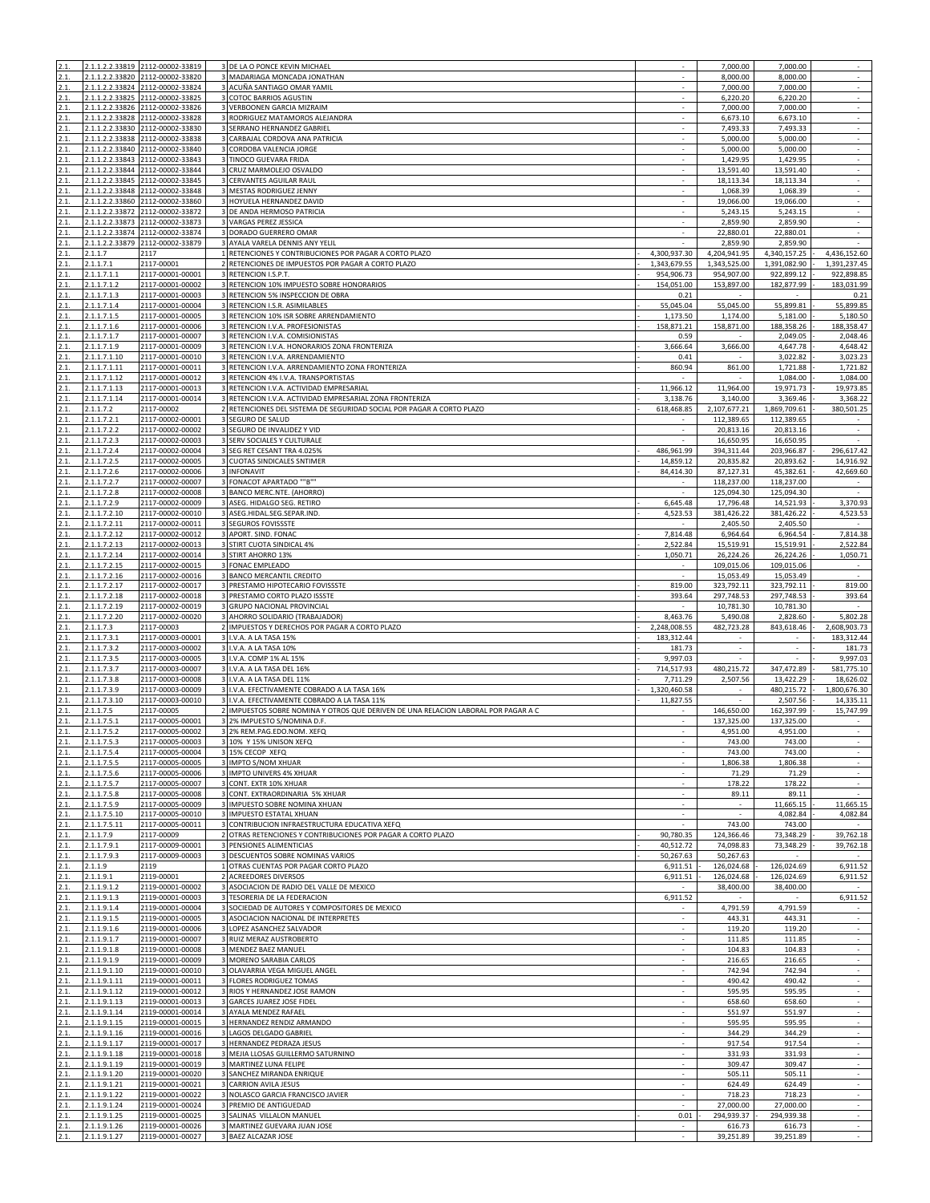| | | | | | | | | |
|---|---|---|---|---|---|---|---|---|
| 2.1. | 2.1.1.2.2.33819 | 2112-00002-33819 | 3 | DE LA O PONCE KEVIN MICHAEL | - | 7,000.00 | 7,000.00 | - |
| 2.1. | 2.1.1.2.2.33820 | 2112-00002-33820 | 3 | MADARIAGA MONCADA JONATHAN | - | 8,000.00 | 8,000.00 | - |
| 2.1. | 2.1.1.2.2.33824 | 2112-00002-33824 | 3 | ACUÑA SANTIAGO OMAR YAMIL | - | 7,000.00 | 7,000.00 | - |
| 2.1. | 2.1.1.2.2.33825 | 2112-00002-33825 | 3 | COTOC BARRIOS AGUSTIN | - | 6,220.20 | 6,220.20 | - |
| 2.1. | 2.1.1.2.2.33826 | 2112-00002-33826 | 3 | VERBOONEN GARCIA MIZRAIM | - | 7,000.00 | 7,000.00 | - |
| 2.1. | 2.1.1.2.2.33828 | 2112-00002-33828 | 3 | RODRIGUEZ MATAMOROS ALEJANDRA | - | 6,673.10 | 6,673.10 | - |
| 2.1. | 2.1.1.2.2.33830 | 2112-00002-33830 | 3 | SERRANO HERNANDEZ GABRIEL | - | 7,493.33 | 7,493.33 | - |
| 2.1. | 2.1.1.2.2.33838 | 2112-00002-33838 | 3 | CARBAJAL CORDOVA ANA PATRICIA | - | 5,000.00 | 5,000.00 | - |
| 2.1. | 2.1.1.2.2.33840 | 2112-00002-33840 | 3 | CORDOBA VALENCIA JORGE | - | 5,000.00 | 5,000.00 | - |
| 2.1. | 2.1.1.2.2.33843 | 2112-00002-33843 | 3 | TINOCO GUEVARA FRIDA | - | 1,429.95 | 1,429.95 | - |
| 2.1. | 2.1.1.2.2.33844 | 2112-00002-33844 | 3 | CRUZ MARMOLEJO OSVALDO | - | 13,591.40 | 13,591.40 | - |
| 2.1. | 2.1.1.2.2.33845 | 2112-00002-33845 | 3 | CERVANTES AGUILAR RAUL | - | 18,113.34 | 18,113.34 | - |
| 2.1. | 2.1.1.2.2.33848 | 2112-00002-33848 | 3 | MESTAS RODRIGUEZ JENNY | - | 1,068.39 | 1,068.39 | - |
| 2.1. | 2.1.1.2.2.33860 | 2112-00002-33860 | 3 | HOYUELA HERNANDEZ DAVID | - | 19,066.00 | 19,066.00 | - |
| 2.1. | 2.1.1.2.2.33872 | 2112-00002-33872 | 3 | DE ANDA HERMOSO PATRICIA | - | 5,243.15 | 5,243.15 | - |
| 2.1. | 2.1.1.2.2.33873 | 2112-00002-33873 | 3 | VARGAS PEREZ JESSICA | - | 2,859.90 | 2,859.90 | - |
| 2.1. | 2.1.1.2.2.33874 | 2112-00002-33874 | 3 | DORADO GUERRERO OMAR | - | 22,880.01 | 22,880.01 | - |
| 2.1. | 2.1.1.2.2.33879 | 2112-00002-33879 | 3 | AYALA VARELA DENNIS ANY YELIL | - | 2,859.90 | 2,859.90 | - |
| 2.1. | 2.1.1.7 | 2117 | 1 | RETENCIONES Y CONTRIBUCIONES POR PAGAR A CORTO PLAZO | - 4,300,937.30 | 4,204,941.95 | 4,340,157.25 | - 4,436,152.60 |
| 2.1. | 2.1.1.7.1 | 2117-00001 | 2 | RETENCIONES DE IMPUESTOS POR PAGAR A CORTO PLAZO | - 1,343,679.55 | 1,343,525.00 | 1,391,082.90 | - 1,391,237.45 |
| 2.1. | 2.1.1.7.1.1 | 2117-00001-00001 | 3 | RETENCION I.S.P.T. | - 954,906.73 | 954,907.00 | 922,899.12 | - 922,898.85 |
| 2.1. | 2.1.1.7.1.2 | 2117-00001-00002 | 3 | RETENCION 10% IMPUESTO SOBRE HONORARIOS | - 154,051.00 | 153,897.00 | 182,877.99 | - 183,031.99 |
| 2.1. | 2.1.1.7.1.3 | 2117-00001-00003 | 3 | RETENCION 5% INSPECCION DE OBRA | - 0.21 | - | - | - 0.21 |
| 2.1. | 2.1.1.7.1.4 | 2117-00001-00004 | 3 | RETENCION I.S.R. ASIMILABLES | - 55,045.04 | 55,045.00 | 55,899.81 | - 55,899.85 |
| 2.1. | 2.1.1.7.1.5 | 2117-00001-00005 | 3 | RETENCION 10% ISR SOBRE ARRENDAMIENTO | - 1,173.50 | 1,174.00 | 5,181.00 | - 5,180.50 |
| 2.1. | 2.1.1.7.1.6 | 2117-00001-00006 | 3 | RETENCION I.V.A. PROFESIONISTAS | - 158,871.21 | 158,871.00 | 188,358.26 | - 188,358.47 |
| 2.1. | 2.1.1.7.1.7 | 2117-00001-00007 | 3 | RETENCION I.V.A. COMISIONISTAS | 0.59 | - | 2,049.05 | - 2,048.46 |
| 2.1. | 2.1.1.7.1.9 | 2117-00001-00009 | 3 | RETENCION I.V.A. HONORARIOS ZONA FRONTERIZA | - 3,666.64 | 3,666.00 | 4,647.78 | - 4,648.42 |
| 2.1. | 2.1.1.7.1.10 | 2117-00001-00010 | 3 | RETENCION I.V.A. ARRENDAMIENTO | - 0.41 | - | 3,022.82 | - 3,023.23 |
| 2.1. | 2.1.1.7.1.11 | 2117-00001-00011 | 3 | RETENCION I.V.A. ARRENDAMIENTO ZONA FRONTERIZA | - 860.94 | 861.00 | 1,721.88 | - 1,721.82 |
| 2.1. | 2.1.1.7.1.12 | 2117-00001-00012 | 3 | RETENCION 4% I.V.A. TRANSPORTISTAS | - | - | 1,084.00 | - 1,084.00 |
| 2.1. | 2.1.1.7.1.13 | 2117-00001-00013 | 3 | RETENCION I.V.A. ACTIVIDAD EMPRESARIAL | - 11,966.12 | 11,964.00 | 19,971.73 | - 19,973.85 |
| 2.1. | 2.1.1.7.1.14 | 2117-00001-00014 | 3 | RETENCION I.V.A. ACTIVIDAD EMPRESARIAL ZONA FRONTERIZA | - 3,138.76 | 3,140.00 | 3,369.46 | - 3,368.22 |
| 2.1. | 2.1.1.7.2 | 2117-00002 | 2 | RETENCIONES DEL SISTEMA DE SEGURIDAD SOCIAL POR PAGAR A CORTO PLAZO | - 618,468.85 | 2,107,677.21 | 1,869,709.61 | - 380,501.25 |
| 2.1. | 2.1.1.7.2.1 | 2117-00002-00001 | 3 | SEGURO DE SALUD | - | 112,389.65 | 112,389.65 | - |
| 2.1. | 2.1.1.7.2.2 | 2117-00002-00002 | 3 | SEGURO DE INVALIDEZ Y VID | - | 20,813.16 | 20,813.16 | - |
| 2.1. | 2.1.1.7.2.3 | 2117-00002-00003 | 3 | SERV SOCIALES Y CULTURALE | - | 16,650.95 | 16,650.95 | - |
| 2.1. | 2.1.1.7.2.4 | 2117-00002-00004 | 3 | SEG RET CESANT TRA 4.025% | - 486,961.99 | 394,311.44 | 203,966.87 | - 296,617.42 |
| 2.1. | 2.1.1.7.2.5 | 2117-00002-00005 | 3 | CUOTAS SINDICALES SNTIMER | - 14,859.12 | 20,835.82 | 20,893.62 | - 14,916.92 |
| 2.1. | 2.1.1.7.2.6 | 2117-00002-00006 | 3 | INFONAVIT | - 84,414.30 | 87,127.31 | 45,382.61 | - 42,669.60 |
| 2.1. | 2.1.1.7.2.7 | 2117-00002-00007 | 3 | FONACOT APARTADO ""B"" | - | 118,237.00 | 118,237.00 | - |
| 2.1. | 2.1.1.7.2.8 | 2117-00002-00008 | 3 | BANCO MERC.NTE. (AHORRO) | - | 125,094.30 | 125,094.30 | - |
| 2.1. | 2.1.1.7.2.9 | 2117-00002-00009 | 3 | ASEG. HIDALGO SEG. RETIRO | - 6,645.48 | 17,796.48 | 14,521.93 | - 3,370.93 |
| 2.1. | 2.1.1.7.2.10 | 2117-00002-00010 | 3 | ASEG.HIDAL.SEG.SEPAR.IND. | - 4,523.53 | 381,426.22 | 381,426.22 | - 4,523.53 |
| 2.1. | 2.1.1.7.2.11 | 2117-00002-00011 | 3 | SEGUROS FOVISSSTE | - | 2,405.50 | 2,405.50 | - |
| 2.1. | 2.1.1.7.2.12 | 2117-00002-00012 | 3 | APORT. SIND. FONAC | - 7,814.48 | 6,964.64 | 6,964.54 | - 7,814.38 |
| 2.1. | 2.1.1.7.2.13 | 2117-00002-00013 | 3 | STIRT CUOTA SINDICAL 4% | - 2,522.84 | 15,519.91 | 15,519.91 | - 2,522.84 |
| 2.1. | 2.1.1.7.2.14 | 2117-00002-00014 | 3 | STIRT AHORRO 13% | - 1,050.71 | 26,224.26 | 26,224.26 | - 1,050.71 |
| 2.1. | 2.1.1.7.2.15 | 2117-00002-00015 | 3 | FONAC EMPLEADO | - | 109,015.06 | 109,015.06 | - |
| 2.1. | 2.1.1.7.2.16 | 2117-00002-00016 | 3 | BANCO MERCANTIL CREDITO | - | 15,053.49 | 15,053.49 | - |
| 2.1. | 2.1.1.7.2.17 | 2117-00002-00017 | 3 | PRESTAMO HIPOTECARIO FOVISSSTE | - 819.00 | 323,792.11 | 323,792.11 | - 819.00 |
| 2.1. | 2.1.1.7.2.18 | 2117-00002-00018 | 3 | PRESTAMO CORTO PLAZO ISSSTE | - 393.64 | 297,748.53 | 297,748.53 | - 393.64 |
| 2.1. | 2.1.1.7.2.19 | 2117-00002-00019 | 3 | GRUPO NACIONAL PROVINCIAL | - | 10,781.30 | 10,781.30 | - |
| 2.1. | 2.1.1.7.2.20 | 2117-00002-00020 | 3 | AHORRO SOLIDARIO (TRABAJADOR) | - 8,463.76 | 5,490.08 | 2,828.60 | - 5,802.28 |
| 2.1. | 2.1.1.7.3 | 2117-00003 | 2 | IMPUESTOS Y DERECHOS POR PAGAR A CORTO PLAZO | - 2,248,008.55 | 482,723.28 | 843,618.46 | - 2,608,903.73 |
| 2.1. | 2.1.1.7.3.1 | 2117-00003-00001 | 3 | I.V.A. A LA TASA 15% | - 183,312.44 | - | - | - 183,312.44 |
| 2.1. | 2.1.1.7.3.2 | 2117-00003-00002 | 3 | I.V.A. A LA TASA 10% | - 181.73 | - | - | - 181.73 |
| 2.1. | 2.1.1.7.3.5 | 2117-00003-00005 | 3 | I.V.A. COMP 1% AL 15% | - 9,997.03 | - | - | - 9,997.03 |
| 2.1. | 2.1.1.7.3.7 | 2117-00003-00007 | 3 | I.V.A. A LA TASA DEL 16% | - 714,517.93 | 480,215.72 | 347,472.89 | - 581,775.10 |
| 2.1. | 2.1.1.7.3.8 | 2117-00003-00008 | 3 | I.V.A. A LA TASA DEL 11% | - 7,711.29 | 2,507.56 | 13,422.29 | - 18,626.02 |
| 2.1. | 2.1.1.7.3.9 | 2117-00003-00009 | 3 | I.V.A. EFECTIVAMENTE COBRADO A LA TASA 16% | - 1,320,460.58 | - | 480,215.72 | - 1,800,676.30 |
| 2.1. | 2.1.1.7.3.10 | 2117-00003-00010 | 3 | I.V.A. EFECTIVAMENTE COBRADO A LA TASA 11% | - 11,827.55 | - | 2,507.56 | - 14,335.11 |
| 2.1. | 2.1.1.7.5 | 2117-00005 | 2 | IMPUESTOS SOBRE NOMINA Y OTROS QUE DERIVEN DE UNA RELACION LABORAL POR PAGAR A C | - | 146,650.00 | 162,397.99 | - 15,747.99 |
| 2.1. | 2.1.1.7.5.1 | 2117-00005-00001 | 3 | 2% IMPUESTO S/NOMINA D.F. | - | 137,325.00 | 137,325.00 | - |
| 2.1. | 2.1.1.7.5.2 | 2117-00005-00002 | 3 | 2% REM.PAG.EDO.NOM. XEFQ | - | 4,951.00 | 4,951.00 | - |
| 2.1. | 2.1.1.7.5.3 | 2117-00005-00003 | 3 | 10% Y 15% UNISON XEFQ | - | 743.00 | 743.00 | - |
| 2.1. | 2.1.1.7.5.4 | 2117-00005-00004 | 3 | 15% CECOP XEFQ | - | 743.00 | 743.00 | - |
| 2.1. | 2.1.1.7.5.5 | 2117-00005-00005 | 3 | IMPTO S/NOM XHUAR | - | 1,806.38 | 1,806.38 | - |
| 2.1. | 2.1.1.7.5.6 | 2117-00005-00006 | 3 | IMPTO UNIVERS 4% XHUAR | - | 71.29 | 71.29 | - |
| 2.1. | 2.1.1.7.5.7 | 2117-00005-00007 | 3 | CONT. EXTR 10% XHUAR | - | 178.22 | 178.22 | - |
| 2.1. | 2.1.1.7.5.8 | 2117-00005-00008 | 3 | CONT. EXTRAORDINARIA 5% XHUAR | - | 89.11 | 89.11 | - |
| 2.1. | 2.1.1.7.5.9 | 2117-00005-00009 | 3 | IMPUESTO SOBRE NOMINA XHUAN | - | - | 11,665.15 | - 11,665.15 |
| 2.1. | 2.1.1.7.5.10 | 2117-00005-00010 | 3 | IMPUESTO ESTATAL XHUAN | - | - | 4,082.84 | - 4,082.84 |
| 2.1. | 2.1.1.7.5.11 | 2117-00005-00011 | 3 | CONTRIBUCION INFRAESTRUCTURA EDUCATIVA XEFQ | - | 743.00 | 743.00 | - |
| 2.1. | 2.1.1.7.9 | 2117-00009 | 2 | OTRAS RETENCIONES Y CONTRIBUCIONES POR PAGAR A CORTO PLAZO | - 90,780.35 | 124,366.46 | 73,348.29 | - 39,762.18 |
| 2.1. | 2.1.1.7.9.1 | 2117-00009-00001 | 3 | PENSIONES ALIMENTICIAS | - 40,512.72 | 74,098.83 | 73,348.29 | - 39,762.18 |
| 2.1. | 2.1.1.7.9.3 | 2117-00009-00003 | 3 | DESCUENTOS SOBRE NOMINAS VARIOS | - 50,267.63 | 50,267.63 | - | - |
| 2.1. | 2.1.1.9 | 2119 | 1 | OTRAS CUENTAS POR PAGAR CORTO PLAZO | 6,911.51 | - 126,024.68 | 126,024.69 | 6,911.52 |
| 2.1. | 2.1.1.9.1 | 2119-00001 | 2 | ACREEDORES DIVERSOS | 6,911.51 | - 126,024.68 | 126,024.69 | 6,911.52 |
| 2.1. | 2.1.1.9.1.2 | 2119-00001-00002 | 3 | ASOCIACION DE RADIO DEL VALLE DE MEXICO | - | 38,400.00 | 38,400.00 | - |
| 2.1. | 2.1.1.9.1.3 | 2119-00001-00003 | 3 | TESORERIA DE LA FEDERACION | 6,911.52 | - | - | 6,911.52 |
| 2.1. | 2.1.1.9.1.4 | 2119-00001-00004 | 3 | SOCIEDAD DE AUTORES Y COMPOSITORES DE MEXICO | - | 4,791.59 | 4,791.59 | - |
| 2.1. | 2.1.1.9.1.5 | 2119-00001-00005 | 3 | ASOCIACION NACIONAL DE INTERPRETES | - | 443.31 | 443.31 | - |
| 2.1. | 2.1.1.9.1.6 | 2119-00001-00006 | 3 | LOPEZ ASANCHEZ SALVADOR | - | 119.20 | 119.20 | - |
| 2.1. | 2.1.1.9.1.7 | 2119-00001-00007 | 3 | RUIZ MERAZ AUSTROBERTO | - | 111.85 | 111.85 | - |
| 2.1. | 2.1.1.9.1.8 | 2119-00001-00008 | 3 | MENDEZ BAEZ MANUEL | - | 104.83 | 104.83 | - |
| 2.1. | 2.1.1.9.1.9 | 2119-00001-00009 | 3 | MORENO SARABIA CARLOS | - | 216.65 | 216.65 | - |
| 2.1. | 2.1.1.9.1.10 | 2119-00001-00010 | 3 | OLAVARRIA VEGA MIGUEL ANGEL | - | 742.94 | 742.94 | - |
| 2.1. | 2.1.1.9.1.11 | 2119-00001-00011 | 3 | FLORES RODRIGUEZ TOMAS | - | 490.42 | 490.42 | - |
| 2.1. | 2.1.1.9.1.12 | 2119-00001-00012 | 3 | RIOS Y HERNANDEZ JOSE RAMON | - | 595.95 | 595.95 | - |
| 2.1. | 2.1.1.9.1.13 | 2119-00001-00013 | 3 | GARCES JUAREZ JOSE FIDEL | - | 658.60 | 658.60 | - |
| 2.1. | 2.1.1.9.1.14 | 2119-00001-00014 | 3 | AYALA MENDEZ RAFAEL | - | 551.97 | 551.97 | - |
| 2.1. | 2.1.1.9.1.15 | 2119-00001-00015 | 3 | HERNANDEZ RENDIZ ARMANDO | - | 595.95 | 595.95 | - |
| 2.1. | 2.1.1.9.1.16 | 2119-00001-00016 | 3 | LAGOS DELGADO GABRIEL | - | 344.29 | 344.29 | - |
| 2.1. | 2.1.1.9.1.17 | 2119-00001-00017 | 3 | HERNANDEZ PEDRAZA JESUS | - | 917.54 | 917.54 | - |
| 2.1. | 2.1.1.9.1.18 | 2119-00001-00018 | 3 | MEJIA LLOSAS GUILLERMO SATURNINO | - | 331.93 | 331.93 | - |
| 2.1. | 2.1.1.9.1.19 | 2119-00001-00019 | 3 | MARTINEZ LUNA FELIPE | - | 309.47 | 309.47 | - |
| 2.1. | 2.1.1.9.1.20 | 2119-00001-00020 | 3 | SANCHEZ MIRANDA ENRIQUE | - | 505.11 | 505.11 | - |
| 2.1. | 2.1.1.9.1.21 | 2119-00001-00021 | 3 | CARRION AVILA JESUS | - | 624.49 | 624.49 | - |
| 2.1. | 2.1.1.9.1.22 | 2119-00001-00022 | 3 | NOLASCO GARCIA FRANCISCO JAVIER | - | 718.23 | 718.23 | - |
| 2.1. | 2.1.1.9.1.24 | 2119-00001-00024 | 3 | PREMIO DE ANTIGUEDAD | - | 27,000.00 | 27,000.00 | - |
| 2.1. | 2.1.1.9.1.25 | 2119-00001-00025 | 3 | SALINAS VILLALON MANUEL | - 0.01 | - 294,939.37 | - 294,939.38 | - |
| 2.1. | 2.1.1.9.1.26 | 2119-00001-00026 | 3 | MARTINEZ GUEVARA JUAN JOSE | - | 616.73 | 616.73 | - |
| 2.1. | 2.1.1.9.1.27 | 2119-00001-00027 | 3 | BAEZ ALCAZAR JOSE | - | 39,251.89 | 39,251.89 | - |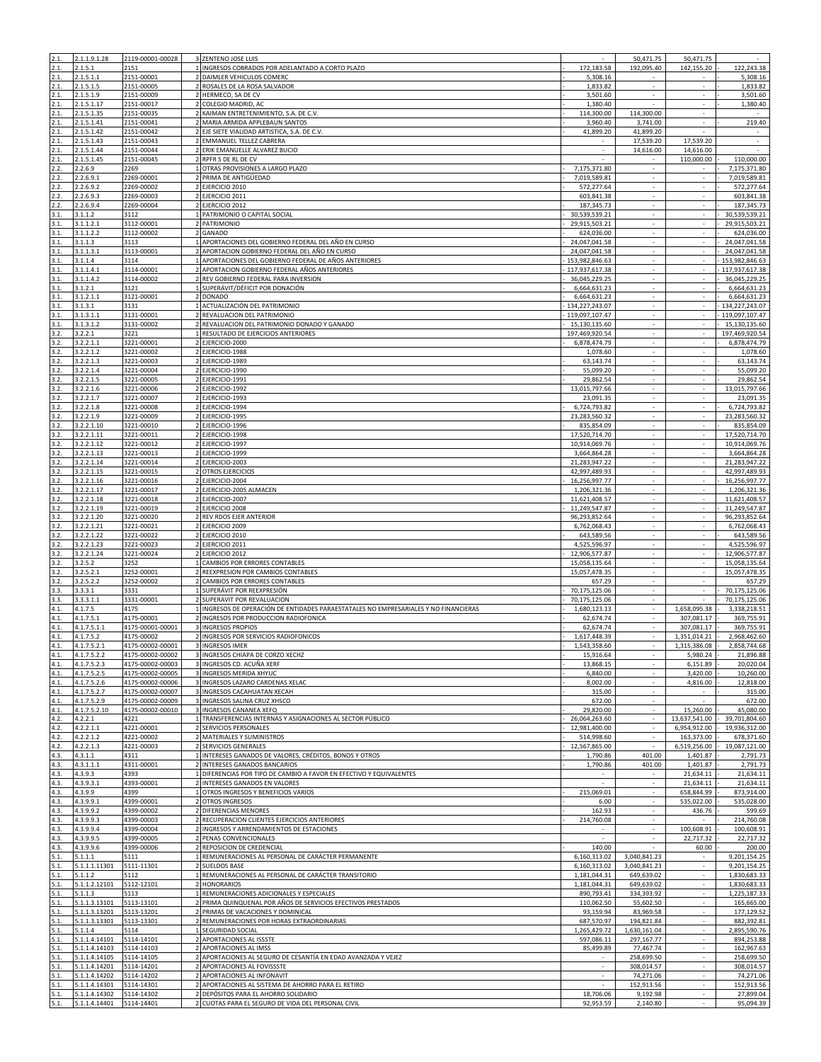| | | | | | | | | |
|---|---|---|---|---|---|---|---|---|
| 2.1. | 2.1.1.9.1.28 | 2119-00001-00028 | 3 | ZENTENO JOSE LUIS | - | 50,471.75 | 50,471.75 | - |
| 2.1. | 2.1.5.1 | 2151 | 1 | INGRESOS COBRADOS POR ADELANTADO A CORTO PLAZO | - 172,183.58 | 192,095.40 | 142,155.20 | - 122,243.38 |
| 2.1. | 2.1.5.1.1 | 2151-00001 | 2 | DAIMLER VEHICULOS COMERC | - 5,308.16 | - | - | - 5,308.16 |
| 2.1. | 2.1.5.1.5 | 2151-00005 | 2 | ROSALES DE LA ROSA SALVADOR | - 1,833.82 | - | - | - 1,833.82 |
| 2.1. | 2.1.5.1.9 | 2151-00009 | 2 | HERMECO, SA DE CV | - 3,501.60 | - | - | - 3,501.60 |
| 2.1. | 2.1.5.1.17 | 2151-00017 | 2 | COLEGIO MADRID, AC | - 1,380.40 | - | - | - 1,380.40 |
| 2.1. | 2.1.5.1.35 | 2151-00035 | 2 | KAIMAN ENTRETENIMIENTO, S.A. DE C.V. | - 114,300.00 | 114,300.00 | - | - |
| 2.1. | 2.1.5.1.41 | 2151-00041 | 2 | MARIA ARMIDA APPLEBAUN SANTOS | - 3,960.40 | 3,741.00 | - | - 219.40 |
| 2.1. | 2.1.5.1.42 | 2151-00042 | 2 | EJE SIETE VIALIDAD ARTISTICA, S.A. DE C.V. | - 41,899.20 | 41,899.20 | - | - |
| 2.1. | 2.1.5.1.43 | 2151-00043 | 2 | EMMANUEL TELLEZ CABRERA | - | 17,539.20 | 17,539.20 | - |
| 2.1. | 2.1.5.1.44 | 2151-00044 | 2 | ERIK EMANUELLE ALVAREZ BUCIO | - | 14,616.00 | 14,616.00 | - |
| 2.1. | 2.1.5.1.45 | 2151-00045 | 2 | RPFR S DE RL DE CV | - | - | 110,000.00 | - 110,000.00 |
| 2.2. | 2.2.6.9 | 2269 | 1 | OTRAS PROVISIONES A LARGO PLAZO | - 7,175,371.80 | - | - | - 7,175,371.80 |
| 2.2. | 2.2.6.9.1 | 2269-00001 | 2 | PRIMA DE ANTIGÜEDAD | - 7,019,589.81 | - | - | - 7,019,589.81 |
| 2.2. | 2.2.6.9.2 | 2269-00002 | 2 | EJERCICIO 2010 | 572,277.64 | - | - | 572,277.64 |
| 2.2. | 2.2.6.9.3 | 2269-00003 | 2 | EJERCICIO 2011 | - 603,841.38 | - | - | - 603,841.38 |
| 2.2. | 2.2.6.9.4 | 2269-00004 | 2 | EJERCICIO 2012 | - 187,345.73 | - | - | - 187,345.73 |
| 3.1. | 3.1.1.2 | 3112 | 1 | PATRIMONIO O CAPITAL SOCIAL | - 30,539,539.21 | - | - | - 30,539,539.21 |
| 3.1. | 3.1.1.2.1 | 3112-00001 | 2 | PATRIMONIO | - 29,915,503.21 | - | - | - 29,915,503.21 |
| 3.1. | 3.1.1.2.2 | 3112-00002 | 2 | GANADO | - 624,036.00 | - | - | - 624,036.00 |
| 3.1. | 3.1.1.3 | 3113 | 1 | APORTACIONES DEL GOBIERNO FEDERAL DEL AÑO EN CURSO | - 24,047,041.58 | - | - | - 24,047,041.58 |
| 3.1. | 3.1.1.3.1 | 3113-00001 | 2 | APORTACION GOBIERNO FEDERAL DEL AÑO EN CURSO | - 24,047,041.58 | - | - | - 24,047,041.58 |
| 3.1. | 3.1.1.4 | 3114 | 1 | APORTACIONES DEL GOBIERNO FEDERAL DE AÑOS ANTERIORES | - 153,982,846.63 | - | - | - 153,982,846.63 |
| 3.1. | 3.1.1.4.1 | 3114-00001 | 2 | APORTACION GOBIERNO FEDERAL AÑOS ANTERIORES | - 117,937,617.38 | - | - | - 117,937,617.38 |
| 3.1. | 3.1.1.4.2 | 3114-00002 | 2 | REV GOBIERNO FEDERAL PARA INVERSION | - 36,045,229.25 | - | - | - 36,045,229.25 |
| 3.1. | 3.1.2.1 | 3121 | 1 | SUPERÁVIT/DÉFICIT POR DONACIÓN | - 6,664,631.23 | - | - | - 6,664,631.23 |
| 3.1. | 3.1.2.1.1 | 3121-00001 | 2 | DONADO | - 6,664,631.23 | - | - | - 6,664,631.23 |
| 3.1. | 3.1.3.1 | 3131 | 1 | ACTUALIZACIÓN DEL PATRIMONIO | - 134,227,243.07 | - | - | - 134,227,243.07 |
| 3.1. | 3.1.3.1.1 | 3131-00001 | 2 | REVALUACION DEL PATRIMONIO | - 119,097,107.47 | - | - | - 119,097,107.47 |
| 3.1. | 3.1.3.1.2 | 3131-00002 | 2 | REVALUACION DEL PATRIMONIO DONADO Y GANADO | - 15,130,135.60 | - | - | - 15,130,135.60 |
| 3.2. | 3.2.2.1 | 3221 | 1 | RESULTADO DE EJERCICIOS ANTERIORES | 197,469,920.54 | - | - | 197,469,920.54 |
| 3.2. | 3.2.2.1.1 | 3221-00001 | 2 | EJERCICIO-2000 | - 6,878,474.79 | - | - | - 6,878,474.79 |
| 3.2. | 3.2.2.1.2 | 3221-00002 | 2 | EJERCICIO-1988 | 1,078.60 | - | - | 1,078.60 |
| 3.2. | 3.2.2.1.3 | 3221-00003 | 2 | EJERCICIO-1989 | - 63,143.74 | - | - | - 63,143.74 |
| 3.2. | 3.2.2.1.4 | 3221-00004 | 2 | EJERCICIO-1990 | 55,099.20 | - | - | 55,099.20 |
| 3.2. | 3.2.2.1.5 | 3221-00005 | 2 | EJERCICIO-1991 | - 29,862.54 | - | - | - 29,862.54 |
| 3.2. | 3.2.2.1.6 | 3221-00006 | 2 | EJERCICIO-1992 | 13,015,797.66 | - | - | 13,015,797.66 |
| 3.2. | 3.2.2.1.7 | 3221-00007 | 2 | EJERCICIO-1993 | 23,091.35 | - | - | 23,091.35 |
| 3.2. | 3.2.2.1.8 | 3221-00008 | 2 | EJERCICIO-1994 | - 6,724,793.82 | - | - | - 6,724,793.82 |
| 3.2. | 3.2.2.1.9 | 3221-00009 | 2 | EJERCICIO-1995 | 23,283,560.32 | - | - | 23,283,560.32 |
| 3.2. | 3.2.2.1.10 | 3221-00010 | 2 | EJERCICIO-1996 | - 835,854.09 | - | - | - 835,854.09 |
| 3.2. | 3.2.2.1.11 | 3221-00011 | 2 | EJERCICIO-1998 | 17,520,714.70 | - | - | 17,520,714.70 |
| 3.2. | 3.2.2.1.12 | 3221-00012 | 2 | EJERCICIO-1997 | 10,914,069.76 | - | - | 10,914,069.76 |
| 3.2. | 3.2.2.1.13 | 3221-00013 | 2 | EJERCICIO-1999 | 3,664,864.28 | - | - | 3,664,864.28 |
| 3.2. | 3.2.2.1.14 | 3221-00014 | 2 | EJERCICIO-2003 | 21,283,947.22 | - | - | 21,283,947.22 |
| 3.2. | 3.2.2.1.15 | 3221-00015 | 2 | OTROS EJERCICIOS | 42,997,489.93 | - | - | 42,997,489.93 |
| 3.2. | 3.2.2.1.16 | 3221-00016 | 2 | EJERCICIO-2004 | - 16,256,997.77 | - | - | - 16,256,997.77 |
| 3.2. | 3.2.2.1.17 | 3221-00017 | 2 | EJERCICIO-2005 ALMACEN | 1,206,321.36 | - | - | 1,206,321.36 |
| 3.2. | 3.2.2.1.18 | 3221-00018 | 2 | EJERCICIO-2007 | 11,621,408.57 | - | - | 11,621,408.57 |
| 3.2. | 3.2.2.1.19 | 3221-00019 | 2 | EJERCICIO 2008 | - 11,249,547.87 | - | - | - 11,249,547.87 |
| 3.2. | 3.2.2.1.20 | 3221-00020 | 2 | REV RDOS EJER ANTERIOR | 96,293,852.64 | - | - | 96,293,852.64 |
| 3.2. | 3.2.2.1.21 | 3221-00021 | 2 | EJERCICIO 2009 | 6,762,068.43 | - | - | 6,762,068.43 |
| 3.2. | 3.2.2.1.22 | 3221-00022 | 2 | EJERCICIO 2010 | 643,589.56 | - | - | 643,589.56 |
| 3.2. | 3.2.2.1.23 | 3221-00023 | 2 | EJERCICIO 2011 | 4,525,596.97 | - | - | 4,525,596.97 |
| 3.2. | 3.2.2.1.24 | 3221-00024 | 2 | EJERCICIO 2012 | - 12,906,577.87 | - | - | - 12,906,577.87 |
| 3.2. | 3.2.5.2 | 3252 | 1 | CAMBIOS POR ERRORES CONTABLES | 15,058,135.64 | - | - | 15,058,135.64 |
| 3.2. | 3.2.5.2.1 | 3252-00001 | 2 | REEXPRESION POR CAMBIOS CONTABLES | 15,057,478.35 | - | - | 15,057,478.35 |
| 3.2. | 3.2.5.2.2 | 3252-00002 | 2 | CAMBIOS POR ERRORES CONTABLES | 657.29 | - | - | 657.29 |
| 3.3. | 3.3.3.1 | 3331 | 1 | SUPERÁVIT POR REEXPRESIÓN | - 70,175,125.06 | - | - | - 70,175,125.06 |
| 3.3. | 3.3.3.1.1 | 3331-00001 | 2 | SUPERAVIT POR REVALUACION | - 70,175,125.06 | - | - | - 70,175,125.06 |
| 4.1. | 4.1.7.5 | 4175 | 1 | INGRESOS DE OPERACIÓN DE ENTIDADES PARAESTATALES NO EMPRESARIALES Y NO FINANCIERAS | - 1,680,123.13 | - | 1,658,095.38 | - 3,338,218.51 |
| 4.1. | 4.1.7.5.1 | 4175-00001 | 2 | INGRESOS POR PRODUCCION RADIOFONICA | - 62,674.74 | - | 307,081.17 | - 369,755.91 |
| 4.1. | 4.1.7.5.1.1 | 4175-00001-00001 | 3 | INGRESOS PROPIOS | - 62,674.74 | - | 307,081.17 | - 369,755.91 |
| 4.1. | 4.1.7.5.2 | 4175-00002 | 2 | INGRESOS POR SERVICIOS RADIOFONICOS | - 1,617,448.39 | - | 1,351,014.21 | - 2,968,462.60 |
| 4.1. | 4.1.7.5.2.1 | 4175-00002-00001 | 3 | INGRESOS IMER | - 1,543,358.60 | - | 1,315,386.08 | - 2,858,744.68 |
| 4.1. | 4.1.7.5.2.2 | 4175-00002-00002 | 3 | INGRESOS CHIAPA DE CORZO XECHZ | - 15,916.64 | - | 5,980.24 | - 21,896.88 |
| 4.1. | 4.1.7.5.2.3 | 4175-00002-00003 | 3 | INGRESOS CD. ACUÑA XERF | - 13,868.15 | - | 6,151.89 | - 20,020.04 |
| 4.1. | 4.1.7.5.2.5 | 4175-00002-00005 | 3 | INGRESOS MERIDA XHYUC | - 6,840.00 | - | 3,420.00 | - 10,260.00 |
| 4.1. | 4.1.7.5.2.6 | 4175-00002-00006 | 3 | INGRESOS LAZARO CARDENAS XELAC | - 8,002.00 | - | 4,816.00 | - 12,818.00 |
| 4.1. | 4.1.7.5.2.7 | 4175-00002-00007 | 3 | INGRESOS CACAHUATAN XECAH | - 315.00 | - | - | - 315.00 |
| 4.1. | 4.1.7.5.2.9 | 4175-00002-00009 | 3 | INGRESOS SALINA CRUZ XHSCO | - 672.00 | - | - | - 672.00 |
| 4.1. | 4.1.7.5.2.10 | 4175-00002-00010 | 3 | INGRESOS CANANEA XEFQ | - 29,820.00 | - | 15,260.00 | - 45,080.00 |
| 4.2. | 4.2.2.1 | 4221 | 1 | TRANSFERENCIAS INTERNAS Y ASIGNACIONES AL SECTOR PÚBLICO | - 26,064,263.60 | - | 13,637,541.00 | - 39,701,804.60 |
| 4.2. | 4.2.2.1.1 | 4221-00001 | 2 | SERVICIOS PERSONALES | - 12,981,400.00 | - | 6,954,912.00 | - 19,936,312.00 |
| 4.2. | 4.2.2.1.2 | 4221-00002 | 2 | MATERIALES Y SUMINISTROS | - 514,998.60 | - | 163,373.00 | - 678,371.60 |
| 4.2. | 4.2.2.1.3 | 4221-00003 | 2 | SERVICIOS GENERALES | - 12,567,865.00 | - | 6,519,256.00 | - 19,087,121.00 |
| 4.3. | 4.3.1.1 | 4311 | 1 | INTERESES GANADOS DE VALORES, CRÉDITOS, BONOS Y OTROS | - 1,790.86 | 401.00 | 1,401.87 | - 2,791.73 |
| 4.3. | 4.3.1.1.1 | 4311-00001 | 2 | INTERESES GANADOS BANCARIOS | - 1,790.86 | 401.00 | 1,401.87 | - 2,791.73 |
| 4.3. | 4.3.9.3 | 4393 | 1 | DIFERENCIAS POR TIPO DE CAMBIO A FAVOR EN EFECTIVO Y EQUIVALENTES | - | - | 21,634.11 | - 21,634.11 |
| 4.3. | 4.3.9.3.1 | 4393-00001 | 2 | INTERESES GANADOS EN VALORES | - | - | 21,634.11 | - 21,634.11 |
| 4.3. | 4.3.9.9 | 4399 | 1 | OTROS INGRESOS Y BENEFICIOS VARIOS | - 215,069.01 | - | 658,844.99 | - 873,914.00 |
| 4.3. | 4.3.9.9.1 | 4399-00001 | 2 | OTROS INGRESOS | - 6.00 | - | 535,022.00 | - 535,028.00 |
| 4.3. | 4.3.9.9.2 | 4399-00002 | 2 | DIFERENCIAS MENORES | - 162.93 | - | 436.76 | - 599.69 |
| 4.3. | 4.3.9.9.3 | 4399-00003 | 2 | RECUPERACION CLIENTES EJERCICIOS ANTERIORES | - 214,760.08 | - | - | - 214,760.08 |
| 4.3. | 4.3.9.9.4 | 4399-00004 | 2 | INGRESOS Y ARRENDAMIENTOS DE ESTACIONES | - | - | 100,608.91 | - 100,608.91 |
| 4.3. | 4.3.9.9.5 | 4399-00005 | 2 | PENAS CONVENCIONALES | - | - | 22,717.32 | - 22,717.32 |
| 4.3. | 4.3.9.9.6 | 4399-00006 | 2 | REPOSICION DE CREDENCIAL | - 140.00 | - | 60.00 | - 200.00 |
| 5.1. | 5.1.1.1 | 5111 | 1 | REMUNERACIONES AL PERSONAL DE CARÁCTER PERMANENTE | 6,160,313.02 | 3,040,841.23 | - | 9,201,154.25 |
| 5.1. | 5.1.1.1.11301 | 5111-11301 | 2 | SUELDOS BASE | 6,160,313.02 | 3,040,841.23 | - | 9,201,154.25 |
| 5.1. | 5.1.1.2 | 5112 | 1 | REMUNERACIONES AL PERSONAL DE CARÁCTER TRANSITORIO | 1,181,044.31 | 649,639.02 | - | 1,830,683.33 |
| 5.1. | 5.1.1.2.12101 | 5112-12101 | 2 | HONORARIOS | 1,181,044.31 | 649,639.02 | - | 1,830,683.33 |
| 5.1. | 5.1.1.3 | 5113 | 1 | REMUNERACIONES ADICIONALES Y ESPECIALES | 890,793.41 | 334,393.92 | - | 1,225,187.33 |
| 5.1. | 5.1.1.3.13101 | 5113-13101 | 2 | PRIMA QUINQUENAL POR AÑOS DE SERVICIOS EFECTIVOS PRESTADOS | 110,062.50 | 55,602.50 | - | 165,665.00 |
| 5.1. | 5.1.1.3.13201 | 5113-13201 | 2 | PRIMAS DE VACACIONES Y DOMINICAL | 93,159.94 | 83,969.58 | - | 177,129.52 |
| 5.1. | 5.1.1.3.13301 | 5113-13301 | 2 | REMUNERACIONES POR HORAS EXTRAORDINARIAS | 687,570.97 | 194,821.84 | - | 882,392.81 |
| 5.1. | 5.1.1.4 | 5114 | 1 | SEGURIDAD SOCIAL | 1,265,429.72 | 1,630,161.04 | - | 2,895,590.76 |
| 5.1. | 5.1.1.4.14101 | 5114-14101 | 2 | APORTACIONES AL ISSSTE | 597,086.11 | 297,167.77 | - | 894,253.88 |
| 5.1. | 5.1.1.4.14103 | 5114-14103 | 2 | APORTACIONES AL IMSS | 85,499.89 | 77,467.74 | - | 162,967.63 |
| 5.1. | 5.1.1.4.14105 | 5114-14105 | 2 | APORTACIONES AL SEGURO DE CESANTÍA EN EDAD AVANZADA Y VEJEZ | - | 258,699.50 | - | 258,699.50 |
| 5.1. | 5.1.1.4.14201 | 5114-14201 | 2 | APORTACIONES AL FOVISSSTE | - | 308,014.57 | - | 308,014.57 |
| 5.1. | 5.1.1.4.14202 | 5114-14202 | 2 | APORTACIONES AL INFONAVIT | - | 74,271.06 | - | 74,271.06 |
| 5.1. | 5.1.1.4.14301 | 5114-14301 | 2 | APORTACIONES AL SISTEMA DE AHORRO PARA EL RETIRO | - | 152,913.56 | - | 152,913.56 |
| 5.1. | 5.1.1.4.14302 | 5114-14302 | 2 | DEPÓSITOS PARA EL AHORRO SOLIDARIO | 18,706.06 | 9,192.98 | - | 27,899.04 |
| 5.1. | 5.1.1.4.14401 | 5114-14401 | 2 | CUOTAS PARA EL SEGURO DE VIDA DEL PERSONAL CIVIL | 92,953.59 | 2,140.80 | - | 95,094.39 |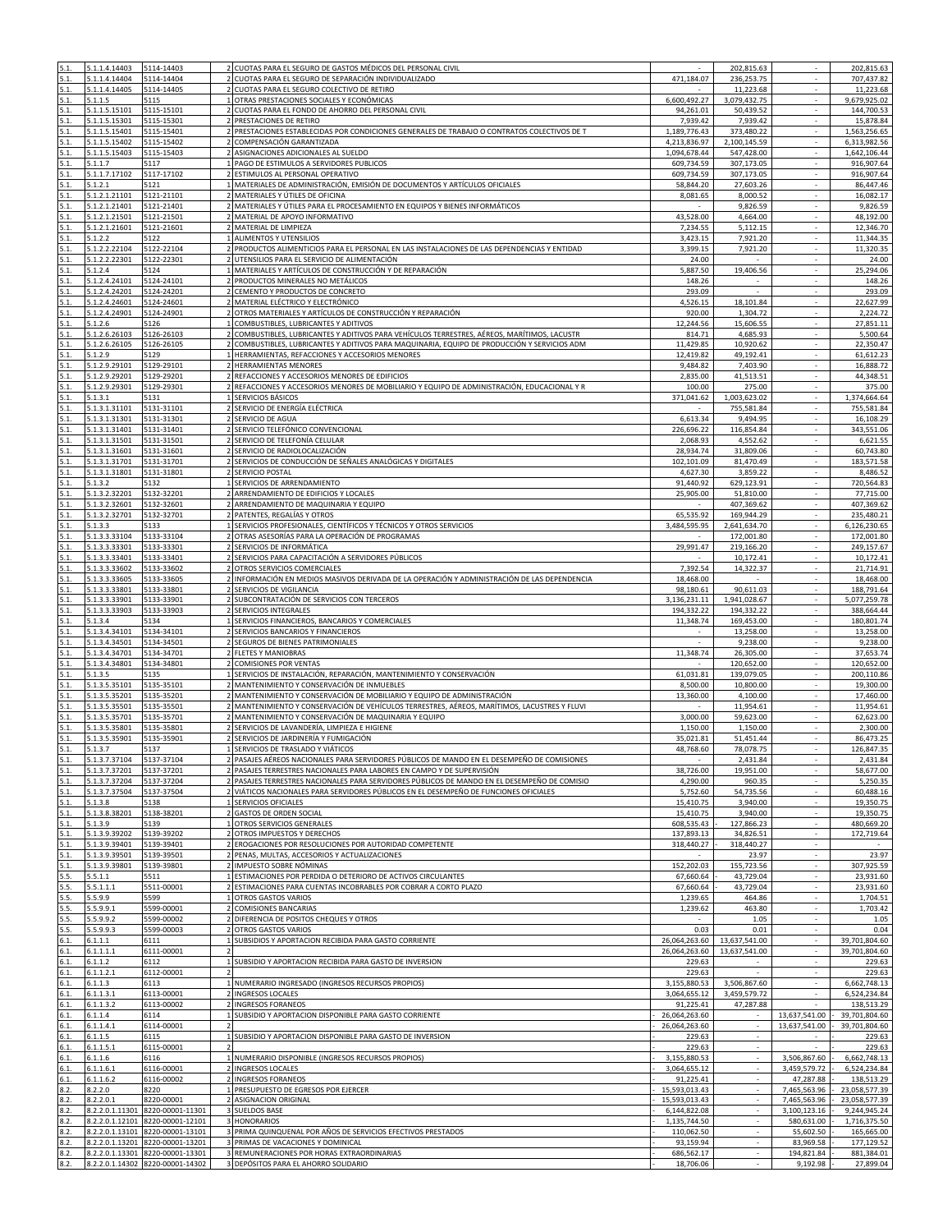| | | | | | | | | |
|---|---|---|---|---|---|---|---|---|
| 5.1. | 5.1.1.4.14403 | 5114-14403 | 2 | CUOTAS PARA EL SEGURO DE GASTOS MÉDICOS DEL PERSONAL CIVIL | - | 202,815.63 | - | 202,815.63 |
| 5.1. | 5.1.1.4.14404 | 5114-14404 | 2 | CUOTAS PARA EL SEGURO DE SEPARACIÓN INDIVIDUALIZADO | 471,184.07 | 236,253.75 | - | 707,437.82 |
| 5.1. | 5.1.1.4.14405 | 5114-14405 | 2 | CUOTAS PARA EL SEGURO COLECTIVO DE RETIRO | - | 11,223.68 | - | 11,223.68 |
| 5.1. | 5.1.1.5 | 5115 | 1 | OTRAS PRESTACIONES SOCIALES Y ECONÓMICAS | 6,600,492.27 | 3,079,432.75 | - | 9,679,925.02 |
| 5.1. | 5.1.1.5.15101 | 5115-15101 | 2 | CUOTAS PARA EL FONDO DE AHORRO DEL PERSONAL CIVIL | 94,261.01 | 50,439.52 | - | 144,700.53 |
| 5.1. | 5.1.1.5.15301 | 5115-15301 | 2 | PRESTACIONES DE RETIRO | 7,939.42 | 7,939.42 | - | 15,878.84 |
| 5.1. | 5.1.1.5.15401 | 5115-15401 | 2 | PRESTACIONES ESTABLECIDAS POR CONDICIONES GENERALES DE TRABAJO O CONTRATOS COLECTIVOS DE T | 1,189,776.43 | 373,480.22 | - | 1,563,256.65 |
| 5.1. | 5.1.1.5.15402 | 5115-15402 | 2 | COMPENSACIÓN GARANTIZADA | 4,213,836.97 | 2,100,145.59 | - | 6,313,982.56 |
| 5.1. | 5.1.1.5.15403 | 5115-15403 | 2 | ASIGNACIONES ADICIONALES AL SUELDO | 1,094,678.44 | 547,428.00 | - | 1,642,106.44 |
| 5.1. | 5.1.1.7 | 5117 | 1 | PAGO DE ESTIMULOS A SERVIDORES PUBLICOS | 609,734.59 | 307,173.05 | - | 916,907.64 |
| 5.1. | 5.1.1.7.17102 | 5117-17102 | 2 | ESTIMULOS AL PERSONAL OPERATIVO | 609,734.59 | 307,173.05 | - | 916,907.64 |
| 5.1. | 5.1.2.1 | 5121 | 1 | MATERIALES DE ADMINISTRACIÓN, EMISIÓN DE DOCUMENTOS Y ARTÍCULOS OFICIALES | 58,844.20 | 27,603.26 | - | 86,447.46 |
| 5.1. | 5.1.2.1.21101 | 5121-21101 | 2 | MATERIALES Y ÚTILES DE OFICINA | 8,081.65 | 8,000.52 | - | 16,082.17 |
| 5.1. | 5.1.2.1.21401 | 5121-21401 | 2 | MATERIALES Y ÚTILES PARA EL PROCESAMIENTO EN EQUIPOS Y BIENES INFORMÁTICOS | - | 9,826.59 | - | 9,826.59 |
| 5.1. | 5.1.2.1.21501 | 5121-21501 | 2 | MATERIAL DE APOYO INFORMATIVO | 43,528.00 | 4,664.00 | - | 48,192.00 |
| 5.1. | 5.1.2.1.21601 | 5121-21601 | 2 | MATERIAL DE LIMPIEZA | 7,234.55 | 5,112.15 | - | 12,346.70 |
| 5.1. | 5.1.2.2 | 5122 | 1 | ALIMENTOS Y UTENSILIOS | 3,423.15 | 7,921.20 | - | 11,344.35 |
| 5.1. | 5.1.2.2.22104 | 5122-22104 | 2 | PRODUCTOS ALIMENTICIOS PARA EL PERSONAL EN LAS INSTALACIONES DE LAS DEPENDENCIAS Y ENTIDAD | 3,399.15 | 7,921.20 | - | 11,320.35 |
| 5.1. | 5.1.2.2.22301 | 5122-22301 | 2 | UTENSILIOS PARA EL SERVICIO DE ALIMENTACIÓN | 24.00 | - | - | 24.00 |
| 5.1. | 5.1.2.4 | 5124 | 1 | MATERIALES Y ARTÍCULOS DE CONSTRUCCIÓN Y DE REPARACIÓN | 5,887.50 | 19,406.56 | - | 25,294.06 |
| 5.1. | 5.1.2.4.24101 | 5124-24101 | 2 | PRODUCTOS MINERALES NO METÁLICOS | 148.26 | - | - | 148.26 |
| 5.1. | 5.1.2.4.24201 | 5124-24201 | 2 | CEMENTO Y PRODUCTOS DE CONCRETO | 293.09 | - | - | 293.09 |
| 5.1. | 5.1.2.4.24601 | 5124-24601 | 2 | MATERIAL ELÉCTRICO Y ELECTRÓNICO | 4,526.15 | 18,101.84 | - | 22,627.99 |
| 5.1. | 5.1.2.4.24901 | 5124-24901 | 2 | OTROS MATERIALES Y ARTÍCULOS DE CONSTRUCCIÓN Y REPARACIÓN | 920.00 | 1,304.72 | - | 2,224.72 |
| 5.1. | 5.1.2.6 | 5126 | 1 | COMBUSTIBLES, LUBRICANTES Y ADITIVOS | 12,244.56 | 15,606.55 | - | 27,851.11 |
| 5.1. | 5.1.2.6.26103 | 5126-26103 | 2 | COMBUSTIBLES, LUBRICANTES Y ADITIVOS PARA VEHÍCULOS TERRESTRES, AÉREOS, MARÍTIMOS, LACUSTR | 814.71 | 4,685.93 | - | 5,500.64 |
| 5.1. | 5.1.2.6.26105 | 5126-26105 | 2 | COMBUSTIBLES, LUBRICANTES Y ADITIVOS PARA MAQUINARIA, EQUIPO DE PRODUCCIÓN Y SERVICIOS ADM | 11,429.85 | 10,920.62 | - | 22,350.47 |
| 5.1. | 5.1.2.9 | 5129 | 1 | HERRAMIENTAS, REFACCIONES Y ACCESORIOS MENORES | 12,419.82 | 49,192.41 | - | 61,612.23 |
| 5.1. | 5.1.2.9.29101 | 5129-29101 | 2 | HERRAMIENTAS MENORES | 9,484.82 | 7,403.90 | - | 16,888.72 |
| 5.1. | 5.1.2.9.29201 | 5129-29201 | 2 | REFACCIONES Y ACCESORIOS MENORES DE EDIFICIOS | 2,835.00 | 41,513.51 | - | 44,348.51 |
| 5.1. | 5.1.2.9.29301 | 5129-29301 | 2 | REFACCIONES Y ACCESORIOS MENORES DE MOBILIARIO Y EQUIPO DE ADMINISTRACIÓN, EDUCACIONAL Y R | 100.00 | 275.00 | - | 375.00 |
| 5.1. | 5.1.3.1 | 5131 | 1 | SERVICIOS BÁSICOS | 371,041.62 | 1,003,623.02 | - | 1,374,664.64 |
| 5.1. | 5.1.3.1.31101 | 5131-31101 | 2 | SERVICIO DE ENERGÍA ELÉCTRICA | - | 755,581.84 | - | 755,581.84 |
| 5.1. | 5.1.3.1.31301 | 5131-31301 | 2 | SERVICIO DE AGUA | 6,613.34 | 9,494.95 | - | 16,108.29 |
| 5.1. | 5.1.3.1.31401 | 5131-31401 | 2 | SERVICIO TELEFÓNICO CONVENCIONAL | 226,696.22 | 116,854.84 | - | 343,551.06 |
| 5.1. | 5.1.3.1.31501 | 5131-31501 | 2 | SERVICIO DE TELEFONÍA CELULAR | 2,068.93 | 4,552.62 | - | 6,621.55 |
| 5.1. | 5.1.3.1.31601 | 5131-31601 | 2 | SERVICIO DE RADIOLOCALIZACIÓN | 28,934.74 | 31,809.06 | - | 60,743.80 |
| 5.1. | 5.1.3.1.31701 | 5131-31701 | 2 | SERVICIOS DE CONDUCCIÓN DE SEÑALES ANALÓGICAS Y DIGITALES | 102,101.09 | 81,470.49 | - | 183,571.58 |
| 5.1. | 5.1.3.1.31801 | 5131-31801 | 2 | SERVICIO POSTAL | 4,627.30 | 3,859.22 | - | 8,486.52 |
| 5.1. | 5.1.3.2 | 5132 | 1 | SERVICIOS DE ARRENDAMIENTO | 91,440.92 | 629,123.91 | - | 720,564.83 |
| 5.1. | 5.1.3.2.32201 | 5132-32201 | 2 | ARRENDAMIENTO DE EDIFICIOS Y LOCALES | 25,905.00 | 51,810.00 | - | 77,715.00 |
| 5.1. | 5.1.3.2.32601 | 5132-32601 | 2 | ARRENDAMIENTO DE MAQUINARIA Y EQUIPO | - | 407,369.62 | - | 407,369.62 |
| 5.1. | 5.1.3.2.32701 | 5132-32701 | 2 | PATENTES, REGALÍAS Y OTROS | 65,535.92 | 169,944.29 | - | 235,480.21 |
| 5.1. | 5.1.3.3 | 5133 | 1 | SERVICIOS PROFESIONALES, CIENTÍFICOS Y TÉCNICOS Y OTROS SERVICIOS | 3,484,595.95 | 2,641,634.70 | - | 6,126,230.65 |
| 5.1. | 5.1.3.3.33104 | 5133-33104 | 2 | OTRAS ASESORÍAS PARA LA OPERACIÓN DE PROGRAMAS | - | 172,001.80 | - | 172,001.80 |
| 5.1. | 5.1.3.3.33301 | 5133-33301 | 2 | SERVICIOS DE INFORMÁTICA | 29,991.47 | 219,166.20 | - | 249,157.67 |
| 5.1. | 5.1.3.3.33401 | 5133-33401 | 2 | SERVICIOS PARA CAPACITACIÓN A SERVIDORES PÚBLICOS | - | 10,172.41 | - | 10,172.41 |
| 5.1. | 5.1.3.3.33602 | 5133-33602 | 2 | OTROS SERVICIOS COMERCIALES | 7,392.54 | 14,322.37 | - | 21,714.91 |
| 5.1. | 5.1.3.3.33605 | 5133-33605 | 2 | INFORMACIÓN EN MEDIOS MASIVOS DERIVADA DE LA OPERACIÓN Y ADMINISTRACIÓN DE LAS DEPENDENCIA | 18,468.00 | - | - | 18,468.00 |
| 5.1. | 5.1.3.3.33801 | 5133-33801 | 2 | SERVICIOS DE VIGILANCIA | 98,180.61 | 90,611.03 | - | 188,791.64 |
| 5.1. | 5.1.3.3.33901 | 5133-33901 | 2 | SUBCONTRATACIÓN DE SERVICIOS CON TERCEROS | 3,136,231.11 | 1,941,028.67 | - | 5,077,259.78 |
| 5.1. | 5.1.3.3.33903 | 5133-33903 | 2 | SERVICIOS INTEGRALES | 194,332.22 | 194,332.22 | - | 388,664.44 |
| 5.1. | 5.1.3.4 | 5134 | 1 | SERVICIOS FINANCIEROS, BANCARIOS Y COMERCIALES | 11,348.74 | 169,453.00 | - | 180,801.74 |
| 5.1. | 5.1.3.4.34101 | 5134-34101 | 2 | SERVICIOS BANCARIOS Y FINANCIEROS | - | 13,258.00 | - | 13,258.00 |
| 5.1. | 5.1.3.4.34501 | 5134-34501 | 2 | SEGUROS DE BIENES PATRIMONIALES | - | 9,238.00 | - | 9,238.00 |
| 5.1. | 5.1.3.4.34701 | 5134-34701 | 2 | FLETES Y MANIOBRAS | 11,348.74 | 26,305.00 | - | 37,653.74 |
| 5.1. | 5.1.3.4.34801 | 5134-34801 | 2 | COMISIONES POR VENTAS | - | 120,652.00 | - | 120,652.00 |
| 5.1. | 5.1.3.5 | 5135 | 1 | SERVICIOS DE INSTALACIÓN, REPARACIÓN, MANTENIMIENTO Y CONSERVACIÓN | 61,031.81 | 139,079.05 | - | 200,110.86 |
| 5.1. | 5.1.3.5.35101 | 5135-35101 | 2 | MANTENIMIENTO Y CONSERVACIÓN DE INMUEBLES | 8,500.00 | 10,800.00 | - | 19,300.00 |
| 5.1. | 5.1.3.5.35201 | 5135-35201 | 2 | MANTENIMIENTO Y CONSERVACIÓN DE MOBILIARIO Y EQUIPO DE ADMINISTRACIÓN | 13,360.00 | 4,100.00 | - | 17,460.00 |
| 5.1. | 5.1.3.5.35501 | 5135-35501 | 2 | MANTENIMIENTO Y CONSERVACIÓN DE VEHÍCULOS TERRESTRES, AÉREOS, MARÍTIMOS, LACUSTRES Y FLUVI | - | 11,954.61 | - | 11,954.61 |
| 5.1. | 5.1.3.5.35701 | 5135-35701 | 2 | MANTENIMIENTO Y CONSERVACIÓN DE MAQUINARIA Y EQUIPO | 3,000.00 | 59,623.00 | - | 62,623.00 |
| 5.1. | 5.1.3.5.35801 | 5135-35801 | 2 | SERVICIOS DE LAVANDERÍA, LIMPIEZA E HIGIENE | 1,150.00 | 1,150.00 | - | 2,300.00 |
| 5.1. | 5.1.3.5.35901 | 5135-35901 | 2 | SERVICIOS DE JARDINERÍA Y FUMIGACIÓN | 35,021.81 | 51,451.44 | - | 86,473.25 |
| 5.1. | 5.1.3.7 | 5137 | 1 | SERVICIOS DE TRASLADO Y VIÁTICOS | 48,768.60 | 78,078.75 | - | 126,847.35 |
| 5.1. | 5.1.3.7.37104 | 5137-37104 | 2 | PASAJES AÉREOS NACIONALES PARA SERVIDORES PÚBLICOS DE MANDO EN EL DESEMPEÑO DE COMISIONES | - | 2,431.84 | - | 2,431.84 |
| 5.1. | 5.1.3.7.37201 | 5137-37201 | 2 | PASAJES TERRESTRES NACIONALES PARA LABORES EN CAMPO Y DE SUPERVISIÓN | 38,726.00 | 19,951.00 | - | 58,677.00 |
| 5.1. | 5.1.3.7.37204 | 5137-37204 | 2 | PASAJES TERRESTRES NACIONALES PARA SERVIDORES PÚBLICOS DE MANDO EN EL DESEMPEÑO DE COMISIO | 4,290.00 | 960.35 | - | 5,250.35 |
| 5.1. | 5.1.3.7.37504 | 5137-37504 | 2 | VIÁTICOS NACIONALES PARA SERVIDORES PÚBLICOS EN EL DESEMPEÑO DE FUNCIONES OFICIALES | 5,752.60 | 54,735.56 | - | 60,488.16 |
| 5.1. | 5.1.3.8 | 5138 | 1 | SERVICIOS OFICIALES | 15,410.75 | 3,940.00 | - | 19,350.75 |
| 5.1. | 5.1.3.8.38201 | 5138-38201 | 2 | GASTOS DE ORDEN SOCIAL | 15,410.75 | 3,940.00 | - | 19,350.75 |
| 5.1. | 5.1.3.9 | 5139 | 1 | OTROS SERVICIOS GENERALES | 608,535.43 | - 127,866.23 | - | 480,669.20 |
| 5.1. | 5.1.3.9.39202 | 5139-39202 | 2 | OTROS IMPUESTOS Y DERECHOS | 137,893.13 | 34,826.51 | - | 172,719.64 |
| 5.1. | 5.1.3.9.39401 | 5139-39401 | 2 | EROGACIONES POR RESOLUCIONES POR AUTORIDAD COMPETENTE | 318,440.27 | - 318,440.27 | - | - |
| 5.1. | 5.1.3.9.39501 | 5139-39501 | 2 | PENAS, MULTAS, ACCESORIOS Y ACTUALIZACIONES | - | 23.97 | - | 23.97 |
| 5.1. | 5.1.3.9.39801 | 5139-39801 | 2 | IMPUESTO SOBRE NÓMINAS | 152,202.03 | 155,723.56 | - | 307,925.59 |
| 5.5. | 5.5.1.1 | 5511 | 1 | ESTIMACIONES POR PERDIDA O DETERIORO DE ACTIVOS CIRCULANTES | 67,660.64 | - 43,729.04 | - | 23,931.60 |
| 5.5. | 5.5.1.1.1 | 5511-00001 | 2 | ESTIMACIONES PARA CUENTAS INCOBRABLES POR COBRAR A CORTO PLAZO | 67,660.64 | - 43,729.04 | - | 23,931.60 |
| 5.5. | 5.5.9.9 | 5599 | 1 | OTROS GASTOS VARIOS | 1,239.65 | 464.86 | - | 1,704.51 |
| 5.5. | 5.5.9.9.1 | 5599-00001 | 2 | COMISIONES BANCARIAS | 1,239.62 | 463.80 | - | 1,703.42 |
| 5.5. | 5.5.9.9.2 | 5599-00002 | 2 | DIFERENCIA DE POSITOS CHEQUES Y OTROS | - | 1.05 | - | 1.05 |
| 5.5. | 5.5.9.9.3 | 5599-00003 | 2 | OTROS GASTOS VARIOS | 0.03 | 0.01 | - | 0.04 |
| 6.1. | 6.1.1.1 | 6111 | 1 | SUBSIDIOS Y APORTACION RECIBIDA PARA GASTO CORRIENTE | 26,064,263.60 | 13,637,541.00 | - | 39,701,804.60 |
| 6.1. | 6.1.1.1.1 | 6111-00001 | 2 | | 26,064,263.60 | 13,637,541.00 | - | 39,701,804.60 |
| 6.1. | 6.1.1.2 | 6112 | 1 | SUBSIDIO Y APORTACION RECIBIDA PARA GASTO DE INVERSION | 229.63 | - | - | 229.63 |
| 6.1. | 6.1.1.2.1 | 6112-00001 | 2 | | 229.63 | - | - | 229.63 |
| 6.1. | 6.1.1.3 | 6113 | 1 | NUMERARIO INGRESADO (INGRESOS RECURSOS PROPIOS) | 3,155,880.53 | 3,506,867.60 | - | 6,662,748.13 |
| 6.1. | 6.1.1.3.1 | 6113-00001 | 2 | INGRESOS LOCALES | 3,064,655.12 | 3,459,579.72 | - | 6,524,234.84 |
| 6.1. | 6.1.1.3.2 | 6113-00002 | 2 | INGRESOS FORANEOS | 91,225.41 | 47,287.88 | - | 138,513.29 |
| 6.1. | 6.1.1.4 | 6114 | 1 | SUBSIDIO Y APORTACION DISPONIBLE PARA GASTO CORRIENTE | - 26,064,263.60 | - | 13,637,541.00 | - 39,701,804.60 |
| 6.1. | 6.1.1.4.1 | 6114-00001 | 2 | | - 26,064,263.60 | - | 13,637,541.00 | - 39,701,804.60 |
| 6.1. | 6.1.1.5 | 6115 | 1 | SUBSIDIO Y APORTACION DISPONIBLE PARA GASTO DE INVERSION | - 229.63 | - | - | - 229.63 |
| 6.1. | 6.1.1.5.1 | 6115-00001 | 2 | | - 229.63 | - | - | - 229.63 |
| 6.1. | 6.1.1.6 | 6116 | 1 | NUMERARIO DISPONIBLE (INGRESOS RECURSOS PROPIOS) | - 3,155,880.53 | - | 3,506,867.60 | - 6,662,748.13 |
| 6.1. | 6.1.1.6.1 | 6116-00001 | 2 | INGRESOS LOCALES | - 3,064,655.12 | - | 3,459,579.72 | - 6,524,234.84 |
| 6.1. | 6.1.1.6.2 | 6116-00002 | 2 | INGRESOS FORANEOS | - 91,225.41 | - | 47,287.88 | - 138,513.29 |
| 8.2. | 8.2.2.0 | 8220 | 1 | PRESUPUESTO DE EGRESOS POR EJERCER | - 15,593,013.43 | - | 7,465,563.96 | - 23,058,577.39 |
| 8.2. | 8.2.2.0.1 | 8220-00001 | 2 | ASIGNACION ORIGINAL | - 15,593,013.43 | - | 7,465,563.96 | - 23,058,577.39 |
| 8.2. | 8.2.2.0.1.11301 | 8220-00001-11301 | 3 | SUELDOS BASE | - 6,144,822.08 | - | 3,100,123.16 | - 9,244,945.24 |
| 8.2. | 8.2.2.0.1.12101 | 8220-00001-12101 | 3 | HONORARIOS | - 1,135,744.50 | - | 580,631.00 | - 1,716,375.50 |
| 8.2. | 8.2.2.0.1.13101 | 8220-00001-13101 | 3 | PRIMA QUINQUENAL POR AÑOS DE SERVICIOS EFECTIVOS PRESTADOS | - 110,062.50 | - | 55,602.50 | - 165,665.00 |
| 8.2. | 8.2.2.0.1.13201 | 8220-00001-13201 | 3 | PRIMAS DE VACACIONES Y DOMINICAL | - 93,159.94 | - | 83,969.58 | - 177,129.52 |
| 8.2. | 8.2.2.0.1.13301 | 8220-00001-13301 | 3 | REMUNERACIONES POR HORAS EXTRAORDINARIAS | - 686,562.17 | - | 194,821.84 | - 881,384.01 |
| 8.2. | 8.2.2.0.1.14302 | 8220-00001-14302 | 3 | DEPÓSITOS PARA EL AHORRO SOLIDARIO | - 18,706.06 | - | 9,192.98 | - 27,899.04 |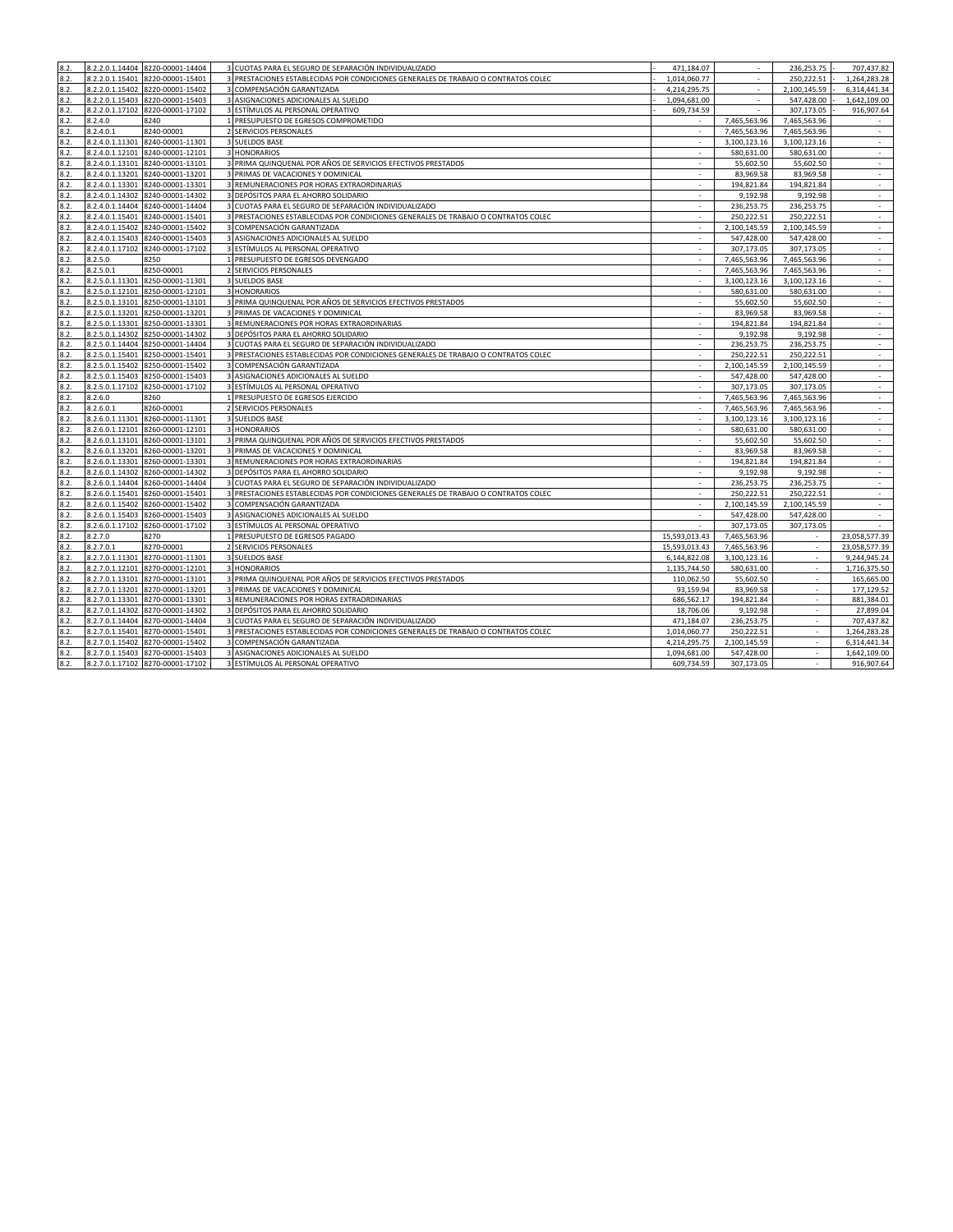| | | | | | | | | |
|---|---|---|---|---|---|---|---|---|
| 8.2. | 8.2.2.0.1.14404 | 8220-00001-14404 | 3 | CUOTAS PARA EL SEGURO DE SEPARACIÓN INDIVIDUALIZADO | - 471,184.07 | - | 236,253.75 | - 707,437.82 |
| 8.2. | 8.2.2.0.1.15401 | 8220-00001-15401 | 3 | PRESTACIONES ESTABLECIDAS POR CONDICIONES GENERALES DE TRABAJO O CONTRATOS COLEC | - 1,014,060.77 | - | 250,222.51 | - 1,264,283.28 |
| 8.2. | 8.2.2.0.1.15402 | 8220-00001-15402 | 3 | COMPENSACIÓN GARANTIZADA | - 4,214,295.75 | - | 2,100,145.59 | - 6,314,441.34 |
| 8.2. | 8.2.2.0.1.15403 | 8220-00001-15403 | 3 | ASIGNACIONES ADICIONALES AL SUELDO | - 1,094,681.00 | - | 547,428.00 | - 1,642,109.00 |
| 8.2. | 8.2.2.0.1.17102 | 8220-00001-17102 | 3 | ESTÍMULOS AL PERSONAL OPERATIVO | - 609,734.59 | - | 307,173.05 | - 916,907.64 |
| 8.2. | 8.2.4.0 | 8240 | 1 | PRESUPUESTO DE EGRESOS COMPROMETIDO | - | 7,465,563.96 | 7,465,563.96 | - |
| 8.2. | 8.2.4.0.1 | 8240-00001 | 2 | SERVICIOS PERSONALES | - | 7,465,563.96 | 7,465,563.96 | - |
| 8.2. | 8.2.4.0.1.11301 | 8240-00001-11301 | 3 | SUELDOS BASE | - | 3,100,123.16 | 3,100,123.16 | - |
| 8.2. | 8.2.4.0.1.12101 | 8240-00001-12101 | 3 | HONORARIOS | - | 580,631.00 | 580,631.00 | - |
| 8.2. | 8.2.4.0.1.13101 | 8240-00001-13101 | 3 | PRIMA QUINQUENAL POR AÑOS DE SERVICIOS EFECTIVOS PRESTADOS | - | 55,602.50 | 55,602.50 | - |
| 8.2. | 8.2.4.0.1.13201 | 8240-00001-13201 | 3 | PRIMAS DE VACACIONES Y DOMINICAL | - | 83,969.58 | 83,969.58 | - |
| 8.2. | 8.2.4.0.1.13301 | 8240-00001-13301 | 3 | REMUNERACIONES POR HORAS EXTRAORDINARIAS | - | 194,821.84 | 194,821.84 | - |
| 8.2. | 8.2.4.0.1.14302 | 8240-00001-14302 | 3 | DEPÓSITOS PARA EL AHORRO SOLIDARIO | - | 9,192.98 | 9,192.98 | - |
| 8.2. | 8.2.4.0.1.14404 | 8240-00001-14404 | 3 | CUOTAS PARA EL SEGURO DE SEPARACIÓN INDIVIDUALIZADO | - | 236,253.75 | 236,253.75 | - |
| 8.2. | 8.2.4.0.1.15401 | 8240-00001-15401 | 3 | PRESTACIONES ESTABLECIDAS POR CONDICIONES GENERALES DE TRABAJO O CONTRATOS COLEC | - | 250,222.51 | 250,222.51 | - |
| 8.2. | 8.2.4.0.1.15402 | 8240-00001-15402 | 3 | COMPENSACIÓN GARANTIZADA | - | 2,100,145.59 | 2,100,145.59 | - |
| 8.2. | 8.2.4.0.1.15403 | 8240-00001-15403 | 3 | ASIGNACIONES ADICIONALES AL SUELDO | - | 547,428.00 | 547,428.00 | - |
| 8.2. | 8.2.4.0.1.17102 | 8240-00001-17102 | 3 | ESTÍMULOS AL PERSONAL OPERATIVO | - | 307,173.05 | 307,173.05 | - |
| 8.2. | 8.2.5.0 | 8250 | 1 | PRESUPUESTO DE EGRESOS DEVENGADO | - | 7,465,563.96 | 7,465,563.96 | - |
| 8.2. | 8.2.5.0.1 | 8250-00001 | 2 | SERVICIOS PERSONALES | - | 7,465,563.96 | 7,465,563.96 | - |
| 8.2. | 8.2.5.0.1.11301 | 8250-00001-11301 | 3 | SUELDOS BASE | - | 3,100,123.16 | 3,100,123.16 | - |
| 8.2. | 8.2.5.0.1.12101 | 8250-00001-12101 | 3 | HONORARIOS | - | 580,631.00 | 580,631.00 | - |
| 8.2. | 8.2.5.0.1.13101 | 8250-00001-13101 | 3 | PRIMA QUINQUENAL POR AÑOS DE SERVICIOS EFECTIVOS PRESTADOS | - | 55,602.50 | 55,602.50 | - |
| 8.2. | 8.2.5.0.1.13201 | 8250-00001-13201 | 3 | PRIMAS DE VACACIONES Y DOMINICAL | - | 83,969.58 | 83,969.58 | - |
| 8.2. | 8.2.5.0.1.13301 | 8250-00001-13301 | 3 | REMUNERACIONES POR HORAS EXTRAORDINARIAS | - | 194,821.84 | 194,821.84 | - |
| 8.2. | 8.2.5.0.1.14302 | 8250-00001-14302 | 3 | DEPÓSITOS PARA EL AHORRO SOLIDARIO | - | 9,192.98 | 9,192.98 | - |
| 8.2. | 8.2.5.0.1.14404 | 8250-00001-14404 | 3 | CUOTAS PARA EL SEGURO DE SEPARACIÓN INDIVIDUALIZADO | - | 236,253.75 | 236,253.75 | - |
| 8.2. | 8.2.5.0.1.15401 | 8250-00001-15401 | 3 | PRESTACIONES ESTABLECIDAS POR CONDICIONES GENERALES DE TRABAJO O CONTRATOS COLEC | - | 250,222.51 | 250,222.51 | - |
| 8.2. | 8.2.5.0.1.15402 | 8250-00001-15402 | 3 | COMPENSACIÓN GARANTIZADA | - | 2,100,145.59 | 2,100,145.59 | - |
| 8.2. | 8.2.5.0.1.15403 | 8250-00001-15403 | 3 | ASIGNACIONES ADICIONALES AL SUELDO | - | 547,428.00 | 547,428.00 | - |
| 8.2. | 8.2.5.0.1.17102 | 8250-00001-17102 | 3 | ESTÍMULOS AL PERSONAL OPERATIVO | - | 307,173.05 | 307,173.05 | - |
| 8.2. | 8.2.6.0 | 8260 | 1 | PRESUPUESTO DE EGRESOS EJERCIDO | - | 7,465,563.96 | 7,465,563.96 | - |
| 8.2. | 8.2.6.0.1 | 8260-00001 | 2 | SERVICIOS PERSONALES | - | 7,465,563.96 | 7,465,563.96 | - |
| 8.2. | 8.2.6.0.1.11301 | 8260-00001-11301 | 3 | SUELDOS BASE | - | 3,100,123.16 | 3,100,123.16 | - |
| 8.2. | 8.2.6.0.1.12101 | 8260-00001-12101 | 3 | HONORARIOS | - | 580,631.00 | 580,631.00 | - |
| 8.2. | 8.2.6.0.1.13101 | 8260-00001-13101 | 3 | PRIMA QUINQUENAL POR AÑOS DE SERVICIOS EFECTIVOS PRESTADOS | - | 55,602.50 | 55,602.50 | - |
| 8.2. | 8.2.6.0.1.13201 | 8260-00001-13201 | 3 | PRIMAS DE VACACIONES Y DOMINICAL | - | 83,969.58 | 83,969.58 | - |
| 8.2. | 8.2.6.0.1.13301 | 8260-00001-13301 | 3 | REMUNERACIONES POR HORAS EXTRAORDINARIAS | - | 194,821.84 | 194,821.84 | - |
| 8.2. | 8.2.6.0.1.14302 | 8260-00001-14302 | 3 | DEPÓSITOS PARA EL AHORRO SOLIDARIO | - | 9,192.98 | 9,192.98 | - |
| 8.2. | 8.2.6.0.1.14404 | 8260-00001-14404 | 3 | CUOTAS PARA EL SEGURO DE SEPARACIÓN INDIVIDUALIZADO | - | 236,253.75 | 236,253.75 | - |
| 8.2. | 8.2.6.0.1.15401 | 8260-00001-15401 | 3 | PRESTACIONES ESTABLECIDAS POR CONDICIONES GENERALES DE TRABAJO O CONTRATOS COLEC | - | 250,222.51 | 250,222.51 | - |
| 8.2. | 8.2.6.0.1.15402 | 8260-00001-15402 | 3 | COMPENSACIÓN GARANTIZADA | - | 2,100,145.59 | 2,100,145.59 | - |
| 8.2. | 8.2.6.0.1.15403 | 8260-00001-15403 | 3 | ASIGNACIONES ADICIONALES AL SUELDO | - | 547,428.00 | 547,428.00 | - |
| 8.2. | 8.2.6.0.1.17102 | 8260-00001-17102 | 3 | ESTÍMULOS AL PERSONAL OPERATIVO | - | 307,173.05 | 307,173.05 | - |
| 8.2. | 8.2.7.0 | 8270 | 1 | PRESUPUESTO DE EGRESOS PAGADO | 15,593,013.43 | 7,465,563.96 | - | 23,058,577.39 |
| 8.2. | 8.2.7.0.1 | 8270-00001 | 2 | SERVICIOS PERSONALES | 15,593,013.43 | 7,465,563.96 | - | 23,058,577.39 |
| 8.2. | 8.2.7.0.1.11301 | 8270-00001-11301 | 3 | SUELDOS BASE | 6,144,822.08 | 3,100,123.16 | - | 9,244,945.24 |
| 8.2. | 8.2.7.0.1.12101 | 8270-00001-12101 | 3 | HONORARIOS | 1,135,744.50 | 580,631.00 | - | 1,716,375.50 |
| 8.2. | 8.2.7.0.1.13101 | 8270-00001-13101 | 3 | PRIMA QUINQUENAL POR AÑOS DE SERVICIOS EFECTIVOS PRESTADOS | 110,062.50 | 55,602.50 | - | 165,665.00 |
| 8.2. | 8.2.7.0.1.13201 | 8270-00001-13201 | 3 | PRIMAS DE VACACIONES Y DOMINICAL | 93,159.94 | 83,969.58 | - | 177,129.52 |
| 8.2. | 8.2.7.0.1.13301 | 8270-00001-13301 | 3 | REMUNERACIONES POR HORAS EXTRAORDINARIAS | 686,562.17 | 194,821.84 | - | 881,384.01 |
| 8.2. | 8.2.7.0.1.14302 | 8270-00001-14302 | 3 | DEPÓSITOS PARA EL AHORRO SOLIDARIO | 18,706.06 | 9,192.98 | - | 27,899.04 |
| 8.2. | 8.2.7.0.1.14404 | 8270-00001-14404 | 3 | CUOTAS PARA EL SEGURO DE SEPARACIÓN INDIVIDUALIZADO | 471,184.07 | 236,253.75 | - | 707,437.82 |
| 8.2. | 8.2.7.0.1.15401 | 8270-00001-15401 | 3 | PRESTACIONES ESTABLECIDAS POR CONDICIONES GENERALES DE TRABAJO O CONTRATOS COLEC | 1,014,060.77 | 250,222.51 | - | 1,264,283.28 |
| 8.2. | 8.2.7.0.1.15402 | 8270-00001-15402 | 3 | COMPENSACIÓN GARANTIZADA | 4,214,295.75 | 2,100,145.59 | - | 6,314,441.34 |
| 8.2. | 8.2.7.0.1.15403 | 8270-00001-15403 | 3 | ASIGNACIONES ADICIONALES AL SUELDO | 1,094,681.00 | 547,428.00 | - | 1,642,109.00 |
| 8.2. | 8.2.7.0.1.17102 | 8270-00001-17102 | 3 | ESTÍMULOS AL PERSONAL OPERATIVO | 609,734.59 | 307,173.05 | - | 916,907.64 |